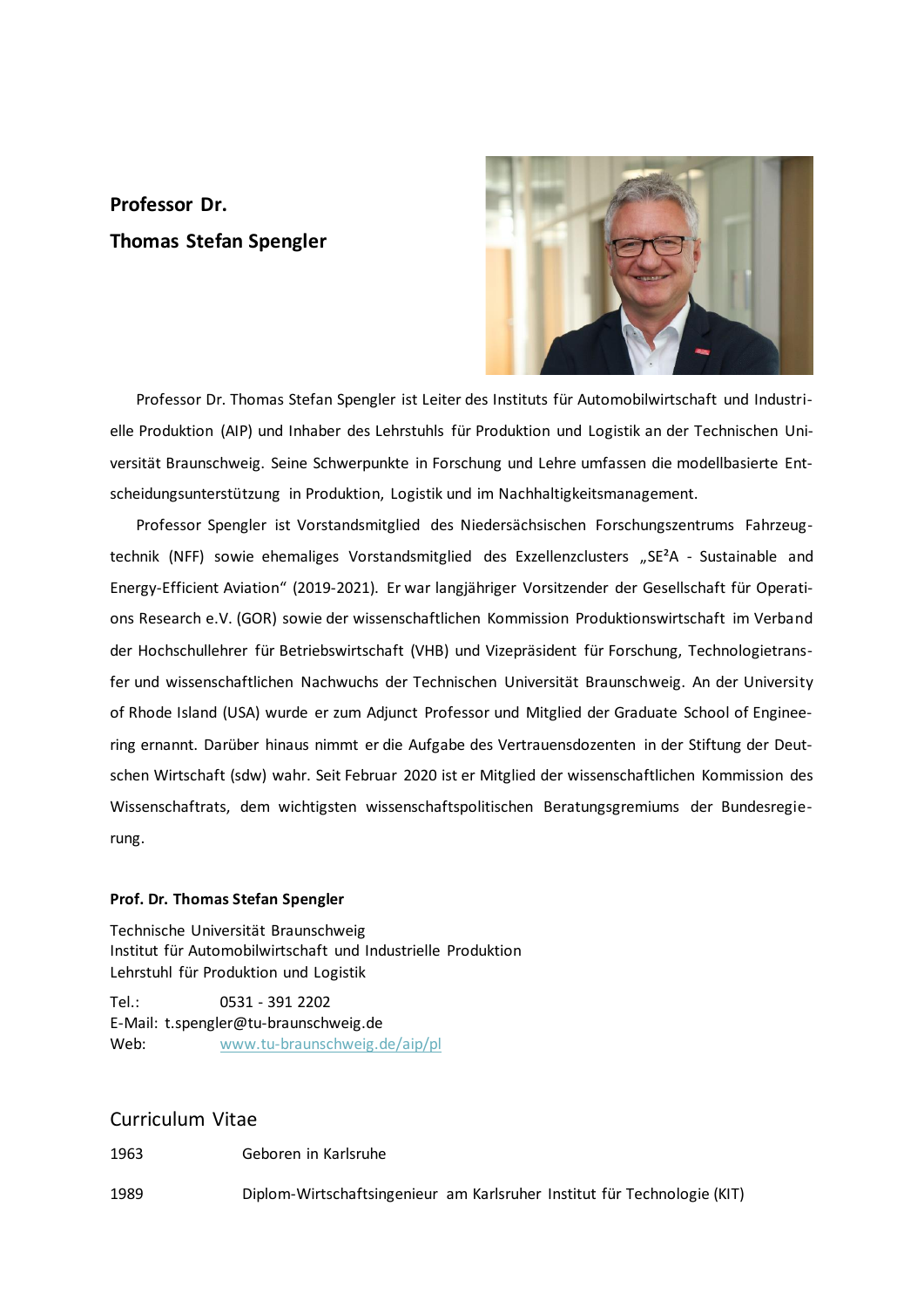**Professor Dr.**
**Thomas Stefan Spengler**

Professor Dr. Thomas Stefan Spengler ist Leiter des Instituts für Automobilwirtschaft und Industrielle Produktion (AIP) und Inhaber des Lehrstuhls für Produktion und Logistik an der Technischen Universität Braunschweig. Seine Schwerpunkte in Forschung und Lehre umfassen die modellbasierte Entscheidungsunterstützung in Produktion, Logistik und im Nachhaltigkeitsmanagement.

Professor Spengler ist Vorstandsmitglied des Niedersächsischen Forschungszentrums Fahrzeugtechnik (NFF) sowie ehemaliges Vorstandsmitglied des Exzellenzclusters „SE²A - Sustainable and Energy-Efficient Aviation“ (2019-2021). Er war langjähriger Vorsitzender der Gesellschaft für Operations Research e.V. (GOR) sowie der wissenschaftlichen Kommission Produktionswirtschaft im Verband der Hochschullehrer für Betriebswirtschaft (VHB) und Vizepräsident für Forschung, Technologietransfer und wissenschaftlichen Nachwuchs der Technischen Universität Braunschweig. An der University of Rhode Island (USA) wurde er zum Adjunct Professor und Mitglied der Graduate School of Engineering ernannt. Darüber hinaus nimmt er die Aufgabe des Vertrauensdozenten in der Stiftung der Deutschen Wirtschaft (sdw) wahr. Seit Februar 2020 ist er Mitglied der wissenschaftlichen Kommission des Wissenschaftrats, dem wichtigsten wissenschaftspolitischen Beratungsgremiums der Bundesregierung.

**Prof. Dr. Thomas Stefan Spengler**

Technische Universität Braunschweig
Institut für Automobilwirtschaft und Industrielle Produktion
Lehrstuhl für Produktion und Logistik

Tel.: 0531 - 391 2202
E-Mail: t.spengler@tu-braunschweig.de
Web: www.tu-braunschweig.de/aip/pl

## Curriculum Vitae

| | |
|---|---|
| 1963 | Geboren in Karlsruhe |
| 1989 | Diplom-Wirtschaftsingenieur am Karlsruher Institut für Technologie (KIT) |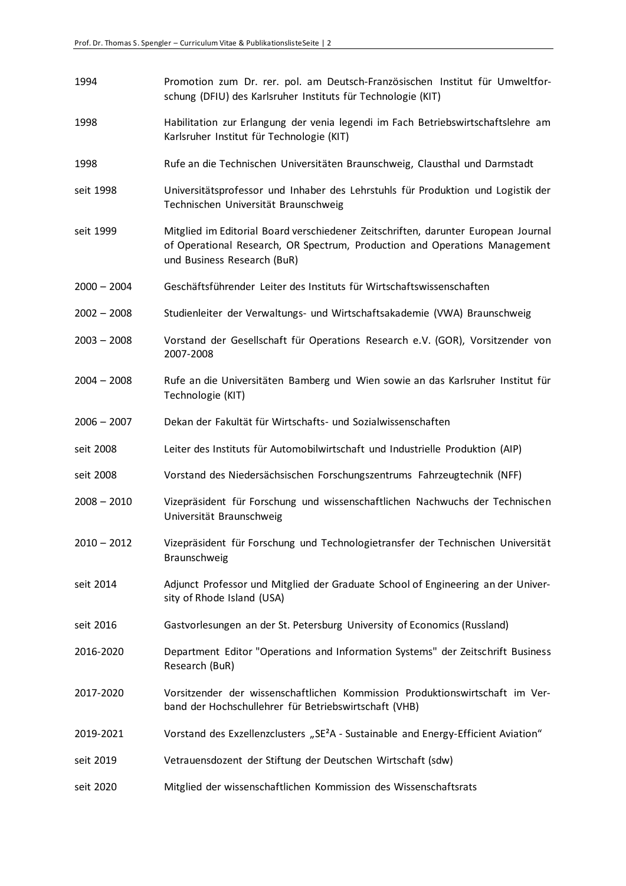| | |
|---|---|
| 1994 | Promotion zum Dr. rer. pol. am Deutsch-Französischen Institut für Umweltforschung (DFIU) des Karlsruher Instituts für Technologie (KIT) |
| 1998 | Habilitation zur Erlangung der venia legendi im Fach Betriebswirtschaftslehre am Karlsruher Institut für Technologie (KIT) |
| 1998 | Rufe an die Technischen Universitäten Braunschweig, Clausthal und Darmstadt |
| seit 1998 | Universitätsprofessor und Inhaber des Lehrstuhls für Produktion und Logistik der Technischen Universität Braunschweig |
| seit 1999 | Mitglied im Editorial Board verschiedener Zeitschriften, darunter European Journal of Operational Research, OR Spectrum, Production and Operations Management und Business Research (BuR) |
| 2000 – 2004 | Geschäftsführender Leiter des Instituts für Wirtschaftswissenschaften |
| 2002 – 2008 | Studienleiter der Verwaltungs- und Wirtschaftsakademie (VWA) Braunschweig |
| 2003 – 2008 | Vorstand der Gesellschaft für Operations Research e.V. (GOR), Vorsitzender von 2007-2008 |
| 2004 – 2008 | Rufe an die Universitäten Bamberg und Wien sowie an das Karlsruher Institut für Technologie (KIT) |
| 2006 – 2007 | Dekan der Fakultät für Wirtschafts- und Sozialwissenschaften |
| seit 2008 | Leiter des Instituts für Automobilwirtschaft und Industrielle Produktion (AIP) |
| seit 2008 | Vorstand des Niedersächsischen Forschungszentrums Fahrzeugtechnik (NFF) |
| 2008 – 2010 | Vizepräsident für Forschung und wissenschaftlichen Nachwuchs der Technischen Universität Braunschweig |
| 2010 – 2012 | Vizepräsident für Forschung und Technologietransfer der Technischen Universität Braunschweig |
| seit 2014 | Adjunct Professor und Mitglied der Graduate School of Engineering an der University of Rhode Island (USA) |
| seit 2016 | Gastvorlesungen an der St. Petersburg University of Economics (Russland) |
| 2016-2020 | Department Editor "Operations and Information Systems" der Zeitschrift Business Research (BuR) |
| 2017-2020 | Vorsitzender der wissenschaftlichen Kommission Produktionswirtschaft im Verband der Hochschullehrer für Betriebswirtschaft (VHB) |
| 2019-2021 | Vorstand des Exzellenzclusters „SE²A - Sustainable and Energy-Efficient Aviation“ |
| seit 2019 | Vetrauensdozent der Stiftung der Deutschen Wirtschaft (sdw) |
| seit 2020 | Mitglied der wissenschaftlichen Kommission des Wissenschaftsrats |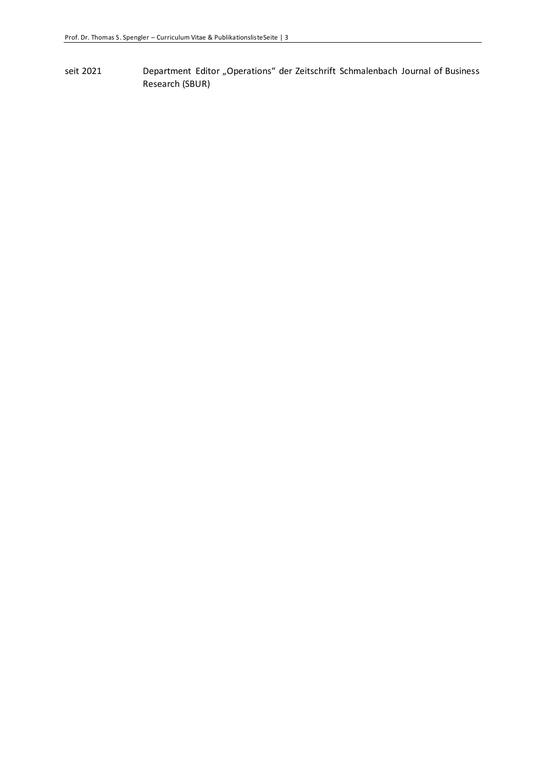seit 2021 Department Editor „Operations“ der Zeitschrift Schmalenbach Journal of Business Research (SBUR)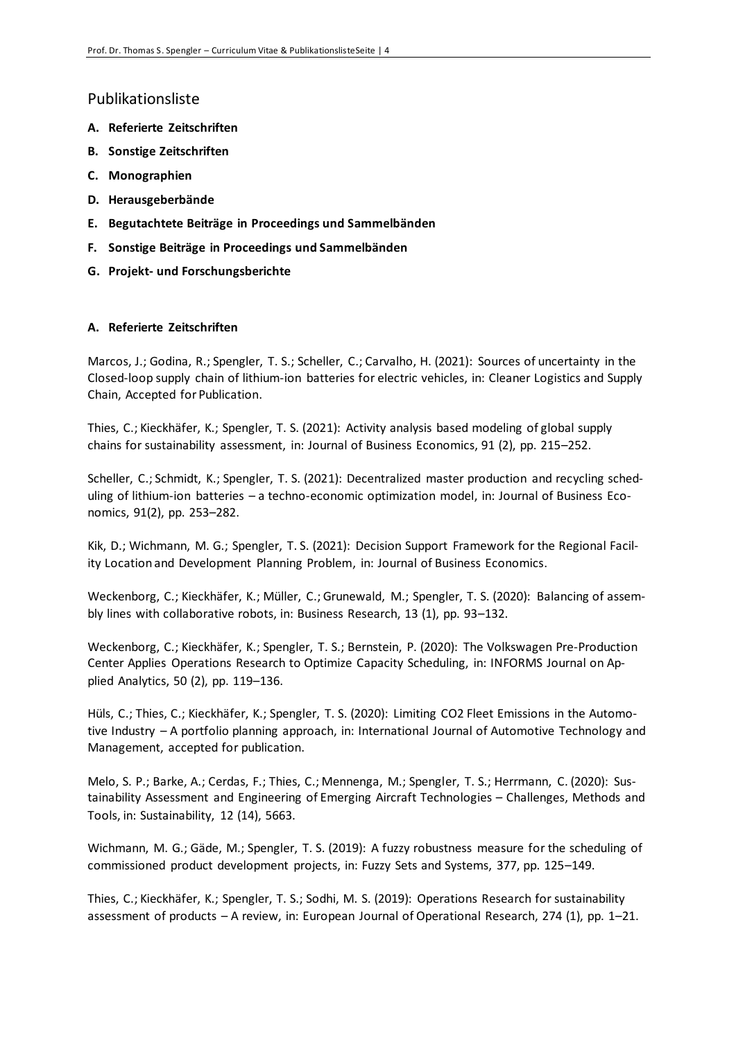## Publikationsliste

- **A. Referierte Zeitschriften**
- **B. Sonstige Zeitschriften**
- **C. Monographien**
- **D. Herausgeberbände**
- **E. Begutachtete Beiträge in Proceedings und Sammelbänden**
- **F. Sonstige Beiträge in Proceedings und Sammelbänden**
- **G. Projekt- und Forschungsberichte**

### A. Referierte Zeitschriften

Marcos, J.; Godina, R.; Spengler, T. S.; Scheller, C.; Carvalho, H. (2021): Sources of uncertainty in the Closed-loop supply chain of lithium-ion batteries for electric vehicles, in: Cleaner Logistics and Supply Chain, Accepted for Publication.

Thies, C.; Kieckhäfer, K.; Spengler, T. S. (2021): Activity analysis based modeling of global supply chains for sustainability assessment, in: Journal of Business Economics, 91 (2), pp. 215–252.

Scheller, C.; Schmidt, K.; Spengler, T. S. (2021): Decentralized master production and recycling scheduling of lithium-ion batteries – a techno-economic optimization model, in: Journal of Business Economics, 91(2), pp. 253–282.

Kik, D.; Wichmann, M. G.; Spengler, T. S. (2021): Decision Support Framework for the Regional Facility Location and Development Planning Problem, in: Journal of Business Economics.

Weckenborg, C.; Kieckhäfer, K.; Müller, C.; Grunewald, M.; Spengler, T. S. (2020): Balancing of assembly lines with collaborative robots, in: Business Research, 13 (1), pp. 93–132.

Weckenborg, C.; Kieckhäfer, K.; Spengler, T. S.; Bernstein, P. (2020): The Volkswagen Pre-Production Center Applies Operations Research to Optimize Capacity Scheduling, in: INFORMS Journal on Applied Analytics, 50 (2), pp. 119–136.

Hüls, C.; Thies, C.; Kieckhäfer, K.; Spengler, T. S. (2020): Limiting CO2 Fleet Emissions in the Automotive Industry – A portfolio planning approach, in: International Journal of Automotive Technology and Management, accepted for publication.

Melo, S. P.; Barke, A.; Cerdas, F.; Thies, C.; Mennenga, M.; Spengler, T. S.; Herrmann, C. (2020): Sustainability Assessment and Engineering of Emerging Aircraft Technologies – Challenges, Methods and Tools, in: Sustainability, 12 (14), 5663.

Wichmann, M. G.; Gäde, M.; Spengler, T. S. (2019): A fuzzy robustness measure for the scheduling of commissioned product development projects, in: Fuzzy Sets and Systems, 377, pp. 125–149.

Thies, C.; Kieckhäfer, K.; Spengler, T. S.; Sodhi, M. S. (2019): Operations Research for sustainability assessment of products – A review, in: European Journal of Operational Research, 274 (1), pp. 1–21.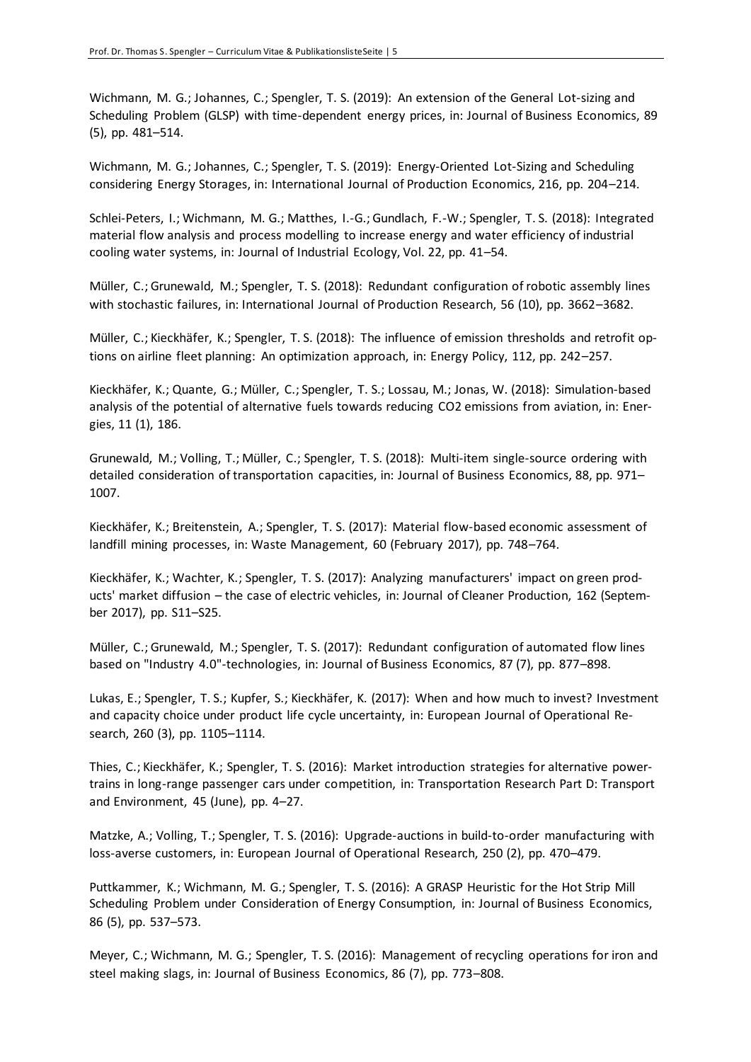Wichmann, M. G.; Johannes, C.; Spengler, T. S. (2019): An extension of the General Lot-sizing and Scheduling Problem (GLSP) with time-dependent energy prices, in: Journal of Business Economics, 89 (5), pp. 481–514.

Wichmann, M. G.; Johannes, C.; Spengler, T. S. (2019): Energy-Oriented Lot-Sizing and Scheduling considering Energy Storages, in: International Journal of Production Economics, 216, pp. 204–214.

Schlei-Peters, I.; Wichmann, M. G.; Matthes, I.-G.; Gundlach, F.-W.; Spengler, T. S. (2018): Integrated material flow analysis and process modelling to increase energy and water efficiency of industrial cooling water systems, in: Journal of Industrial Ecology, Vol. 22, pp. 41–54.

Müller, C.; Grunewald, M.; Spengler, T. S. (2018): Redundant configuration of robotic assembly lines with stochastic failures, in: International Journal of Production Research, 56 (10), pp. 3662–3682.

Müller, C.; Kieckhäfer, K.; Spengler, T. S. (2018): The influence of emission thresholds and retrofit options on airline fleet planning: An optimization approach, in: Energy Policy, 112, pp. 242–257.

Kieckhäfer, K.; Quante, G.; Müller, C.; Spengler, T. S.; Lossau, M.; Jonas, W. (2018): Simulation-based analysis of the potential of alternative fuels towards reducing CO2 emissions from aviation, in: Energies, 11 (1), 186.

Grunewald, M.; Volling, T.; Müller, C.; Spengler, T. S. (2018): Multi-item single-source ordering with detailed consideration of transportation capacities, in: Journal of Business Economics, 88, pp. 971–1007.

Kieckhäfer, K.; Breitenstein, A.; Spengler, T. S. (2017): Material flow-based economic assessment of landfill mining processes, in: Waste Management, 60 (February 2017), pp. 748–764.

Kieckhäfer, K.; Wachter, K.; Spengler, T. S. (2017): Analyzing manufacturers' impact on green products' market diffusion – the case of electric vehicles, in: Journal of Cleaner Production, 162 (September 2017), pp. S11–S25.

Müller, C.; Grunewald, M.; Spengler, T. S. (2017): Redundant configuration of automated flow lines based on "Industry 4.0"-technologies, in: Journal of Business Economics, 87 (7), pp. 877–898.

Lukas, E.; Spengler, T. S.; Kupfer, S.; Kieckhäfer, K. (2017): When and how much to invest? Investment and capacity choice under product life cycle uncertainty, in: European Journal of Operational Research, 260 (3), pp. 1105–1114.

Thies, C.; Kieckhäfer, K.; Spengler, T. S. (2016): Market introduction strategies for alternative powertrains in long-range passenger cars under competition, in: Transportation Research Part D: Transport and Environment, 45 (June), pp. 4–27.

Matzke, A.; Volling, T.; Spengler, T. S. (2016): Upgrade-auctions in build-to-order manufacturing with loss-averse customers, in: European Journal of Operational Research, 250 (2), pp. 470–479.

Puttkammer, K.; Wichmann, M. G.; Spengler, T. S. (2016): A GRASP Heuristic for the Hot Strip Mill Scheduling Problem under Consideration of Energy Consumption, in: Journal of Business Economics, 86 (5), pp. 537–573.

Meyer, C.; Wichmann, M. G.; Spengler, T. S. (2016): Management of recycling operations for iron and steel making slags, in: Journal of Business Economics, 86 (7), pp. 773–808.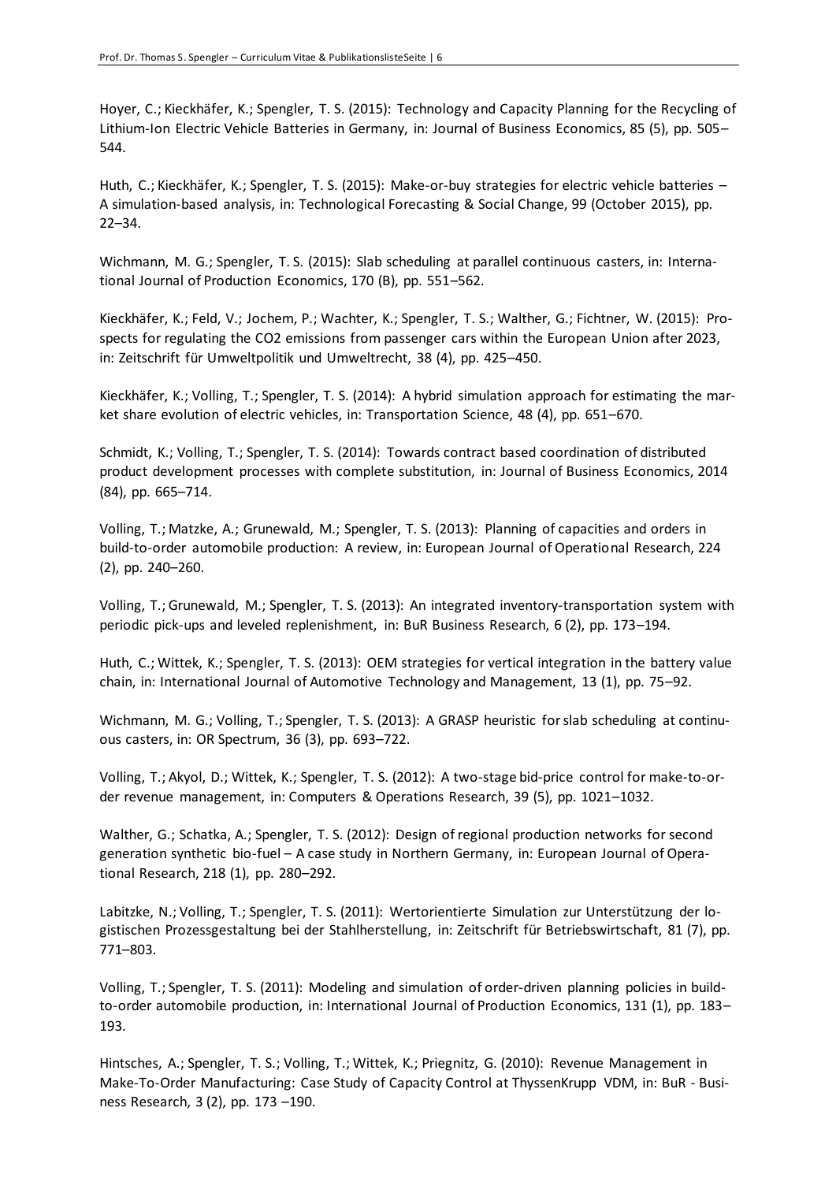Hoyer, C.; Kieckhäfer, K.; Spengler, T. S. (2015): Technology and Capacity Planning for the Recycling of Lithium-Ion Electric Vehicle Batteries in Germany, in: Journal of Business Economics, 85 (5), pp. 505–544.

Huth, C.; Kieckhäfer, K.; Spengler, T. S. (2015): Make-or-buy strategies for electric vehicle batteries – A simulation-based analysis, in: Technological Forecasting & Social Change, 99 (October 2015), pp. 22–34.

Wichmann, M. G.; Spengler, T. S. (2015): Slab scheduling at parallel continuous casters, in: International Journal of Production Economics, 170 (B), pp. 551–562.

Kieckhäfer, K.; Feld, V.; Jochem, P.; Wachter, K.; Spengler, T. S.; Walther, G.; Fichtner, W. (2015): Prospects for regulating the CO2 emissions from passenger cars within the European Union after 2023, in: Zeitschrift für Umweltpolitik und Umweltrecht, 38 (4), pp. 425–450.

Kieckhäfer, K.; Volling, T.; Spengler, T. S. (2014): A hybrid simulation approach for estimating the market share evolution of electric vehicles, in: Transportation Science, 48 (4), pp. 651–670.

Schmidt, K.; Volling, T.; Spengler, T. S. (2014): Towards contract based coordination of distributed product development processes with complete substitution, in: Journal of Business Economics, 2014 (84), pp. 665–714.

Volling, T.; Matzke, A.; Grunewald, M.; Spengler, T. S. (2013): Planning of capacities and orders in build-to-order automobile production: A review, in: European Journal of Operational Research, 224 (2), pp. 240–260.

Volling, T.; Grunewald, M.; Spengler, T. S. (2013): An integrated inventory-transportation system with periodic pick-ups and leveled replenishment, in: BuR Business Research, 6 (2), pp. 173–194.

Huth, C.; Wittek, K.; Spengler, T. S. (2013): OEM strategies for vertical integration in the battery value chain, in: International Journal of Automotive Technology and Management, 13 (1), pp. 75–92.

Wichmann, M. G.; Volling, T.; Spengler, T. S. (2013): A GRASP heuristic for slab scheduling at continuous casters, in: OR Spectrum, 36 (3), pp. 693–722.

Volling, T.; Akyol, D.; Wittek, K.; Spengler, T. S. (2012): A two-stage bid-price control for make-to-order revenue management, in: Computers & Operations Research, 39 (5), pp. 1021–1032.

Walther, G.; Schatka, A.; Spengler, T. S. (2012): Design of regional production networks for second generation synthetic bio-fuel – A case study in Northern Germany, in: European Journal of Operational Research, 218 (1), pp. 280–292.

Labitzke, N.; Volling, T.; Spengler, T. S. (2011): Wertorientierte Simulation zur Unterstützung der logistischen Prozessgestaltung bei der Stahlherstellung, in: Zeitschrift für Betriebswirtschaft, 81 (7), pp. 771–803.

Volling, T.; Spengler, T. S. (2011): Modeling and simulation of order-driven planning policies in build-to-order automobile production, in: International Journal of Production Economics, 131 (1), pp. 183–193.

Hintsches, A.; Spengler, T. S.; Volling, T.; Wittek, K.; Priegnitz, G. (2010): Revenue Management in Make-To-Order Manufacturing: Case Study of Capacity Control at ThyssenKrupp VDM, in: BuR - Business Research, 3 (2), pp. 173 –190.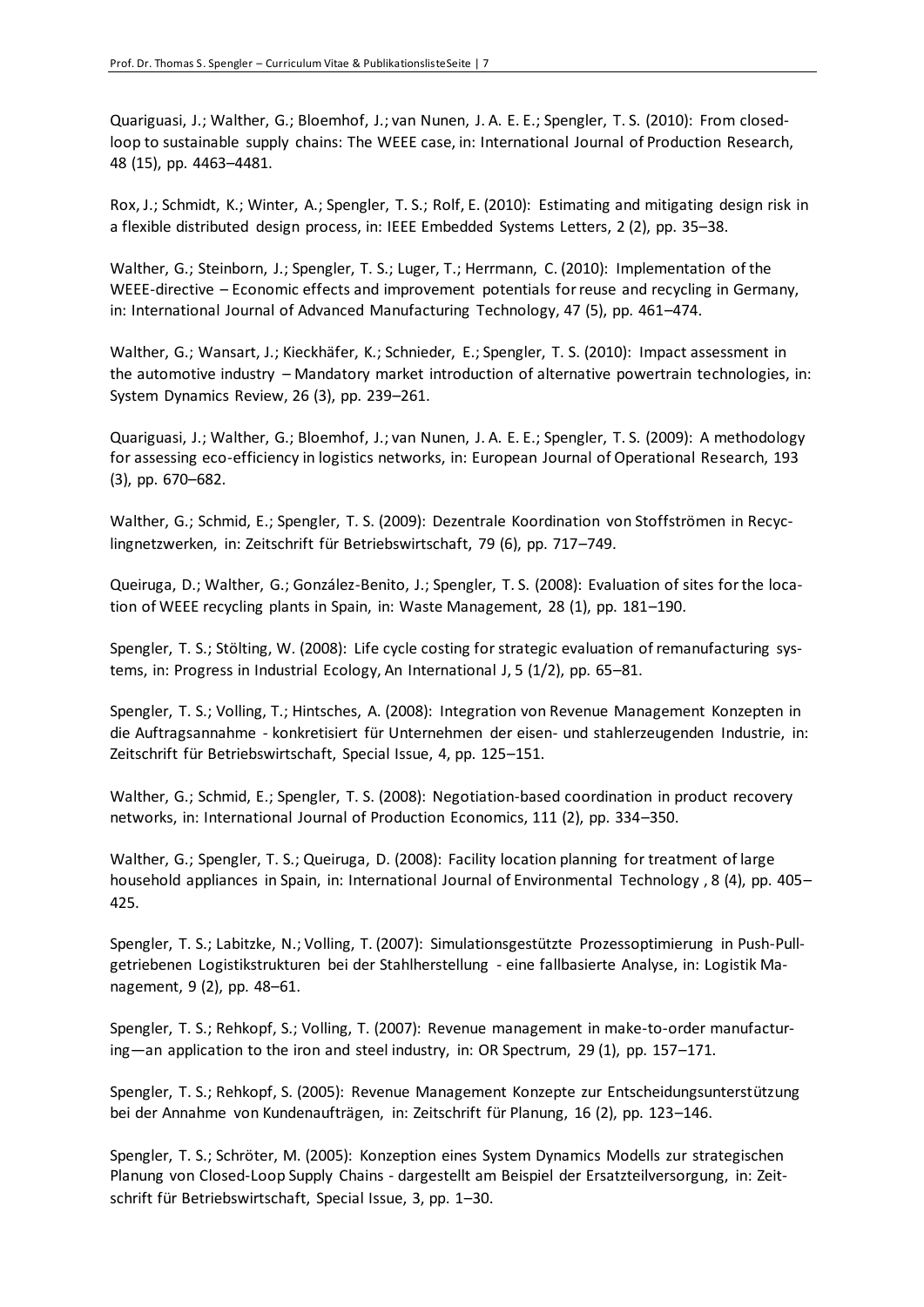Quariguasi, J.; Walther, G.; Bloemhof, J.; van Nunen, J. A. E. E.; Spengler, T. S. (2010): From closed-loop to sustainable supply chains: The WEEE case, in: International Journal of Production Research, 48 (15), pp. 4463–4481.

Rox, J.; Schmidt, K.; Winter, A.; Spengler, T. S.; Rolf, E. (2010): Estimating and mitigating design risk in a flexible distributed design process, in: IEEE Embedded Systems Letters, 2 (2), pp. 35–38.

Walther, G.; Steinborn, J.; Spengler, T. S.; Luger, T.; Herrmann, C. (2010): Implementation of the WEEE-directive – Economic effects and improvement potentials for reuse and recycling in Germany, in: International Journal of Advanced Manufacturing Technology, 47 (5), pp. 461–474.

Walther, G.; Wansart, J.; Kieckhäfer, K.; Schnieder, E.; Spengler, T. S. (2010): Impact assessment in the automotive industry – Mandatory market introduction of alternative powertrain technologies, in: System Dynamics Review, 26 (3), pp. 239–261.

Quariguasi, J.; Walther, G.; Bloemhof, J.; van Nunen, J. A. E. E.; Spengler, T. S. (2009): A methodology for assessing eco-efficiency in logistics networks, in: European Journal of Operational Research, 193 (3), pp. 670–682.

Walther, G.; Schmid, E.; Spengler, T. S. (2009): Dezentrale Koordination von Stoffströmen in Recyclingnetzwerken, in: Zeitschrift für Betriebswirtschaft, 79 (6), pp. 717–749.

Queiruga, D.; Walther, G.; González-Benito, J.; Spengler, T. S. (2008): Evaluation of sites for the location of WEEE recycling plants in Spain, in: Waste Management, 28 (1), pp. 181–190.

Spengler, T. S.; Stölting, W. (2008): Life cycle costing for strategic evaluation of remanufacturing systems, in: Progress in Industrial Ecology, An International J, 5 (1/2), pp. 65–81.

Spengler, T. S.; Volling, T.; Hintsches, A. (2008): Integration von Revenue Management Konzepten in die Auftragsannahme - konkretisiert für Unternehmen der eisen- und stahlerzeugenden Industrie, in: Zeitschrift für Betriebswirtschaft, Special Issue, 4, pp. 125–151.

Walther, G.; Schmid, E.; Spengler, T. S. (2008): Negotiation-based coordination in product recovery networks, in: International Journal of Production Economics, 111 (2), pp. 334–350.

Walther, G.; Spengler, T. S.; Queiruga, D. (2008): Facility location planning for treatment of large household appliances in Spain, in: International Journal of Environmental Technology , 8 (4), pp. 405–425.

Spengler, T. S.; Labitzke, N.; Volling, T. (2007): Simulationsgestützte Prozessoptimierung in Push-Pull-getriebenen Logistikstrukturen bei der Stahlherstellung - eine fallbasierte Analyse, in: Logistik Management, 9 (2), pp. 48–61.

Spengler, T. S.; Rehkopf, S.; Volling, T. (2007): Revenue management in make-to-order manufacturing—an application to the iron and steel industry, in: OR Spectrum, 29 (1), pp. 157–171.

Spengler, T. S.; Rehkopf, S. (2005): Revenue Management Konzepte zur Entscheidungsunterstützung bei der Annahme von Kundenaufträgen, in: Zeitschrift für Planung, 16 (2), pp. 123–146.

Spengler, T. S.; Schröter, M. (2005): Konzeption eines System Dynamics Modells zur strategischen Planung von Closed-Loop Supply Chains - dargestellt am Beispiel der Ersatzteilversorgung, in: Zeitschrift für Betriebswirtschaft, Special Issue, 3, pp. 1–30.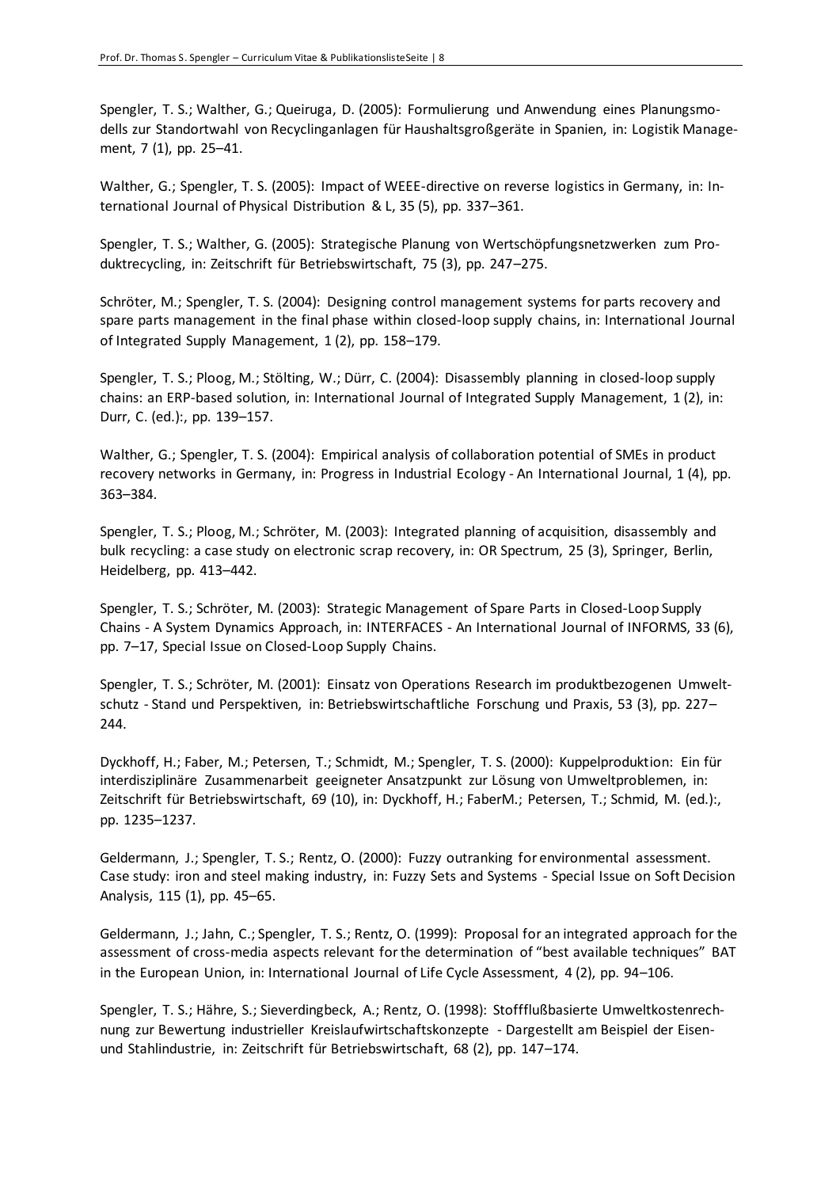Spengler, T. S.; Walther, G.; Queiruga, D. (2005): Formulierung und Anwendung eines Planungsmodells zur Standortwahl von Recyclinganlagen für Haushaltsgroßgeräte in Spanien, in: Logistik Management, 7 (1), pp. 25–41.

Walther, G.; Spengler, T. S. (2005): Impact of WEEE-directive on reverse logistics in Germany, in: International Journal of Physical Distribution & L, 35 (5), pp. 337–361.

Spengler, T. S.; Walther, G. (2005): Strategische Planung von Wertschöpfungsnetzwerken zum Produktrecycling, in: Zeitschrift für Betriebswirtschaft, 75 (3), pp. 247–275.

Schröter, M.; Spengler, T. S. (2004): Designing control management systems for parts recovery and spare parts management in the final phase within closed-loop supply chains, in: International Journal of Integrated Supply Management, 1 (2), pp. 158–179.

Spengler, T. S.; Ploog, M.; Stölting, W.; Dürr, C. (2004): Disassembly planning in closed-loop supply chains: an ERP-based solution, in: International Journal of Integrated Supply Management, 1 (2), in: Durr, C. (ed.):, pp. 139–157.

Walther, G.; Spengler, T. S. (2004): Empirical analysis of collaboration potential of SMEs in product recovery networks in Germany, in: Progress in Industrial Ecology - An International Journal, 1 (4), pp. 363–384.

Spengler, T. S.; Ploog, M.; Schröter, M. (2003): Integrated planning of acquisition, disassembly and bulk recycling: a case study on electronic scrap recovery, in: OR Spectrum, 25 (3), Springer, Berlin, Heidelberg, pp. 413–442.

Spengler, T. S.; Schröter, M. (2003): Strategic Management of Spare Parts in Closed-Loop Supply Chains - A System Dynamics Approach, in: INTERFACES - An International Journal of INFORMS, 33 (6), pp. 7–17, Special Issue on Closed-Loop Supply Chains.

Spengler, T. S.; Schröter, M. (2001): Einsatz von Operations Research im produktbezogenen Umweltschutz - Stand und Perspektiven, in: Betriebswirtschaftliche Forschung und Praxis, 53 (3), pp. 227–244.

Dyckhoff, H.; Faber, M.; Petersen, T.; Schmidt, M.; Spengler, T. S. (2000): Kuppelproduktion: Ein für interdisziplinäre Zusammenarbeit geeigneter Ansatzpunkt zur Lösung von Umweltproblemen, in: Zeitschrift für Betriebswirtschaft, 69 (10), in: Dyckhoff, H.; FaberM.; Petersen, T.; Schmid, M. (ed.):, pp. 1235–1237.

Geldermann, J.; Spengler, T. S.; Rentz, O. (2000): Fuzzy outranking for environmental assessment. Case study: iron and steel making industry, in: Fuzzy Sets and Systems - Special Issue on Soft Decision Analysis, 115 (1), pp. 45–65.

Geldermann, J.; Jahn, C.; Spengler, T. S.; Rentz, O. (1999): Proposal for an integrated approach for the assessment of cross-media aspects relevant for the determination of "best available techniques" BAT in the European Union, in: International Journal of Life Cycle Assessment, 4 (2), pp. 94–106.

Spengler, T. S.; Hähre, S.; Sieverdingbeck, A.; Rentz, O. (1998): Stoffflußbasierte Umweltkostenrechnung zur Bewertung industrieller Kreislaufwirtschaftskonzepte - Dargestellt am Beispiel der Eisen- und Stahlindustrie, in: Zeitschrift für Betriebswirtschaft, 68 (2), pp. 147–174.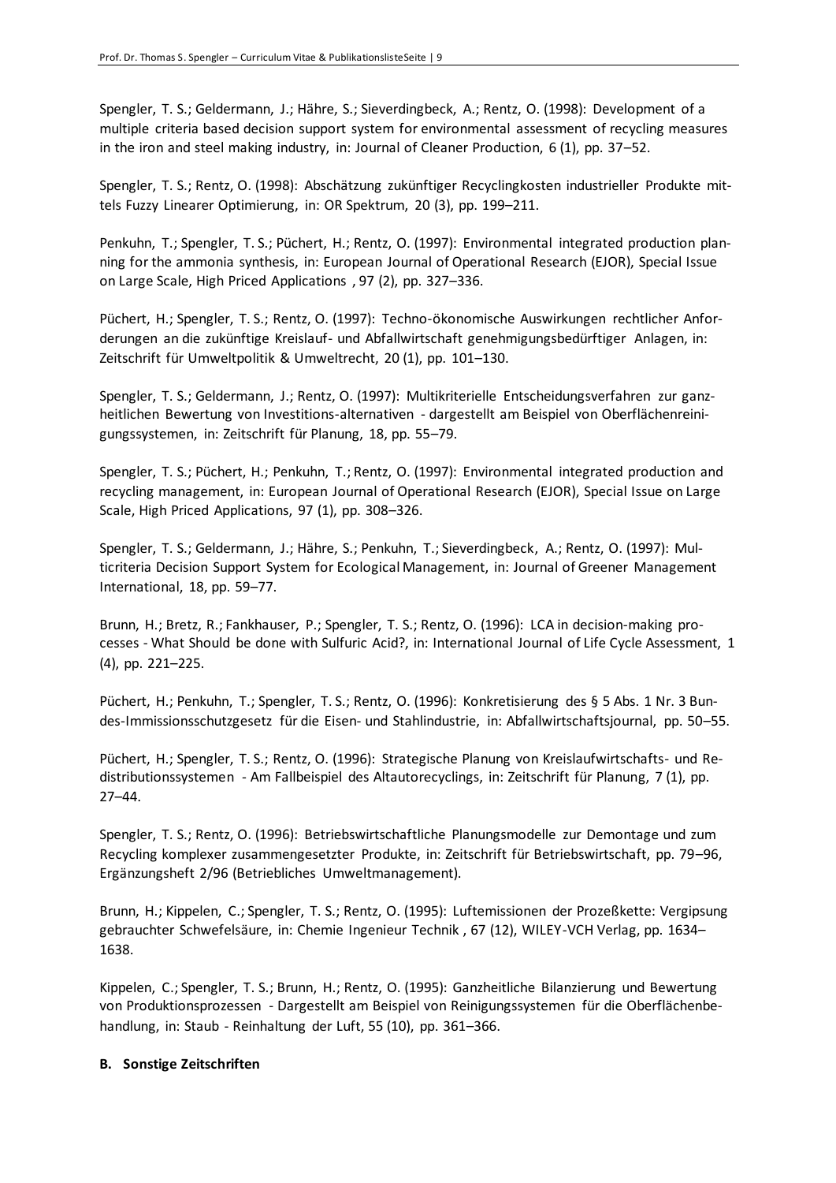Spengler, T. S.; Geldermann, J.; Hähre, S.; Sieverdingbeck, A.; Rentz, O. (1998): Development of a multiple criteria based decision support system for environmental assessment of recycling measures in the iron and steel making industry, in: Journal of Cleaner Production, 6 (1), pp. 37–52.

Spengler, T. S.; Rentz, O. (1998): Abschätzung zukünftiger Recyclingkosten industrieller Produkte mittels Fuzzy Linearer Optimierung, in: OR Spektrum, 20 (3), pp. 199–211.

Penkuhn, T.; Spengler, T. S.; Püchert, H.; Rentz, O. (1997): Environmental integrated production planning for the ammonia synthesis, in: European Journal of Operational Research (EJOR), Special Issue on Large Scale, High Priced Applications , 97 (2), pp. 327–336.

Püchert, H.; Spengler, T. S.; Rentz, O. (1997): Techno-ökonomische Auswirkungen rechtlicher Anforderungen an die zukünftige Kreislauf- und Abfallwirtschaft genehmigungsbedürftiger Anlagen, in: Zeitschrift für Umweltpolitik & Umweltrecht, 20 (1), pp. 101–130.

Spengler, T. S.; Geldermann, J.; Rentz, O. (1997): Multikriterielle Entscheidungsverfahren zur ganzheitlichen Bewertung von Investitions-alternativen - dargestellt am Beispiel von Oberflächenreinigungssystemen, in: Zeitschrift für Planung, 18, pp. 55–79.

Spengler, T. S.; Püchert, H.; Penkuhn, T.; Rentz, O. (1997): Environmental integrated production and recycling management, in: European Journal of Operational Research (EJOR), Special Issue on Large Scale, High Priced Applications, 97 (1), pp. 308–326.

Spengler, T. S.; Geldermann, J.; Hähre, S.; Penkuhn, T.; Sieverdingbeck, A.; Rentz, O. (1997): Multicriteria Decision Support System for Ecological Management, in: Journal of Greener Management International, 18, pp. 59–77.

Brunn, H.; Bretz, R.; Fankhauser, P.; Spengler, T. S.; Rentz, O. (1996): LCA in decision-making processes - What Should be done with Sulfuric Acid?, in: International Journal of Life Cycle Assessment, 1 (4), pp. 221–225.

Püchert, H.; Penkuhn, T.; Spengler, T. S.; Rentz, O. (1996): Konkretisierung des § 5 Abs. 1 Nr. 3 Bundes-Immissionsschutzgesetz für die Eisen- und Stahlindustrie, in: Abfallwirtschaftsjournal, pp. 50–55.

Püchert, H.; Spengler, T. S.; Rentz, O. (1996): Strategische Planung von Kreislaufwirtschafts- und Redistributionssystemen - Am Fallbeispiel des Altautorecyclings, in: Zeitschrift für Planung, 7 (1), pp. 27–44.

Spengler, T. S.; Rentz, O. (1996): Betriebswirtschaftliche Planungsmodelle zur Demontage und zum Recycling komplexer zusammengesetzter Produkte, in: Zeitschrift für Betriebswirtschaft, pp. 79–96, Ergänzungsheft 2/96 (Betriebliches Umweltmanagement).

Brunn, H.; Kippelen, C.; Spengler, T. S.; Rentz, O. (1995): Luftemissionen der Prozeßkette: Vergipsung gebrauchter Schwefelsäure, in: Chemie Ingenieur Technik , 67 (12), WILEY-VCH Verlag, pp. 1634–1638.

Kippelen, C.; Spengler, T. S.; Brunn, H.; Rentz, O. (1995): Ganzheitliche Bilanzierung und Bewertung von Produktionsprozessen - Dargestellt am Beispiel von Reinigungssystemen für die Oberflächenbehandlung, in: Staub - Reinhaltung der Luft, 55 (10), pp. 361–366.

#### B. Sonstige Zeitschriften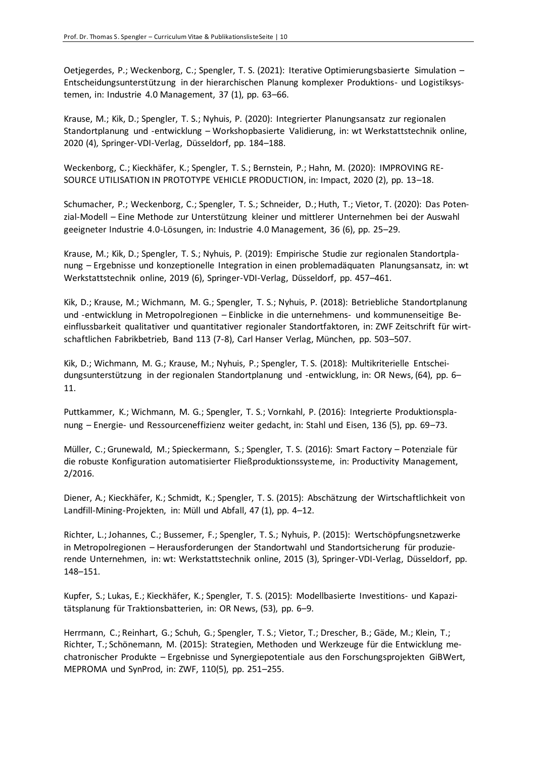Oetjegerdes, P.; Weckenborg, C.; Spengler, T. S. (2021): Iterative Optimierungsbasierte Simulation – Entscheidungsunterstützung in der hierarchischen Planung komplexer Produktions- und Logistiksystemen, in: Industrie 4.0 Management, 37 (1), pp. 63–66.

Krause, M.; Kik, D.; Spengler, T. S.; Nyhuis, P. (2020): Integrierter Planungsansatz zur regionalen Standortplanung und -entwicklung – Workshopbasierte Validierung, in: wt Werkstattstechnik online, 2020 (4), Springer-VDI-Verlag, Düsseldorf, pp. 184–188.

Weckenborg, C.; Kieckhäfer, K.; Spengler, T. S.; Bernstein, P.; Hahn, M. (2020): IMPROVING RESOURCE UTILISATION IN PROTOTYPE VEHICLE PRODUCTION, in: Impact, 2020 (2), pp. 13–18.

Schumacher, P.; Weckenborg, C.; Spengler, T. S.; Schneider, D.; Huth, T.; Vietor, T. (2020): Das Potenzial-Modell – Eine Methode zur Unterstützung kleiner und mittlerer Unternehmen bei der Auswahl geeigneter Industrie 4.0-Lösungen, in: Industrie 4.0 Management, 36 (6), pp. 25–29.

Krause, M.; Kik, D.; Spengler, T. S.; Nyhuis, P. (2019): Empirische Studie zur regionalen Standortplanung – Ergebnisse und konzeptionelle Integration in einen problemadäquaten Planungsansatz, in: wt Werkstattstechnik online, 2019 (6), Springer-VDI-Verlag, Düsseldorf, pp. 457–461.

Kik, D.; Krause, M.; Wichmann, M. G.; Spengler, T. S.; Nyhuis, P. (2018): Betriebliche Standortplanung und -entwicklung in Metropolregionen – Einblicke in die unternehmens- und kommunenseitige Beeinflussbarkeit qualitativer und quantitativer regionaler Standortfaktoren, in: ZWF Zeitschrift für wirtschaftlichen Fabrikbetrieb, Band 113 (7-8), Carl Hanser Verlag, München, pp. 503–507.

Kik, D.; Wichmann, M. G.; Krause, M.; Nyhuis, P.; Spengler, T. S. (2018): Multikriterielle Entscheidungsunterstützung in der regionalen Standortplanung und -entwicklung, in: OR News, (64), pp. 6–11.

Puttkammer, K.; Wichmann, M. G.; Spengler, T. S.; Vornkahl, P. (2016): Integrierte Produktionsplanung – Energie- und Ressourceneffizienz weiter gedacht, in: Stahl und Eisen, 136 (5), pp. 69–73.

Müller, C.; Grunewald, M.; Spieckermann, S.; Spengler, T. S. (2016): Smart Factory – Potenziale für die robuste Konfiguration automatisierter Fließproduktionssysteme, in: Productivity Management, 2/2016.

Diener, A.; Kieckhäfer, K.; Schmidt, K.; Spengler, T. S. (2015): Abschätzung der Wirtschaftlichkeit von Landfill-Mining-Projekten, in: Müll und Abfall, 47 (1), pp. 4–12.

Richter, L.; Johannes, C.; Bussemer, F.; Spengler, T. S.; Nyhuis, P. (2015): Wertschöpfungsnetzwerke in Metropolregionen – Herausforderungen der Standortwahl und Standortsicherung für produzierende Unternehmen, in: wt: Werkstattstechnik online, 2015 (3), Springer-VDI-Verlag, Düsseldorf, pp. 148–151.

Kupfer, S.; Lukas, E.; Kieckhäfer, K.; Spengler, T. S. (2015): Modellbasierte Investitions- und Kapazitätsplanung für Traktionsbatterien, in: OR News, (53), pp. 6–9.

Herrmann, C.; Reinhart, G.; Schuh, G.; Spengler, T. S.; Vietor, T.; Drescher, B.; Gäde, M.; Klein, T.; Richter, T.; Schönemann, M. (2015): Strategien, Methoden und Werkzeuge für die Entwicklung mechatronischer Produkte – Ergebnisse und Synergiepotentiale aus den Forschungsprojekten GiBWert, MEPROMA und SynProd, in: ZWF, 110(5), pp. 251–255.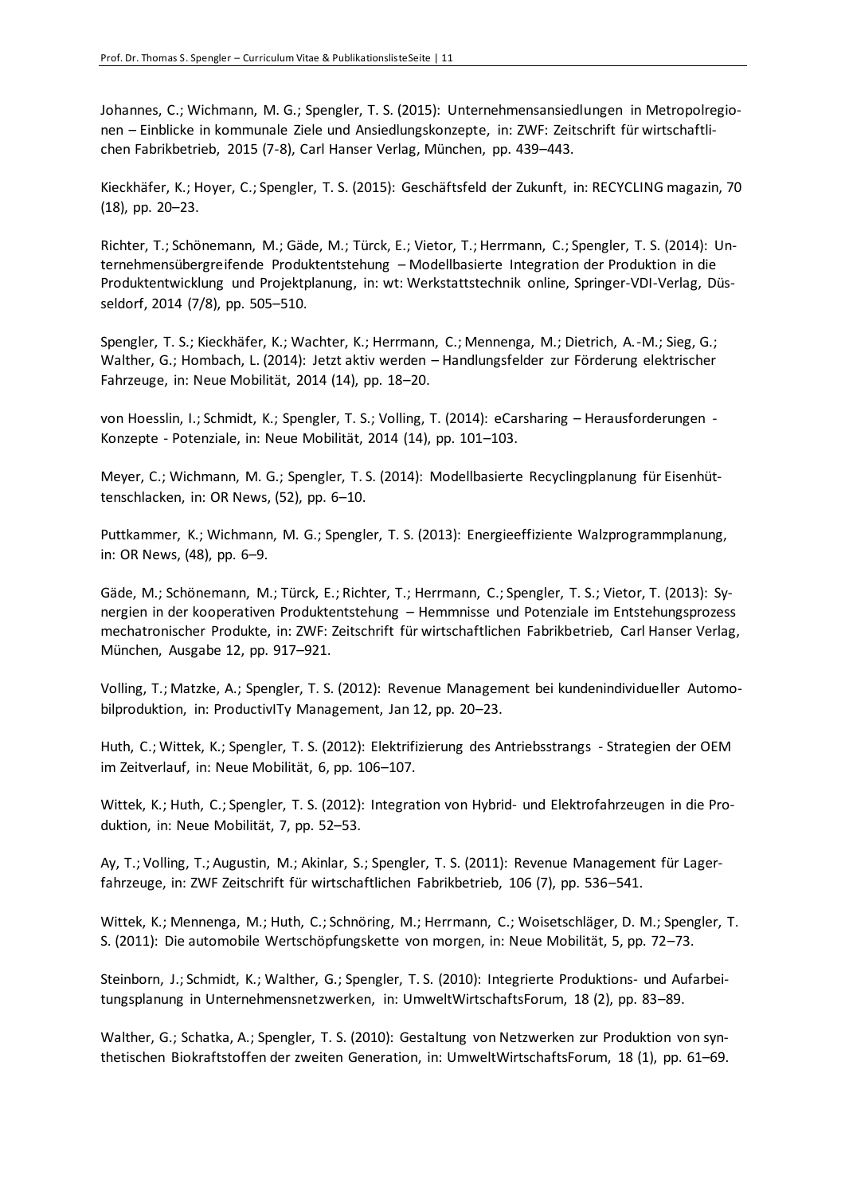Johannes, C.; Wichmann, M. G.; Spengler, T. S. (2015): Unternehmensansiedlungen in Metropolregionen – Einblicke in kommunale Ziele und Ansiedlungskonzepte, in: ZWF: Zeitschrift für wirtschaftlichen Fabrikbetrieb, 2015 (7-8), Carl Hanser Verlag, München, pp. 439–443.

Kieckhäfer, K.; Hoyer, C.; Spengler, T. S. (2015): Geschäftsfeld der Zukunft, in: RECYCLING magazin, 70 (18), pp. 20–23.

Richter, T.; Schönemann, M.; Gäde, M.; Türck, E.; Vietor, T.; Herrmann, C.; Spengler, T. S. (2014): Unternehmensübergreifende Produktentstehung – Modellbasierte Integration der Produktion in die Produktentwicklung und Projektplanung, in: wt: Werkstattstechnik online, Springer-VDI-Verlag, Düsseldorf, 2014 (7/8), pp. 505–510.

Spengler, T. S.; Kieckhäfer, K.; Wachter, K.; Herrmann, C.; Mennenga, M.; Dietrich, A.-M.; Sieg, G.; Walther, G.; Hombach, L. (2014): Jetzt aktiv werden – Handlungsfelder zur Förderung elektrischer Fahrzeuge, in: Neue Mobilität, 2014 (14), pp. 18–20.

von Hoesslin, I.; Schmidt, K.; Spengler, T. S.; Volling, T. (2014): eCarsharing – Herausforderungen - Konzepte - Potenziale, in: Neue Mobilität, 2014 (14), pp. 101–103.

Meyer, C.; Wichmann, M. G.; Spengler, T. S. (2014): Modellbasierte Recyclingplanung für Eisenhüttenschlacken, in: OR News, (52), pp. 6–10.

Puttkammer, K.; Wichmann, M. G.; Spengler, T. S. (2013): Energieeffiziente Walzprogrammplanung, in: OR News, (48), pp. 6–9.

Gäde, M.; Schönemann, M.; Türck, E.; Richter, T.; Herrmann, C.; Spengler, T. S.; Vietor, T. (2013): Synergien in der kooperativen Produktentstehung – Hemmnisse und Potenziale im Entstehungsprozess mechatronischer Produkte, in: ZWF: Zeitschrift für wirtschaftlichen Fabrikbetrieb, Carl Hanser Verlag, München, Ausgabe 12, pp. 917–921.

Volling, T.; Matzke, A.; Spengler, T. S. (2012): Revenue Management bei kundenindividueller Automobilproduktion, in: ProductivITy Management, Jan 12, pp. 20–23.

Huth, C.; Wittek, K.; Spengler, T. S. (2012): Elektrifizierung des Antriebsstrangs - Strategien der OEM im Zeitverlauf, in: Neue Mobilität, 6, pp. 106–107.

Wittek, K.; Huth, C.; Spengler, T. S. (2012): Integration von Hybrid- und Elektrofahrzeugen in die Produktion, in: Neue Mobilität, 7, pp. 52–53.

Ay, T.; Volling, T.; Augustin, M.; Akinlar, S.; Spengler, T. S. (2011): Revenue Management für Lagerfahrzeuge, in: ZWF Zeitschrift für wirtschaftlichen Fabrikbetrieb, 106 (7), pp. 536–541.

Wittek, K.; Mennenga, M.; Huth, C.; Schnöring, M.; Herrmann, C.; Woisetschläger, D. M.; Spengler, T. S. (2011): Die automobile Wertschöpfungskette von morgen, in: Neue Mobilität, 5, pp. 72–73.

Steinborn, J.; Schmidt, K.; Walther, G.; Spengler, T. S. (2010): Integrierte Produktions- und Aufarbeitungsplanung in Unternehmensnetzwerken, in: UmweltWirtschaftsForum, 18 (2), pp. 83–89.

Walther, G.; Schatka, A.; Spengler, T. S. (2010): Gestaltung von Netzwerken zur Produktion von synthetischen Biokraftstoffen der zweiten Generation, in: UmweltWirtschaftsForum, 18 (1), pp. 61–69.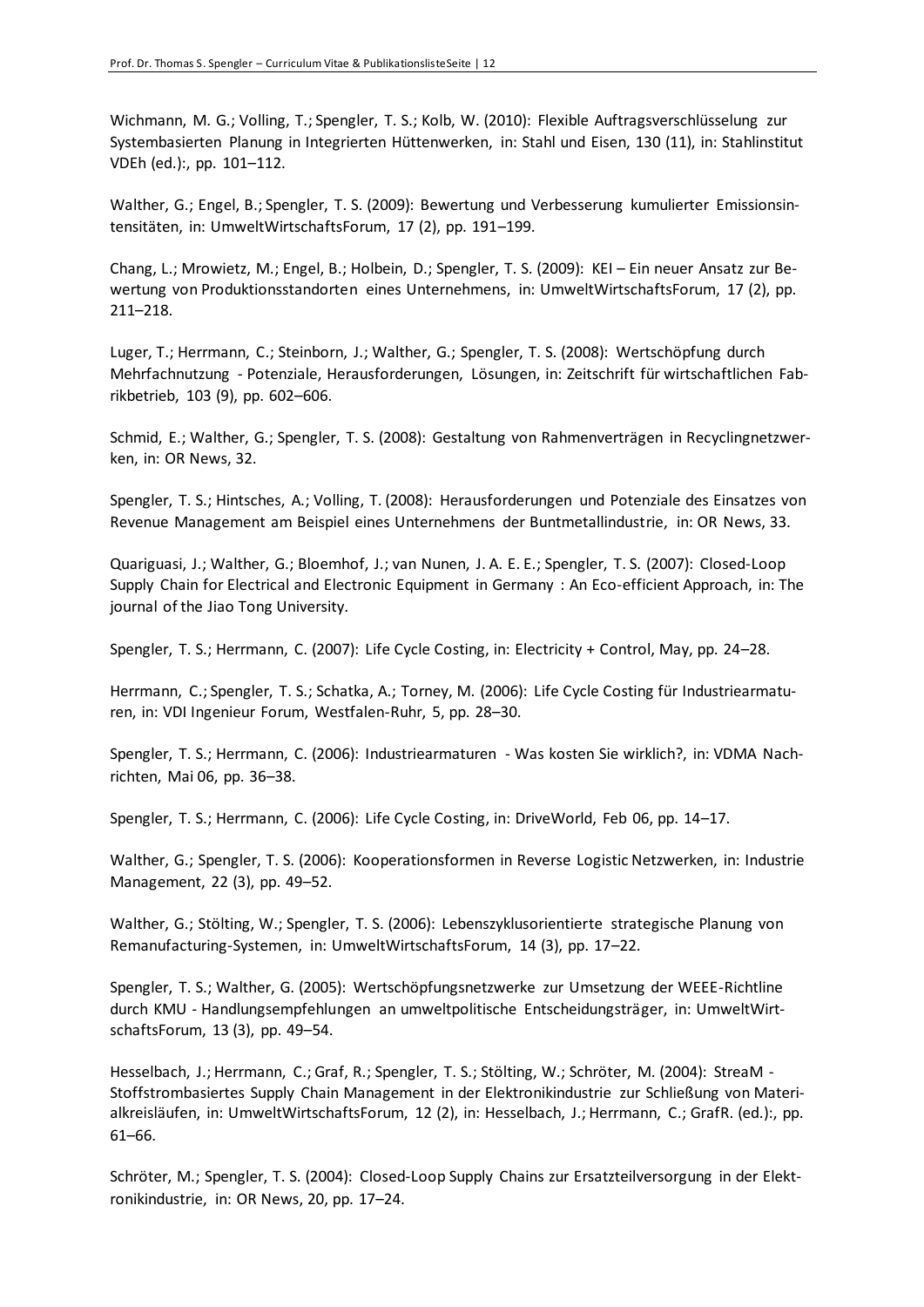Wichmann, M. G.; Volling, T.; Spengler, T. S.; Kolb, W. (2010): Flexible Auftragsverschlüsselung zur Systembasierten Planung in Integrierten Hüttenwerken, in: Stahl und Eisen, 130 (11), in: Stahlinstitut VDEh (ed.):, pp. 101–112.

Walther, G.; Engel, B.; Spengler, T. S. (2009): Bewertung und Verbesserung kumulierter Emissionsintensitäten, in: UmweltWirtschaftsForum, 17 (2), pp. 191–199.

Chang, L.; Mrowietz, M.; Engel, B.; Holbein, D.; Spengler, T. S. (2009): KEI – Ein neuer Ansatz zur Bewertung von Produktionsstandorten eines Unternehmens, in: UmweltWirtschaftsForum, 17 (2), pp. 211–218.

Luger, T.; Herrmann, C.; Steinborn, J.; Walther, G.; Spengler, T. S. (2008): Wertschöpfung durch Mehrfachnutzung - Potenziale, Herausforderungen, Lösungen, in: Zeitschrift für wirtschaftlichen Fabrikbetrieb, 103 (9), pp. 602–606.

Schmid, E.; Walther, G.; Spengler, T. S. (2008): Gestaltung von Rahmenverträgen in Recyclingnetzwerken, in: OR News, 32.

Spengler, T. S.; Hintsches, A.; Volling, T. (2008): Herausforderungen und Potenziale des Einsatzes von Revenue Management am Beispiel eines Unternehmens der Buntmetallindustrie, in: OR News, 33.

Quariguasi, J.; Walther, G.; Bloemhof, J.; van Nunen, J. A. E. E.; Spengler, T. S. (2007): Closed-Loop Supply Chain for Electrical and Electronic Equipment in Germany : An Eco-efficient Approach, in: The journal of the Jiao Tong University.

Spengler, T. S.; Herrmann, C. (2007): Life Cycle Costing, in: Electricity + Control, May, pp. 24–28.

Herrmann, C.; Spengler, T. S.; Schatka, A.; Torney, M. (2006): Life Cycle Costing für Industriearmaturen, in: VDI Ingenieur Forum, Westfalen-Ruhr, 5, pp. 28–30.

Spengler, T. S.; Herrmann, C. (2006): Industriearmaturen - Was kosten Sie wirklich?, in: VDMA Nachrichten, Mai 06, pp. 36–38.

Spengler, T. S.; Herrmann, C. (2006): Life Cycle Costing, in: DriveWorld, Feb 06, pp. 14–17.

Walther, G.; Spengler, T. S. (2006): Kooperationsformen in Reverse Logistic Netzwerken, in: Industrie Management, 22 (3), pp. 49–52.

Walther, G.; Stölting, W.; Spengler, T. S. (2006): Lebenszyklusorientierte strategische Planung von Remanufacturing-Systemen, in: UmweltWirtschaftsForum, 14 (3), pp. 17–22.

Spengler, T. S.; Walther, G. (2005): Wertschöpfungsnetzwerke zur Umsetzung der WEEE-Richtline durch KMU - Handlungsempfehlungen an umweltpolitische Entscheidungsträger, in: UmweltWirtschaftsForum, 13 (3), pp. 49–54.

Hesselbach, J.; Herrmann, C.; Graf, R.; Spengler, T. S.; Stölting, W.; Schröter, M. (2004): StreaM - Stoffstrombasiertes Supply Chain Management in der Elektronikindustrie zur Schließung von Materialkreisläufen, in: UmweltWirtschaftsForum, 12 (2), in: Hesselbach, J.; Herrmann, C.; GrafR. (ed.):, pp. 61–66.

Schröter, M.; Spengler, T. S. (2004): Closed-Loop Supply Chains zur Ersatzteilversorgung in der Elektronikindustrie, in: OR News, 20, pp. 17–24.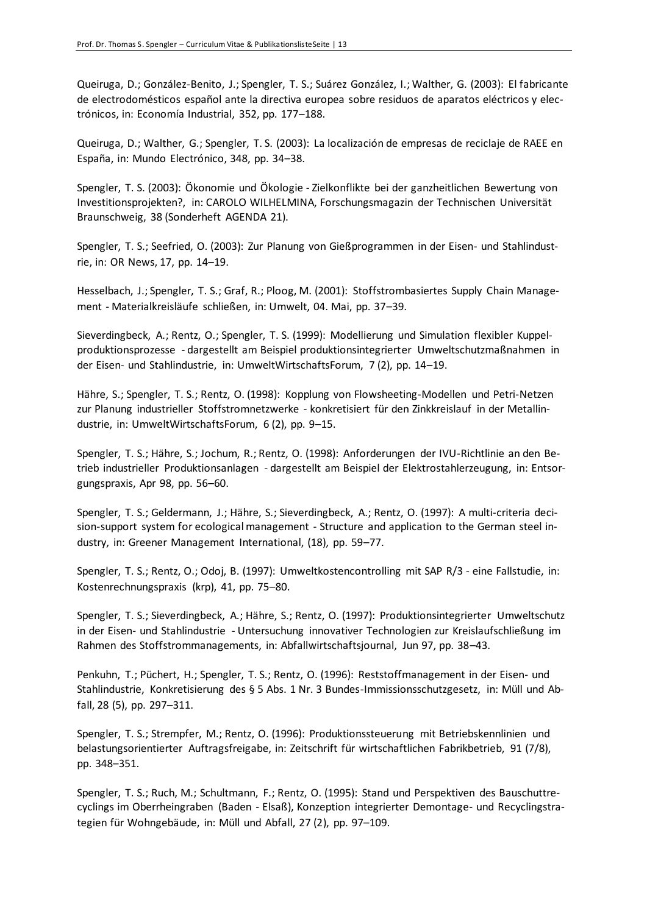Queiruga, D.; González-Benito, J.; Spengler, T. S.; Suárez González, I.; Walther, G. (2003): El fabricante de electrodomésticos español ante la directiva europea sobre residuos de aparatos eléctricos y electrónicos, in: Economía Industrial, 352, pp. 177–188.

Queiruga, D.; Walther, G.; Spengler, T. S. (2003): La localización de empresas de reciclaje de RAEE en España, in: Mundo Electrónico, 348, pp. 34–38.

Spengler, T. S. (2003): Ökonomie und Ökologie - Zielkonflikte bei der ganzheitlichen Bewertung von Investitionsprojekten?, in: CAROLO WILHELMINA, Forschungsmagazin der Technischen Universität Braunschweig, 38 (Sonderheft AGENDA 21).

Spengler, T. S.; Seefried, O. (2003): Zur Planung von Gießprogrammen in der Eisen- und Stahlindustrie, in: OR News, 17, pp. 14–19.

Hesselbach, J.; Spengler, T. S.; Graf, R.; Ploog, M. (2001): Stoffstrombasiertes Supply Chain Management - Materialkreisläufe schließen, in: Umwelt, 04. Mai, pp. 37–39.

Sieverdingbeck, A.; Rentz, O.; Spengler, T. S. (1999): Modellierung und Simulation flexibler Kuppelproduktionsprozesse - dargestellt am Beispiel produktionsintegrierter Umweltschutzmaßnahmen in der Eisen- und Stahlindustrie, in: UmweltWirtschaftsForum, 7 (2), pp. 14–19.

Hähre, S.; Spengler, T. S.; Rentz, O. (1998): Kopplung von Flowsheeting-Modellen und Petri-Netzen zur Planung industrieller Stoffstromnetzwerke - konkretisiert für den Zinkkreislauf in der Metallindustrie, in: UmweltWirtschaftsForum, 6 (2), pp. 9–15.

Spengler, T. S.; Hähre, S.; Jochum, R.; Rentz, O. (1998): Anforderungen der IVU-Richtlinie an den Betrieb industrieller Produktionsanlagen - dargestellt am Beispiel der Elektrostahlerzeugung, in: Entsorgungspraxis, Apr 98, pp. 56–60.

Spengler, T. S.; Geldermann, J.; Hähre, S.; Sieverdingbeck, A.; Rentz, O. (1997): A multi-criteria decision-support system for ecological management - Structure and application to the German steel industry, in: Greener Management International, (18), pp. 59–77.

Spengler, T. S.; Rentz, O.; Odoj, B. (1997): Umweltkostencontrolling mit SAP R/3 - eine Fallstudie, in: Kostenrechnungspraxis (krp), 41, pp. 75–80.

Spengler, T. S.; Sieverdingbeck, A.; Hähre, S.; Rentz, O. (1997): Produktionsintegrierter Umweltschutz in der Eisen- und Stahlindustrie - Untersuchung innovativer Technologien zur Kreislaufschließung im Rahmen des Stoffstrommanagements, in: Abfallwirtschaftsjournal, Jun 97, pp. 38–43.

Penkuhn, T.; Püchert, H.; Spengler, T. S.; Rentz, O. (1996): Reststoffmanagement in der Eisen- und Stahlindustrie, Konkretisierung des § 5 Abs. 1 Nr. 3 Bundes-Immissionsschutzgesetz, in: Müll und Abfall, 28 (5), pp. 297–311.

Spengler, T. S.; Strempfer, M.; Rentz, O. (1996): Produktionssteuerung mit Betriebskennlinien und belastungsorientierter Auftragsfreigabe, in: Zeitschrift für wirtschaftlichen Fabrikbetrieb, 91 (7/8), pp. 348–351.

Spengler, T. S.; Ruch, M.; Schultmann, F.; Rentz, O. (1995): Stand und Perspektiven des Bauschuttrecyclings im Oberrheingraben (Baden - Elsaß), Konzeption integrierter Demontage- und Recyclingstrategien für Wohngebäude, in: Müll und Abfall, 27 (2), pp. 97–109.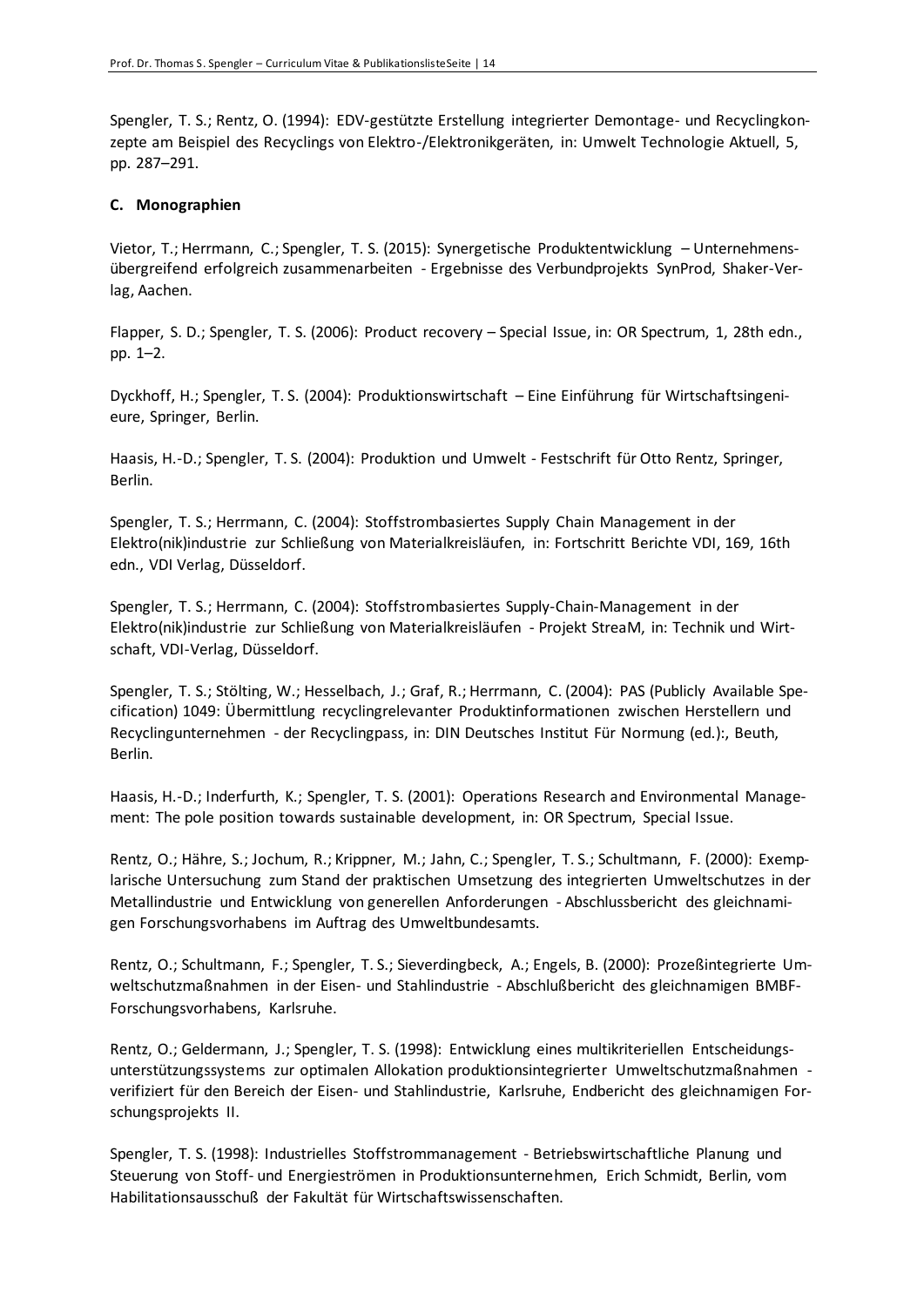Spengler, T. S.; Rentz, O. (1994): EDV-gestützte Erstellung integrierter Demontage- und Recyclingkonzepte am Beispiel des Recyclings von Elektro-/Elektronikgeräten, in: Umwelt Technologie Aktuell, 5, pp. 287–291.

### C. Monographien

Vietor, T.; Herrmann, C.; Spengler, T. S. (2015): Synergetische Produktentwicklung – Unternehmensübergreifend erfolgreich zusammenarbeiten - Ergebnisse des Verbundprojekts SynProd, Shaker-Verlag, Aachen.

Flapper, S. D.; Spengler, T. S. (2006): Product recovery – Special Issue, in: OR Spectrum, 1, 28th edn., pp. 1–2.

Dyckhoff, H.; Spengler, T. S. (2004): Produktionswirtschaft – Eine Einführung für Wirtschaftsingenieure, Springer, Berlin.

Haasis, H.-D.; Spengler, T. S. (2004): Produktion und Umwelt - Festschrift für Otto Rentz, Springer, Berlin.

Spengler, T. S.; Herrmann, C. (2004): Stoffstrombasiertes Supply Chain Management in der Elektro(nik)industrie zur Schließung von Materialkreisläufen, in: Fortschritt Berichte VDI, 169, 16th edn., VDI Verlag, Düsseldorf.

Spengler, T. S.; Herrmann, C. (2004): Stoffstrombasiertes Supply-Chain-Management in der Elektro(nik)industrie zur Schließung von Materialkreisläufen - Projekt StreaM, in: Technik und Wirtschaft, VDI-Verlag, Düsseldorf.

Spengler, T. S.; Stölting, W.; Hesselbach, J.; Graf, R.; Herrmann, C. (2004): PAS (Publicly Available Specification) 1049: Übermittlung recyclingrelevanter Produktinformationen zwischen Herstellern und Recyclingunternehmen - der Recyclingpass, in: DIN Deutsches Institut Für Normung (ed.):, Beuth, Berlin.

Haasis, H.-D.; Inderfurth, K.; Spengler, T. S. (2001): Operations Research and Environmental Management: The pole position towards sustainable development, in: OR Spectrum, Special Issue.

Rentz, O.; Hähre, S.; Jochum, R.; Krippner, M.; Jahn, C.; Spengler, T. S.; Schultmann, F. (2000): Exemplarische Untersuchung zum Stand der praktischen Umsetzung des integrierten Umweltschutzes in der Metallindustrie und Entwicklung von generellen Anforderungen - Abschlussbericht des gleichnamigen Forschungsvorhabens im Auftrag des Umweltbundesamts.

Rentz, O.; Schultmann, F.; Spengler, T. S.; Sieverdingbeck, A.; Engels, B. (2000): Prozeßintegrierte Umweltschutzmaßnahmen in der Eisen- und Stahlindustrie - Abschlußbericht des gleichnamigen BMBF-Forschungsvorhabens, Karlsruhe.

Rentz, O.; Geldermann, J.; Spengler, T. S. (1998): Entwicklung eines multikriteriellen Entscheidungsunterstützungssystems zur optimalen Allokation produktionsintegrierter Umweltschutzmaßnahmen - verifiziert für den Bereich der Eisen- und Stahlindustrie, Karlsruhe, Endbericht des gleichnamigen Forschungsprojekts II.

Spengler, T. S. (1998): Industrielles Stoffstrommanagement - Betriebswirtschaftliche Planung und Steuerung von Stoff- und Energieströmen in Produktionsunternehmen, Erich Schmidt, Berlin, vom Habilitationsausschuß der Fakultät für Wirtschaftswissenschaften.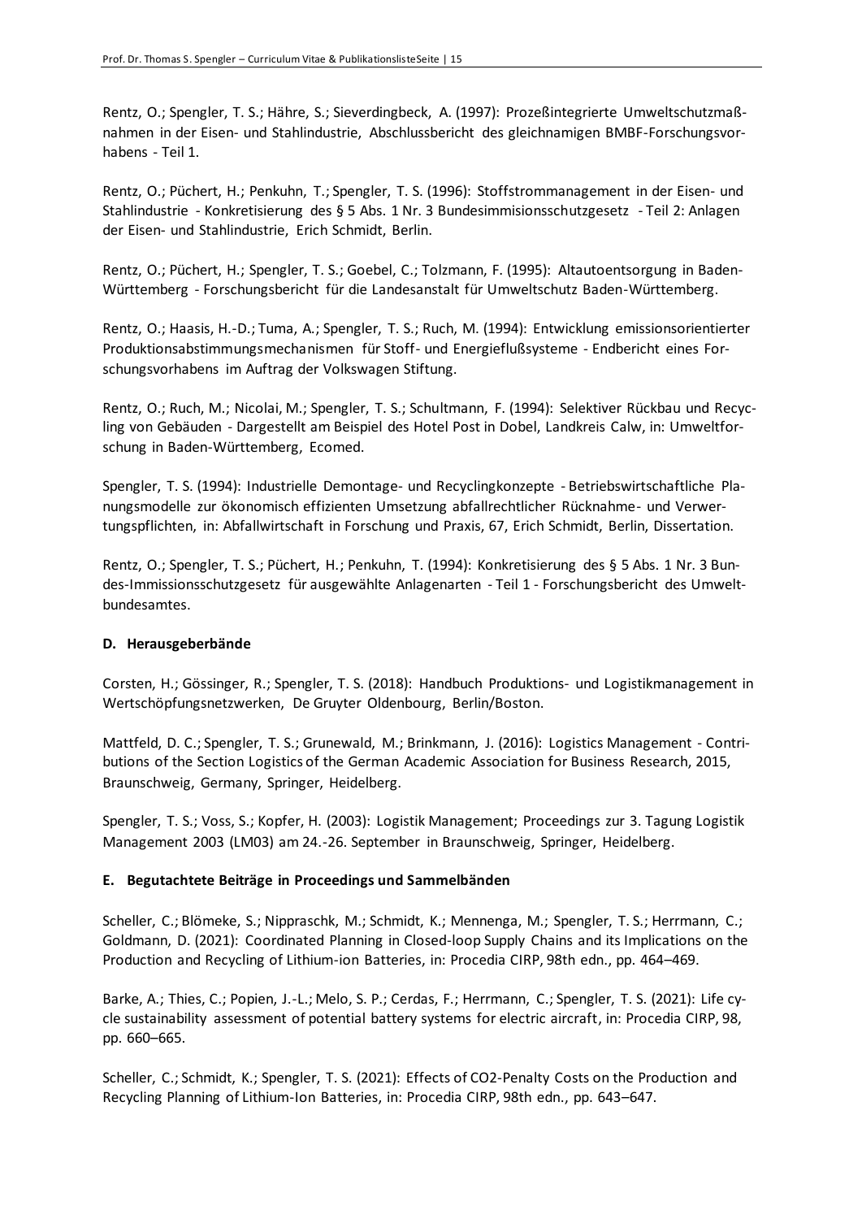Rentz, O.; Spengler, T. S.; Hähre, S.; Sieverdingbeck, A. (1997): Prozeßintegrierte Umweltschutzmaßnahmen in der Eisen- und Stahlindustrie, Abschlussbericht des gleichnamigen BMBF-Forschungsvorhabens - Teil 1.

Rentz, O.; Püchert, H.; Penkuhn, T.; Spengler, T. S. (1996): Stoffstrommanagement in der Eisen- und Stahlindustrie - Konkretisierung des § 5 Abs. 1 Nr. 3 Bundesimmisionsschutzgesetz - Teil 2: Anlagen der Eisen- und Stahlindustrie, Erich Schmidt, Berlin.

Rentz, O.; Püchert, H.; Spengler, T. S.; Goebel, C.; Tolzmann, F. (1995): Altautoentsorgung in Baden-Württemberg - Forschungsbericht für die Landesanstalt für Umweltschutz Baden-Württemberg.

Rentz, O.; Haasis, H.-D.; Tuma, A.; Spengler, T. S.; Ruch, M. (1994): Entwicklung emissionsorientierter Produktionsabstimmungsmechanismen für Stoff- und Energieflußsysteme - Endbericht eines Forschungsvorhabens im Auftrag der Volkswagen Stiftung.

Rentz, O.; Ruch, M.; Nicolai, M.; Spengler, T. S.; Schultmann, F. (1994): Selektiver Rückbau und Recycling von Gebäuden - Dargestellt am Beispiel des Hotel Post in Dobel, Landkreis Calw, in: Umweltforschung in Baden-Württemberg, Ecomed.

Spengler, T. S. (1994): Industrielle Demontage- und Recyclingkonzepte - Betriebswirtschaftliche Planungsmodelle zur ökonomisch effizienten Umsetzung abfallrechtlicher Rücknahme- und Verwertungspflichten, in: Abfallwirtschaft in Forschung und Praxis, 67, Erich Schmidt, Berlin, Dissertation.

Rentz, O.; Spengler, T. S.; Püchert, H.; Penkuhn, T. (1994): Konkretisierung des § 5 Abs. 1 Nr. 3 Bundes-Immissionsschutzgesetz für ausgewählte Anlagenarten - Teil 1 - Forschungsbericht des Umweltbundesamtes.

### D. Herausgeberbände

Corsten, H.; Gössinger, R.; Spengler, T. S. (2018): Handbuch Produktions- und Logistikmanagement in Wertschöpfungsnetzwerken, De Gruyter Oldenbourg, Berlin/Boston.

Mattfeld, D. C.; Spengler, T. S.; Grunewald, M.; Brinkmann, J. (2016): Logistics Management - Contributions of the Section Logistics of the German Academic Association for Business Research, 2015, Braunschweig, Germany, Springer, Heidelberg.

Spengler, T. S.; Voss, S.; Kopfer, H. (2003): Logistik Management; Proceedings zur 3. Tagung Logistik Management 2003 (LM03) am 24.-26. September in Braunschweig, Springer, Heidelberg.

### E. Begutachtete Beiträge in Proceedings und Sammelbänden

Scheller, C.; Blömeke, S.; Nippraschk, M.; Schmidt, K.; Mennenga, M.; Spengler, T. S.; Herrmann, C.; Goldmann, D. (2021): Coordinated Planning in Closed-loop Supply Chains and its Implications on the Production and Recycling of Lithium-ion Batteries, in: Procedia CIRP, 98th edn., pp. 464–469.

Barke, A.; Thies, C.; Popien, J.-L.; Melo, S. P.; Cerdas, F.; Herrmann, C.; Spengler, T. S. (2021): Life cycle sustainability assessment of potential battery systems for electric aircraft, in: Procedia CIRP, 98, pp. 660–665.

Scheller, C.; Schmidt, K.; Spengler, T. S. (2021): Effects of CO2-Penalty Costs on the Production and Recycling Planning of Lithium-Ion Batteries, in: Procedia CIRP, 98th edn., pp. 643–647.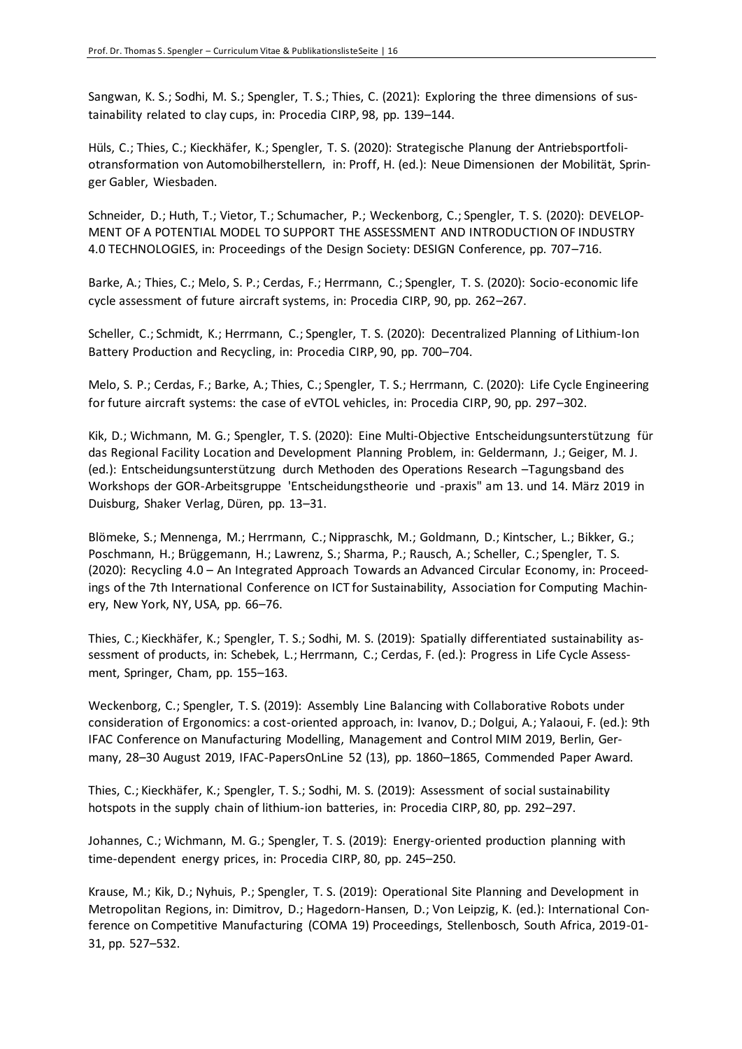Sangwan, K. S.; Sodhi, M. S.; Spengler, T. S.; Thies, C. (2021): Exploring the three dimensions of sustainability related to clay cups, in: Procedia CIRP, 98, pp. 139–144.

Hüls, C.; Thies, C.; Kieckhäfer, K.; Spengler, T. S. (2020): Strategische Planung der Antriebsportfoliotransformation von Automobilherstellern, in: Proff, H. (ed.): Neue Dimensionen der Mobilität, Springer Gabler, Wiesbaden.

Schneider, D.; Huth, T.; Vietor, T.; Schumacher, P.; Weckenborg, C.; Spengler, T. S. (2020): DEVELOPMENT OF A POTENTIAL MODEL TO SUPPORT THE ASSESSMENT AND INTRODUCTION OF INDUSTRY 4.0 TECHNOLOGIES, in: Proceedings of the Design Society: DESIGN Conference, pp. 707–716.

Barke, A.; Thies, C.; Melo, S. P.; Cerdas, F.; Herrmann, C.; Spengler, T. S. (2020): Socio-economic life cycle assessment of future aircraft systems, in: Procedia CIRP, 90, pp. 262–267.

Scheller, C.; Schmidt, K.; Herrmann, C.; Spengler, T. S. (2020): Decentralized Planning of Lithium-Ion Battery Production and Recycling, in: Procedia CIRP, 90, pp. 700–704.

Melo, S. P.; Cerdas, F.; Barke, A.; Thies, C.; Spengler, T. S.; Herrmann, C. (2020): Life Cycle Engineering for future aircraft systems: the case of eVTOL vehicles, in: Procedia CIRP, 90, pp. 297–302.

Kik, D.; Wichmann, M. G.; Spengler, T. S. (2020): Eine Multi-Objective Entscheidungsunterstützung für das Regional Facility Location and Development Planning Problem, in: Geldermann, J.; Geiger, M. J. (ed.): Entscheidungsunterstützung durch Methoden des Operations Research –Tagungsband des Workshops der GOR-Arbeitsgruppe 'Entscheidungstheorie und -praxis" am 13. und 14. März 2019 in Duisburg, Shaker Verlag, Düren, pp. 13–31.

Blömeke, S.; Mennenga, M.; Herrmann, C.; Nippraschk, M.; Goldmann, D.; Kintscher, L.; Bikker, G.; Poschmann, H.; Brüggemann, H.; Lawrenz, S.; Sharma, P.; Rausch, A.; Scheller, C.; Spengler, T. S. (2020): Recycling 4.0 – An Integrated Approach Towards an Advanced Circular Economy, in: Proceedings of the 7th International Conference on ICT for Sustainability, Association for Computing Machinery, New York, NY, USA, pp. 66–76.

Thies, C.; Kieckhäfer, K.; Spengler, T. S.; Sodhi, M. S. (2019): Spatially differentiated sustainability assessment of products, in: Schebek, L.; Herrmann, C.; Cerdas, F. (ed.): Progress in Life Cycle Assessment, Springer, Cham, pp. 155–163.

Weckenborg, C.; Spengler, T. S. (2019): Assembly Line Balancing with Collaborative Robots under consideration of Ergonomics: a cost-oriented approach, in: Ivanov, D.; Dolgui, A.; Yalaoui, F. (ed.): 9th IFAC Conference on Manufacturing Modelling, Management and Control MIM 2019, Berlin, Germany, 28–30 August 2019, IFAC-PapersOnLine 52 (13), pp. 1860–1865, Commended Paper Award.

Thies, C.; Kieckhäfer, K.; Spengler, T. S.; Sodhi, M. S. (2019): Assessment of social sustainability hotspots in the supply chain of lithium-ion batteries, in: Procedia CIRP, 80, pp. 292–297.

Johannes, C.; Wichmann, M. G.; Spengler, T. S. (2019): Energy-oriented production planning with time-dependent energy prices, in: Procedia CIRP, 80, pp. 245–250.

Krause, M.; Kik, D.; Nyhuis, P.; Spengler, T. S. (2019): Operational Site Planning and Development in Metropolitan Regions, in: Dimitrov, D.; Hagedorn-Hansen, D.; Von Leipzig, K. (ed.): International Conference on Competitive Manufacturing (COMA 19) Proceedings, Stellenbosch, South Africa, 2019-01-31, pp. 527–532.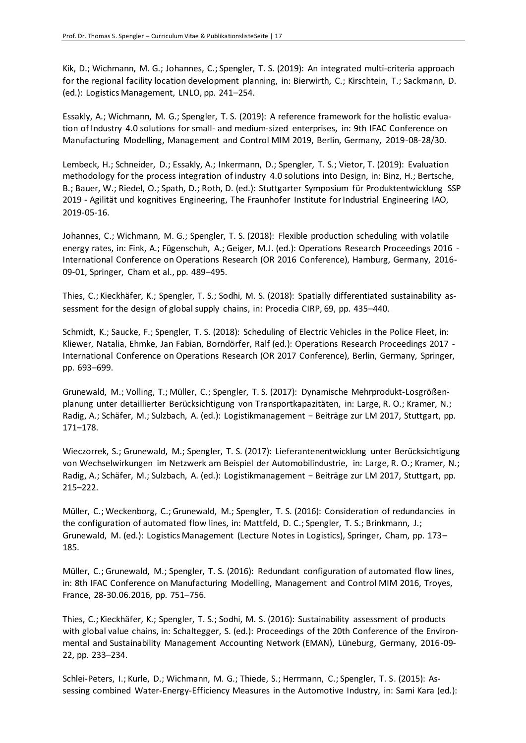Kik, D.; Wichmann, M. G.; Johannes, C.; Spengler, T. S. (2019): An integrated multi-criteria approach for the regional facility location development planning, in: Bierwirth, C.; Kirschtein, T.; Sackmann, D. (ed.): Logistics Management, LNLO, pp. 241–254.

Essakly, A.; Wichmann, M. G.; Spengler, T. S. (2019): A reference framework for the holistic evaluation of Industry 4.0 solutions for small- and medium-sized enterprises, in: 9th IFAC Conference on Manufacturing Modelling, Management and Control MIM 2019, Berlin, Germany, 2019-08-28/30.

Lembeck, H.; Schneider, D.; Essakly, A.; Inkermann, D.; Spengler, T. S.; Vietor, T. (2019): Evaluation methodology for the process integration of industry 4.0 solutions into Design, in: Binz, H.; Bertsche, B.; Bauer, W.; Riedel, O.; Spath, D.; Roth, D. (ed.): Stuttgarter Symposium für Produktentwicklung SSP 2019 - Agilität und kognitives Engineering, The Fraunhofer Institute for Industrial Engineering IAO, 2019-05-16.

Johannes, C.; Wichmann, M. G.; Spengler, T. S. (2018): Flexible production scheduling with volatile energy rates, in: Fink, A.; Fügenschuh, A.; Geiger, M.J. (ed.): Operations Research Proceedings 2016 - International Conference on Operations Research (OR 2016 Conference), Hamburg, Germany, 2016-09-01, Springer, Cham et al., pp. 489–495.

Thies, C.; Kieckhäfer, K.; Spengler, T. S.; Sodhi, M. S. (2018): Spatially differentiated sustainability assessment for the design of global supply chains, in: Procedia CIRP, 69, pp. 435–440.

Schmidt, K.; Saucke, F.; Spengler, T. S. (2018): Scheduling of Electric Vehicles in the Police Fleet, in: Kliewer, Natalia, Ehmke, Jan Fabian, Borndörfer, Ralf (ed.): Operations Research Proceedings 2017 - International Conference on Operations Research (OR 2017 Conference), Berlin, Germany, Springer, pp. 693–699.

Grunewald, M.; Volling, T.; Müller, C.; Spengler, T. S. (2017): Dynamische Mehrprodukt-Losgrößenplanung unter detaillierter Berücksichtigung von Transportkapazitäten, in: Large, R. O.; Kramer, N.; Radig, A.; Schäfer, M.; Sulzbach, A. (ed.): Logistikmanagement − Beiträge zur LM 2017, Stuttgart, pp. 171–178.

Wieczorrek, S.; Grunewald, M.; Spengler, T. S. (2017): Lieferantenentwicklung unter Berücksichtigung von Wechselwirkungen im Netzwerk am Beispiel der Automobilindustrie, in: Large, R. O.; Kramer, N.; Radig, A.; Schäfer, M.; Sulzbach, A. (ed.): Logistikmanagement − Beiträge zur LM 2017, Stuttgart, pp. 215–222.

Müller, C.; Weckenborg, C.; Grunewald, M.; Spengler, T. S. (2016): Consideration of redundancies in the configuration of automated flow lines, in: Mattfeld, D. C.; Spengler, T. S.; Brinkmann, J.; Grunewald, M. (ed.): Logistics Management (Lecture Notes in Logistics), Springer, Cham, pp. 173–185.

Müller, C.; Grunewald, M.; Spengler, T. S. (2016): Redundant configuration of automated flow lines, in: 8th IFAC Conference on Manufacturing Modelling, Management and Control MIM 2016, Troyes, France, 28-30.06.2016, pp. 751–756.

Thies, C.; Kieckhäfer, K.; Spengler, T. S.; Sodhi, M. S. (2016): Sustainability assessment of products with global value chains, in: Schaltegger, S. (ed.): Proceedings of the 20th Conference of the Environmental and Sustainability Management Accounting Network (EMAN), Lüneburg, Germany, 2016-09-22, pp. 233–234.

Schlei-Peters, I.; Kurle, D.; Wichmann, M. G.; Thiede, S.; Herrmann, C.; Spengler, T. S. (2015): Assessing combined Water-Energy-Efficiency Measures in the Automotive Industry, in: Sami Kara (ed.):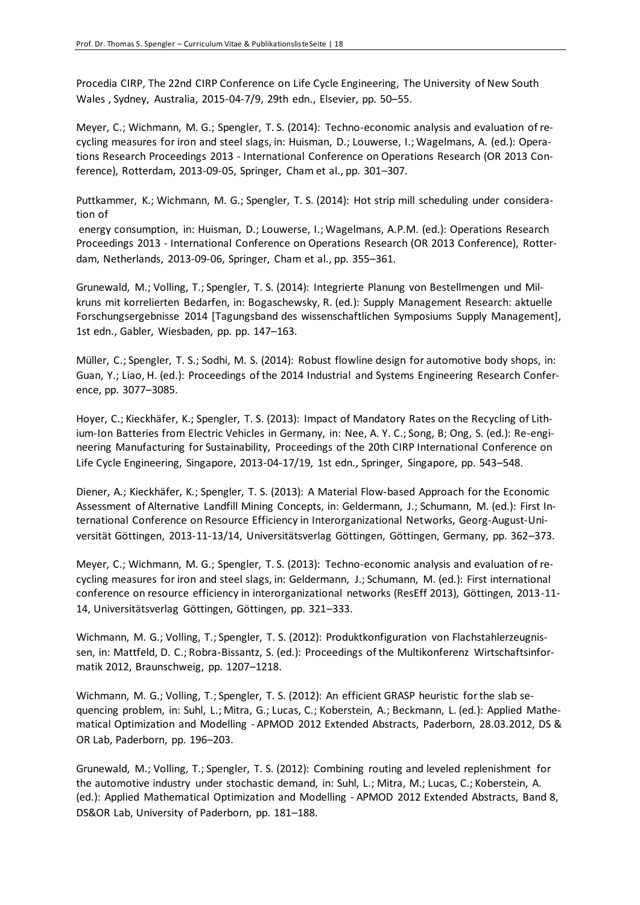Procedia CIRP, The 22nd CIRP Conference on Life Cycle Engineering, The University of New South Wales , Sydney, Australia, 2015-04-7/9, 29th edn., Elsevier, pp. 50–55.

Meyer, C.; Wichmann, M. G.; Spengler, T. S. (2014): Techno-economic analysis and evaluation of recycling measures for iron and steel slags, in: Huisman, D.; Louwerse, I.; Wagelmans, A. (ed.): Operations Research Proceedings 2013 - International Conference on Operations Research (OR 2013 Conference), Rotterdam, 2013-09-05, Springer, Cham et al., pp. 301–307.

Puttkammer, K.; Wichmann, M. G.; Spengler, T. S. (2014): Hot strip mill scheduling under consideration of
energy consumption, in: Huisman, D.; Louwerse, I.; Wagelmans, A.P.M. (ed.): Operations Research Proceedings 2013 - International Conference on Operations Research (OR 2013 Conference), Rotterdam, Netherlands, 2013-09-06, Springer, Cham et al., pp. 355–361.

Grunewald, M.; Volling, T.; Spengler, T. S. (2014): Integrierte Planung von Bestellmengen und Milkruns mit korrelierten Bedarfen, in: Bogaschewsky, R. (ed.): Supply Management Research: aktuelle Forschungsergebnisse 2014 [Tagungsband des wissenschaftlichen Symposiums Supply Management], 1st edn., Gabler, Wiesbaden, pp. pp. 147–163.

Müller, C.; Spengler, T. S.; Sodhi, M. S. (2014): Robust flowline design for automotive body shops, in: Guan, Y.; Liao, H. (ed.): Proceedings of the 2014 Industrial and Systems Engineering Research Conference, pp. 3077–3085.

Hoyer, C.; Kieckhäfer, K.; Spengler, T. S. (2013): Impact of Mandatory Rates on the Recycling of Lithium-Ion Batteries from Electric Vehicles in Germany, in: Nee, A. Y. C.; Song, B; Ong, S. (ed.): Re-engineering Manufacturing for Sustainability, Proceedings of the 20th CIRP International Conference on Life Cycle Engineering, Singapore, 2013-04-17/19, 1st edn., Springer, Singapore, pp. 543–548.

Diener, A.; Kieckhäfer, K.; Spengler, T. S. (2013): A Material Flow-based Approach for the Economic Assessment of Alternative Landfill Mining Concepts, in: Geldermann, J.; Schumann, M. (ed.): First International Conference on Resource Efficiency in Interorganizational Networks, Georg-August-Universität Göttingen, 2013-11-13/14, Universitätsverlag Göttingen, Göttingen, Germany, pp. 362–373.

Meyer, C.; Wichmann, M. G.; Spengler, T. S. (2013): Techno-economic analysis and evaluation of recycling measures for iron and steel slags, in: Geldermann, J.; Schumann, M. (ed.): First international conference on resource efficiency in interorganizational networks (ResEff 2013), Göttingen, 2013-11-14, Universitätsverlag Göttingen, Göttingen, pp. 321–333.

Wichmann, M. G.; Volling, T.; Spengler, T. S. (2012): Produktkonfiguration von Flachstahlerzeugnissen, in: Mattfeld, D. C.; Robra-Bissantz, S. (ed.): Proceedings of the Multikonferenz Wirtschaftsinformatik 2012, Braunschweig, pp. 1207–1218.

Wichmann, M. G.; Volling, T.; Spengler, T. S. (2012): An efficient GRASP heuristic for the slab sequencing problem, in: Suhl, L.; Mitra, G.; Lucas, C.; Koberstein, A.; Beckmann, L. (ed.): Applied Mathematical Optimization and Modelling - APMOD 2012 Extended Abstracts, Paderborn, 28.03.2012, DS & OR Lab, Paderborn, pp. 196–203.

Grunewald, M.; Volling, T.; Spengler, T. S. (2012): Combining routing and leveled replenishment for the automotive industry under stochastic demand, in: Suhl, L.; Mitra, M.; Lucas, C.; Koberstein, A. (ed.): Applied Mathematical Optimization and Modelling - APMOD 2012 Extended Abstracts, Band 8, DS&OR Lab, University of Paderborn, pp. 181–188.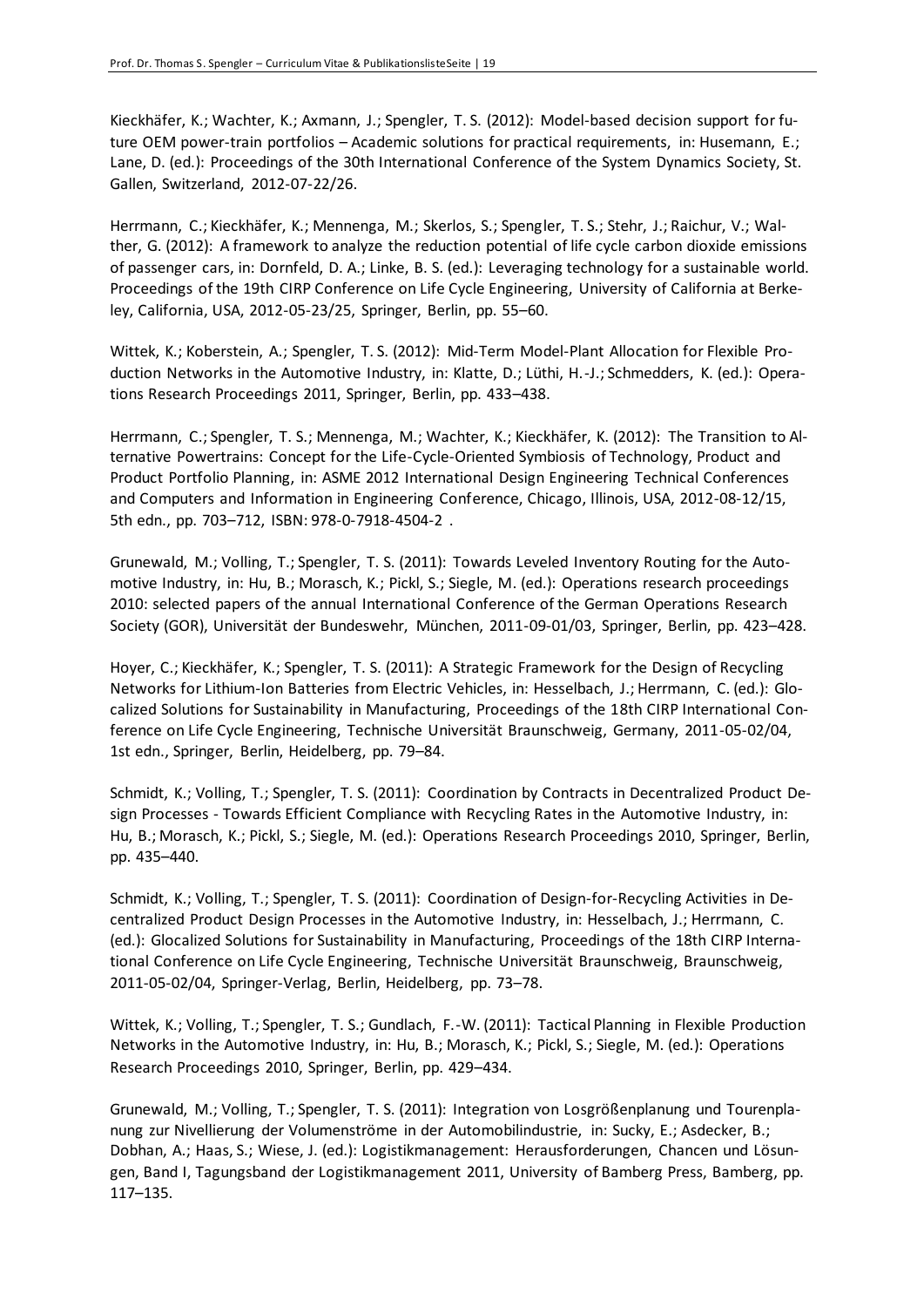Kieckhäfer, K.; Wachter, K.; Axmann, J.; Spengler, T. S. (2012): Model-based decision support for future OEM power-train portfolios – Academic solutions for practical requirements, in: Husemann, E.; Lane, D. (ed.): Proceedings of the 30th International Conference of the System Dynamics Society, St. Gallen, Switzerland, 2012-07-22/26.

Herrmann, C.; Kieckhäfer, K.; Mennenga, M.; Skerlos, S.; Spengler, T. S.; Stehr, J.; Raichur, V.; Walther, G. (2012): A framework to analyze the reduction potential of life cycle carbon dioxide emissions of passenger cars, in: Dornfeld, D. A.; Linke, B. S. (ed.): Leveraging technology for a sustainable world. Proceedings of the 19th CIRP Conference on Life Cycle Engineering, University of California at Berkeley, California, USA, 2012-05-23/25, Springer, Berlin, pp. 55–60.

Wittek, K.; Koberstein, A.; Spengler, T. S. (2012): Mid-Term Model-Plant Allocation for Flexible Production Networks in the Automotive Industry, in: Klatte, D.; Lüthi, H.-J.; Schmedders, K. (ed.): Operations Research Proceedings 2011, Springer, Berlin, pp. 433–438.

Herrmann, C.; Spengler, T. S.; Mennenga, M.; Wachter, K.; Kieckhäfer, K. (2012): The Transition to Alternative Powertrains: Concept for the Life-Cycle-Oriented Symbiosis of Technology, Product and Product Portfolio Planning, in: ASME 2012 International Design Engineering Technical Conferences and Computers and Information in Engineering Conference, Chicago, Illinois, USA, 2012-08-12/15, 5th edn., pp. 703–712, ISBN: 978-0-7918-4504-2 .

Grunewald, M.; Volling, T.; Spengler, T. S. (2011): Towards Leveled Inventory Routing for the Automotive Industry, in: Hu, B.; Morasch, K.; Pickl, S.; Siegle, M. (ed.): Operations research proceedings 2010: selected papers of the annual International Conference of the German Operations Research Society (GOR), Universität der Bundeswehr, München, 2011-09-01/03, Springer, Berlin, pp. 423–428.

Hoyer, C.; Kieckhäfer, K.; Spengler, T. S. (2011): A Strategic Framework for the Design of Recycling Networks for Lithium-Ion Batteries from Electric Vehicles, in: Hesselbach, J.; Herrmann, C. (ed.): Glocalized Solutions for Sustainability in Manufacturing, Proceedings of the 18th CIRP International Conference on Life Cycle Engineering, Technische Universität Braunschweig, Germany, 2011-05-02/04, 1st edn., Springer, Berlin, Heidelberg, pp. 79–84.

Schmidt, K.; Volling, T.; Spengler, T. S. (2011): Coordination by Contracts in Decentralized Product Design Processes - Towards Efficient Compliance with Recycling Rates in the Automotive Industry, in: Hu, B.; Morasch, K.; Pickl, S.; Siegle, M. (ed.): Operations Research Proceedings 2010, Springer, Berlin, pp. 435–440.

Schmidt, K.; Volling, T.; Spengler, T. S. (2011): Coordination of Design-for-Recycling Activities in Decentralized Product Design Processes in the Automotive Industry, in: Hesselbach, J.; Herrmann, C. (ed.): Glocalized Solutions for Sustainability in Manufacturing, Proceedings of the 18th CIRP International Conference on Life Cycle Engineering, Technische Universität Braunschweig, Braunschweig, 2011-05-02/04, Springer-Verlag, Berlin, Heidelberg, pp. 73–78.

Wittek, K.; Volling, T.; Spengler, T. S.; Gundlach, F.-W. (2011): Tactical Planning in Flexible Production Networks in the Automotive Industry, in: Hu, B.; Morasch, K.; Pickl, S.; Siegle, M. (ed.): Operations Research Proceedings 2010, Springer, Berlin, pp. 429–434.

Grunewald, M.; Volling, T.; Spengler, T. S. (2011): Integration von Losgrößenplanung und Tourenplanung zur Nivellierung der Volumenströme in der Automobilindustrie, in: Sucky, E.; Asdecker, B.; Dobhan, A.; Haas, S.; Wiese, J. (ed.): Logistikmanagement: Herausforderungen, Chancen und Lösungen, Band I, Tagungsband der Logistikmanagement 2011, University of Bamberg Press, Bamberg, pp. 117–135.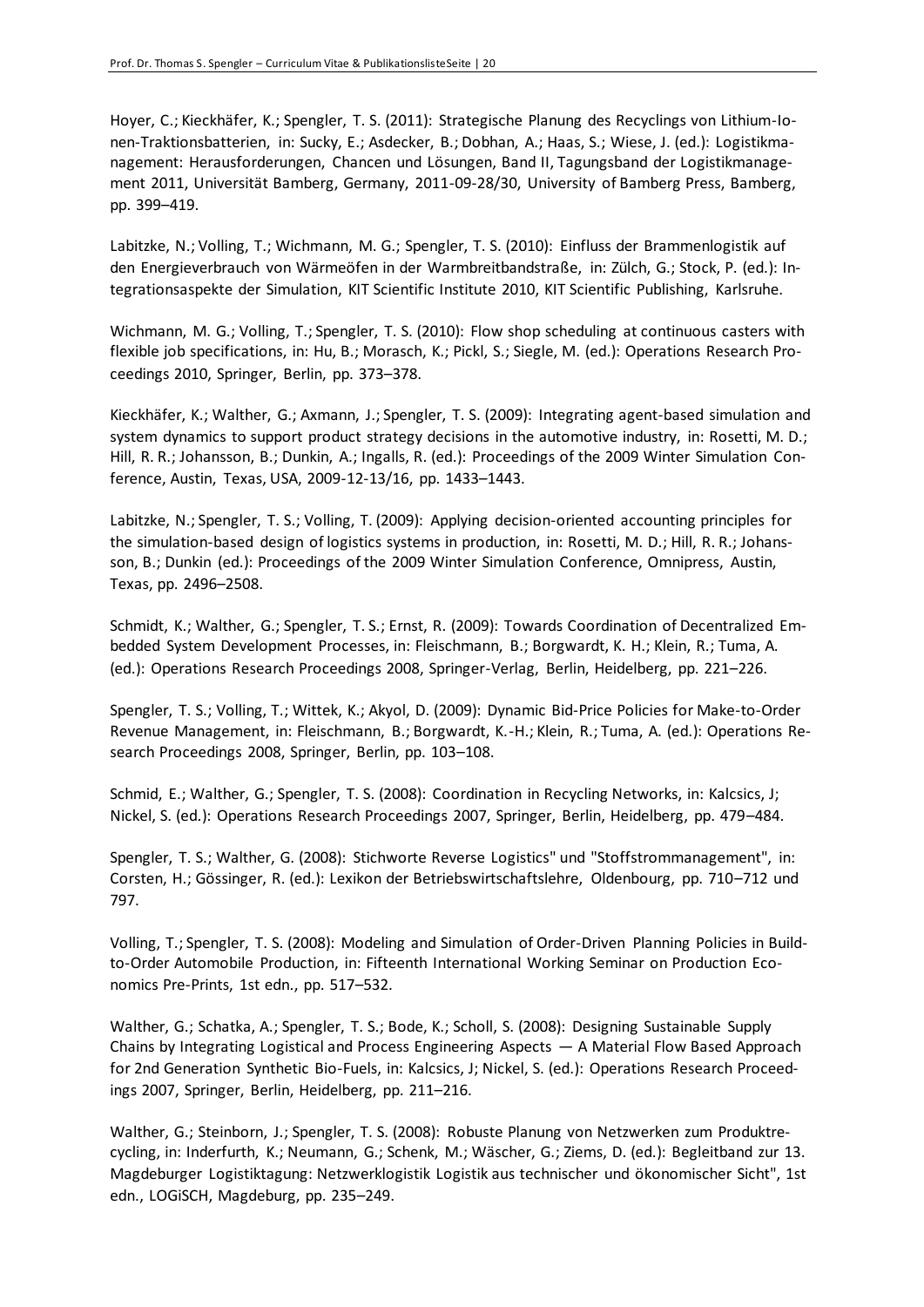Hoyer, C.; Kieckhäfer, K.; Spengler, T. S. (2011): Strategische Planung des Recyclings von Lithium-Ionen-Traktionsbatterien, in: Sucky, E.; Asdecker, B.; Dobhan, A.; Haas, S.; Wiese, J. (ed.): Logistikmanagement: Herausforderungen, Chancen und Lösungen, Band II, Tagungsband der Logistikmanagement 2011, Universität Bamberg, Germany, 2011-09-28/30, University of Bamberg Press, Bamberg, pp. 399–419.

Labitzke, N.; Volling, T.; Wichmann, M. G.; Spengler, T. S. (2010): Einfluss der Brammenlogistik auf den Energieverbrauch von Wärmeöfen in der Warmbreitbandstraße, in: Zülch, G.; Stock, P. (ed.): Integrationsaspekte der Simulation, KIT Scientific Institute 2010, KIT Scientific Publishing, Karlsruhe.

Wichmann, M. G.; Volling, T.; Spengler, T. S. (2010): Flow shop scheduling at continuous casters with flexible job specifications, in: Hu, B.; Morasch, K.; Pickl, S.; Siegle, M. (ed.): Operations Research Proceedings 2010, Springer, Berlin, pp. 373–378.

Kieckhäfer, K.; Walther, G.; Axmann, J.; Spengler, T. S. (2009): Integrating agent-based simulation and system dynamics to support product strategy decisions in the automotive industry, in: Rosetti, M. D.; Hill, R. R.; Johansson, B.; Dunkin, A.; Ingalls, R. (ed.): Proceedings of the 2009 Winter Simulation Conference, Austin, Texas, USA, 2009-12-13/16, pp. 1433–1443.

Labitzke, N.; Spengler, T. S.; Volling, T. (2009): Applying decision-oriented accounting principles for the simulation-based design of logistics systems in production, in: Rosetti, M. D.; Hill, R. R.; Johansson, B.; Dunkin (ed.): Proceedings of the 2009 Winter Simulation Conference, Omnipress, Austin, Texas, pp. 2496–2508.

Schmidt, K.; Walther, G.; Spengler, T. S.; Ernst, R. (2009): Towards Coordination of Decentralized Embedded System Development Processes, in: Fleischmann, B.; Borgwardt, K. H.; Klein, R.; Tuma, A. (ed.): Operations Research Proceedings 2008, Springer-Verlag, Berlin, Heidelberg, pp. 221–226.

Spengler, T. S.; Volling, T.; Wittek, K.; Akyol, D. (2009): Dynamic Bid-Price Policies for Make-to-Order Revenue Management, in: Fleischmann, B.; Borgwardt, K.-H.; Klein, R.; Tuma, A. (ed.): Operations Research Proceedings 2008, Springer, Berlin, pp. 103–108.

Schmid, E.; Walther, G.; Spengler, T. S. (2008): Coordination in Recycling Networks, in: Kalcsics, J; Nickel, S. (ed.): Operations Research Proceedings 2007, Springer, Berlin, Heidelberg, pp. 479–484.

Spengler, T. S.; Walther, G. (2008): Stichworte Reverse Logistics" und "Stoffstrommanagement", in: Corsten, H.; Gössinger, R. (ed.): Lexikon der Betriebswirtschaftslehre, Oldenbourg, pp. 710–712 und 797.

Volling, T.; Spengler, T. S. (2008): Modeling and Simulation of Order-Driven Planning Policies in Build-to-Order Automobile Production, in: Fifteenth International Working Seminar on Production Economics Pre-Prints, 1st edn., pp. 517–532.

Walther, G.; Schatka, A.; Spengler, T. S.; Bode, K.; Scholl, S. (2008): Designing Sustainable Supply Chains by Integrating Logistical and Process Engineering Aspects — A Material Flow Based Approach for 2nd Generation Synthetic Bio-Fuels, in: Kalcsics, J; Nickel, S. (ed.): Operations Research Proceedings 2007, Springer, Berlin, Heidelberg, pp. 211–216.

Walther, G.; Steinborn, J.; Spengler, T. S. (2008): Robuste Planung von Netzwerken zum Produktrecycling, in: Inderfurth, K.; Neumann, G.; Schenk, M.; Wäscher, G.; Ziems, D. (ed.): Begleitband zur 13. Magdeburger Logistiktagung: Netzwerklogistik Logistik aus technischer und ökonomischer Sicht", 1st edn., LOGiSCH, Magdeburg, pp. 235–249.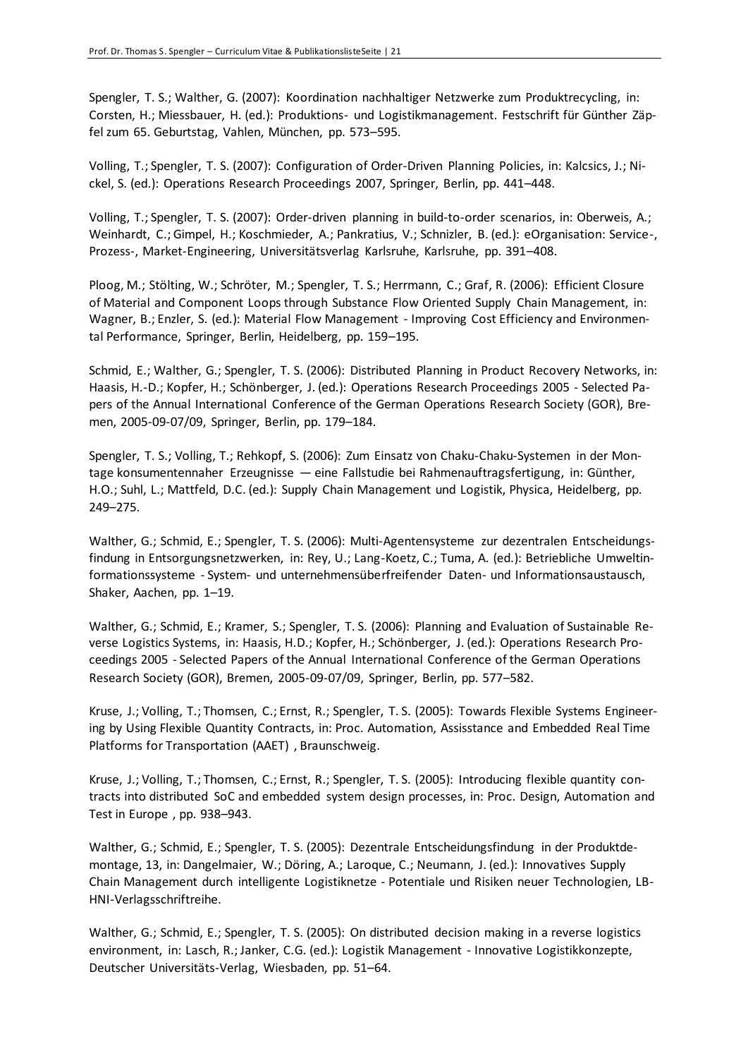Spengler, T. S.; Walther, G. (2007): Koordination nachhaltiger Netzwerke zum Produktrecycling, in: Corsten, H.; Miessbauer, H. (ed.): Produktions- und Logistikmanagement. Festschrift für Günther Zäpfel zum 65. Geburtstag, Vahlen, München, pp. 573–595.

Volling, T.; Spengler, T. S. (2007): Configuration of Order-Driven Planning Policies, in: Kalcsics, J.; Nickel, S. (ed.): Operations Research Proceedings 2007, Springer, Berlin, pp. 441–448.

Volling, T.; Spengler, T. S. (2007): Order-driven planning in build-to-order scenarios, in: Oberweis, A.; Weinhardt, C.; Gimpel, H.; Koschmieder, A.; Pankratius, V.; Schnizler, B. (ed.): eOrganisation: Service-, Prozess-, Market-Engineering, Universitätsverlag Karlsruhe, Karlsruhe, pp. 391–408.

Ploog, M.; Stölting, W.; Schröter, M.; Spengler, T. S.; Herrmann, C.; Graf, R. (2006): Efficient Closure of Material and Component Loops through Substance Flow Oriented Supply Chain Management, in: Wagner, B.; Enzler, S. (ed.): Material Flow Management - Improving Cost Efficiency and Environmental Performance, Springer, Berlin, Heidelberg, pp. 159–195.

Schmid, E.; Walther, G.; Spengler, T. S. (2006): Distributed Planning in Product Recovery Networks, in: Haasis, H.-D.; Kopfer, H.; Schönberger, J. (ed.): Operations Research Proceedings 2005 - Selected Papers of the Annual International Conference of the German Operations Research Society (GOR), Bremen, 2005-09-07/09, Springer, Berlin, pp. 179–184.

Spengler, T. S.; Volling, T.; Rehkopf, S. (2006): Zum Einsatz von Chaku-Chaku-Systemen in der Montage konsumentennaher Erzeugnisse — eine Fallstudie bei Rahmenauftragsfertigung, in: Günther, H.O.; Suhl, L.; Mattfeld, D.C. (ed.): Supply Chain Management und Logistik, Physica, Heidelberg, pp. 249–275.

Walther, G.; Schmid, E.; Spengler, T. S. (2006): Multi-Agentensysteme zur dezentralen Entscheidungsfindung in Entsorgungsnetzwerken, in: Rey, U.; Lang-Koetz, C.; Tuma, A. (ed.): Betriebliche Umweltinformationssysteme - System- und unternehmensüberfreifender Daten- und Informationsaustausch, Shaker, Aachen, pp. 1–19.

Walther, G.; Schmid, E.; Kramer, S.; Spengler, T. S. (2006): Planning and Evaluation of Sustainable Reverse Logistics Systems, in: Haasis, H.D.; Kopfer, H.; Schönberger, J. (ed.): Operations Research Proceedings 2005 - Selected Papers of the Annual International Conference of the German Operations Research Society (GOR), Bremen, 2005-09-07/09, Springer, Berlin, pp. 577–582.

Kruse, J.; Volling, T.; Thomsen, C.; Ernst, R.; Spengler, T. S. (2005): Towards Flexible Systems Engineering by Using Flexible Quantity Contracts, in: Proc. Automation, Assisstance and Embedded Real Time Platforms for Transportation (AAET) , Braunschweig.

Kruse, J.; Volling, T.; Thomsen, C.; Ernst, R.; Spengler, T. S. (2005): Introducing flexible quantity contracts into distributed SoC and embedded system design processes, in: Proc. Design, Automation and Test in Europe , pp. 938–943.

Walther, G.; Schmid, E.; Spengler, T. S. (2005): Dezentrale Entscheidungsfindung in der Produktdemontage, 13, in: Dangelmaier, W.; Döring, A.; Laroque, C.; Neumann, J. (ed.): Innovatives Supply Chain Management durch intelligente Logistiknetze - Potentiale und Risiken neuer Technologien, LB-HNI-Verlagsschriftreihe.

Walther, G.; Schmid, E.; Spengler, T. S. (2005): On distributed decision making in a reverse logistics environment, in: Lasch, R.; Janker, C.G. (ed.): Logistik Management - Innovative Logistikkonzepte, Deutscher Universitäts-Verlag, Wiesbaden, pp. 51–64.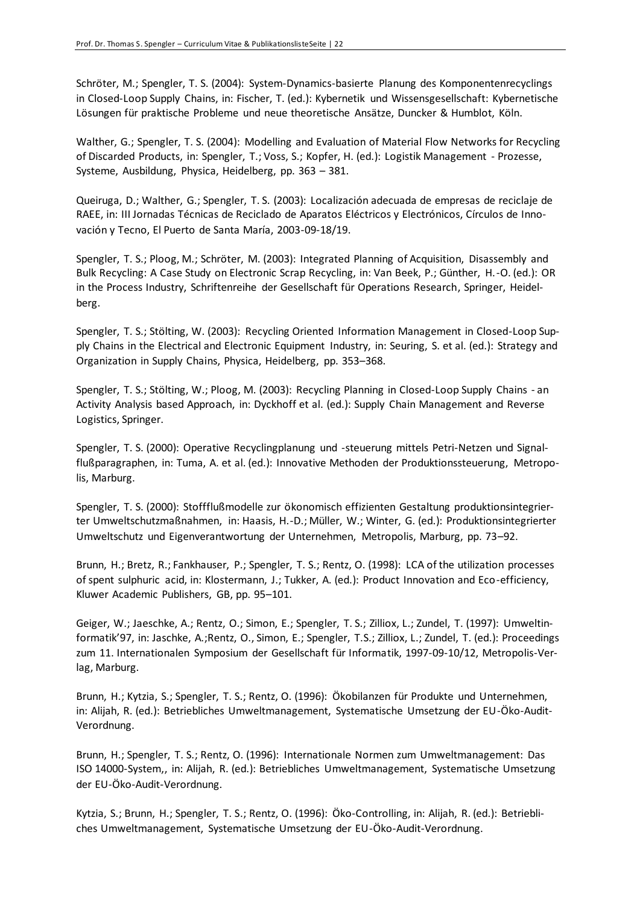Schröter, M.; Spengler, T. S. (2004): System-Dynamics-basierte Planung des Komponentenrecyclings in Closed-Loop Supply Chains, in: Fischer, T. (ed.): Kybernetik und Wissensgesellschaft: Kybernetische Lösungen für praktische Probleme und neue theoretische Ansätze, Duncker & Humblot, Köln.

Walther, G.; Spengler, T. S. (2004): Modelling and Evaluation of Material Flow Networks for Recycling of Discarded Products, in: Spengler, T.; Voss, S.; Kopfer, H. (ed.): Logistik Management - Prozesse, Systeme, Ausbildung, Physica, Heidelberg, pp. 363 – 381.

Queiruga, D.; Walther, G.; Spengler, T. S. (2003): Localización adecuada de empresas de reciclaje de RAEE, in: III Jornadas Técnicas de Reciclado de Aparatos Eléctricos y Electrónicos, Círculos de Innovación y Tecno, El Puerto de Santa María, 2003-09-18/19.

Spengler, T. S.; Ploog, M.; Schröter, M. (2003): Integrated Planning of Acquisition, Disassembly and Bulk Recycling: A Case Study on Electronic Scrap Recycling, in: Van Beek, P.; Günther, H.-O. (ed.): OR in the Process Industry, Schriftenreihe der Gesellschaft für Operations Research, Springer, Heidelberg.

Spengler, T. S.; Stölting, W. (2003): Recycling Oriented Information Management in Closed-Loop Supply Chains in the Electrical and Electronic Equipment Industry, in: Seuring, S. et al. (ed.): Strategy and Organization in Supply Chains, Physica, Heidelberg, pp. 353–368.

Spengler, T. S.; Stölting, W.; Ploog, M. (2003): Recycling Planning in Closed-Loop Supply Chains - an Activity Analysis based Approach, in: Dyckhoff et al. (ed.): Supply Chain Management and Reverse Logistics, Springer.

Spengler, T. S. (2000): Operative Recyclingplanung und -steuerung mittels Petri-Netzen und Signalflußparagraphen, in: Tuma, A. et al. (ed.): Innovative Methoden der Produktionssteuerung, Metropolis, Marburg.

Spengler, T. S. (2000): Stoffflußmodelle zur ökonomisch effizienten Gestaltung produktionsintegrierter Umweltschutzmaßnahmen, in: Haasis, H.-D.; Müller, W.; Winter, G. (ed.): Produktionsintegrierter Umweltschutz und Eigenverantwortung der Unternehmen, Metropolis, Marburg, pp. 73–92.

Brunn, H.; Bretz, R.; Fankhauser, P.; Spengler, T. S.; Rentz, O. (1998): LCA of the utilization processes of spent sulphuric acid, in: Klostermann, J.; Tukker, A. (ed.): Product Innovation and Eco-efficiency, Kluwer Academic Publishers, GB, pp. 95–101.

Geiger, W.; Jaeschke, A.; Rentz, O.; Simon, E.; Spengler, T. S.; Zilliox, L.; Zundel, T. (1997): Umweltinformatik'97, in: Jaschke, A.;Rentz, O., Simon, E.; Spengler, T.S.; Zilliox, L.; Zundel, T. (ed.): Proceedings zum 11. Internationalen Symposium der Gesellschaft für Informatik, 1997-09-10/12, Metropolis-Verlag, Marburg.

Brunn, H.; Kytzia, S.; Spengler, T. S.; Rentz, O. (1996): Ökobilanzen für Produkte und Unternehmen, in: Alijah, R. (ed.): Betriebliches Umweltmanagement, Systematische Umsetzung der EU-Öko-Audit-Verordnung.

Brunn, H.; Spengler, T. S.; Rentz, O. (1996): Internationale Normen zum Umweltmanagement: Das ISO 14000-System,, in: Alijah, R. (ed.): Betriebliches Umweltmanagement, Systematische Umsetzung der EU-Öko-Audit-Verordnung.

Kytzia, S.; Brunn, H.; Spengler, T. S.; Rentz, O. (1996): Öko-Controlling, in: Alijah, R. (ed.): Betriebliches Umweltmanagement, Systematische Umsetzung der EU-Öko-Audit-Verordnung.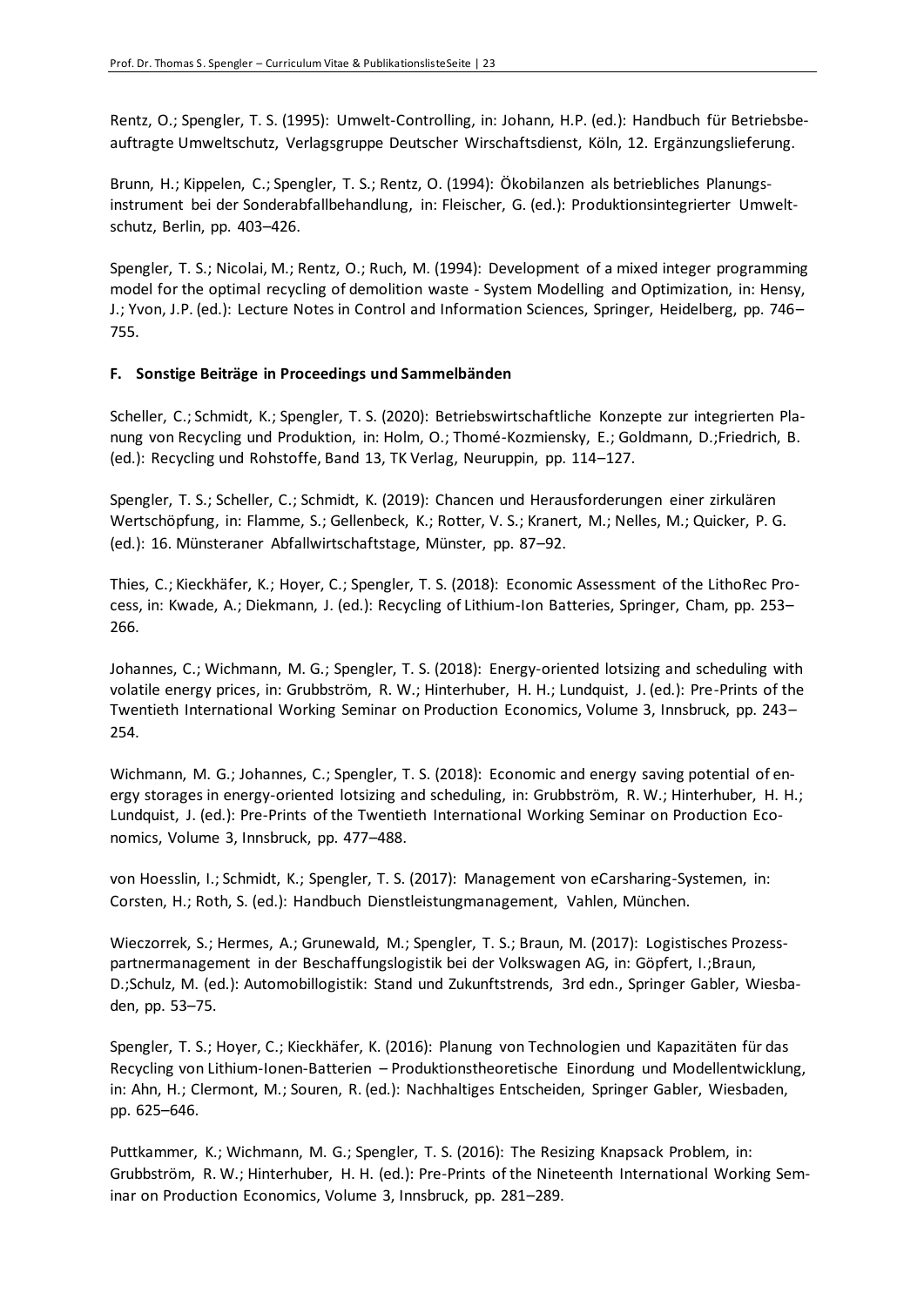Rentz, O.; Spengler, T. S. (1995): Umwelt-Controlling, in: Johann, H.P. (ed.): Handbuch für Betriebsbeauftragte Umweltschutz, Verlagsgruppe Deutscher Wirschaftsdienst, Köln, 12. Ergänzungslieferung.

Brunn, H.; Kippelen, C.; Spengler, T. S.; Rentz, O. (1994): Ökobilanzen als betriebliches Planungsinstrument bei der Sonderabfallbehandlung, in: Fleischer, G. (ed.): Produktionsintegrierter Umweltschutz, Berlin, pp. 403–426.

Spengler, T. S.; Nicolai, M.; Rentz, O.; Ruch, M. (1994): Development of a mixed integer programming model for the optimal recycling of demolition waste - System Modelling and Optimization, in: Hensy, J.; Yvon, J.P. (ed.): Lecture Notes in Control and Information Sciences, Springer, Heidelberg, pp. 746–755.

### F. Sonstige Beiträge in Proceedings und Sammelbänden

Scheller, C.; Schmidt, K.; Spengler, T. S. (2020): Betriebswirtschaftliche Konzepte zur integrierten Planung von Recycling und Produktion, in: Holm, O.; Thomé-Kozmiensky, E.; Goldmann, D.;Friedrich, B. (ed.): Recycling und Rohstoffe, Band 13, TK Verlag, Neuruppin, pp. 114–127.

Spengler, T. S.; Scheller, C.; Schmidt, K. (2019): Chancen und Herausforderungen einer zirkulären Wertschöpfung, in: Flamme, S.; Gellenbeck, K.; Rotter, V. S.; Kranert, M.; Nelles, M.; Quicker, P. G. (ed.): 16. Münsteraner Abfallwirtschaftstage, Münster, pp. 87–92.

Thies, C.; Kieckhäfer, K.; Hoyer, C.; Spengler, T. S. (2018): Economic Assessment of the LithoRec Process, in: Kwade, A.; Diekmann, J. (ed.): Recycling of Lithium-Ion Batteries, Springer, Cham, pp. 253–266.

Johannes, C.; Wichmann, M. G.; Spengler, T. S. (2018): Energy-oriented lotsizing and scheduling with volatile energy prices, in: Grubbström, R. W.; Hinterhuber, H. H.; Lundquist, J. (ed.): Pre-Prints of the Twentieth International Working Seminar on Production Economics, Volume 3, Innsbruck, pp. 243–254.

Wichmann, M. G.; Johannes, C.; Spengler, T. S. (2018): Economic and energy saving potential of energy storages in energy-oriented lotsizing and scheduling, in: Grubbström, R. W.; Hinterhuber, H. H.; Lundquist, J. (ed.): Pre-Prints of the Twentieth International Working Seminar on Production Economics, Volume 3, Innsbruck, pp. 477–488.

von Hoesslin, I.; Schmidt, K.; Spengler, T. S. (2017): Management von eCarsharing-Systemen, in: Corsten, H.; Roth, S. (ed.): Handbuch Dienstleistungmanagement, Vahlen, München.

Wieczorrek, S.; Hermes, A.; Grunewald, M.; Spengler, T. S.; Braun, M. (2017): Logistisches Prozesspartnermanagement in der Beschaffungslogistik bei der Volkswagen AG, in: Göpfert, I.;Braun, D.;Schulz, M. (ed.): Automobillogistik: Stand und Zukunftstrends, 3rd edn., Springer Gabler, Wiesbaden, pp. 53–75.

Spengler, T. S.; Hoyer, C.; Kieckhäfer, K. (2016): Planung von Technologien und Kapazitäten für das Recycling von Lithium-Ionen-Batterien – Produktionstheoretische Einordung und Modellentwicklung, in: Ahn, H.; Clermont, M.; Souren, R. (ed.): Nachhaltiges Entscheiden, Springer Gabler, Wiesbaden, pp. 625–646.

Puttkammer, K.; Wichmann, M. G.; Spengler, T. S. (2016): The Resizing Knapsack Problem, in: Grubbström, R. W.; Hinterhuber, H. H. (ed.): Pre-Prints of the Nineteenth International Working Seminar on Production Economics, Volume 3, Innsbruck, pp. 281–289.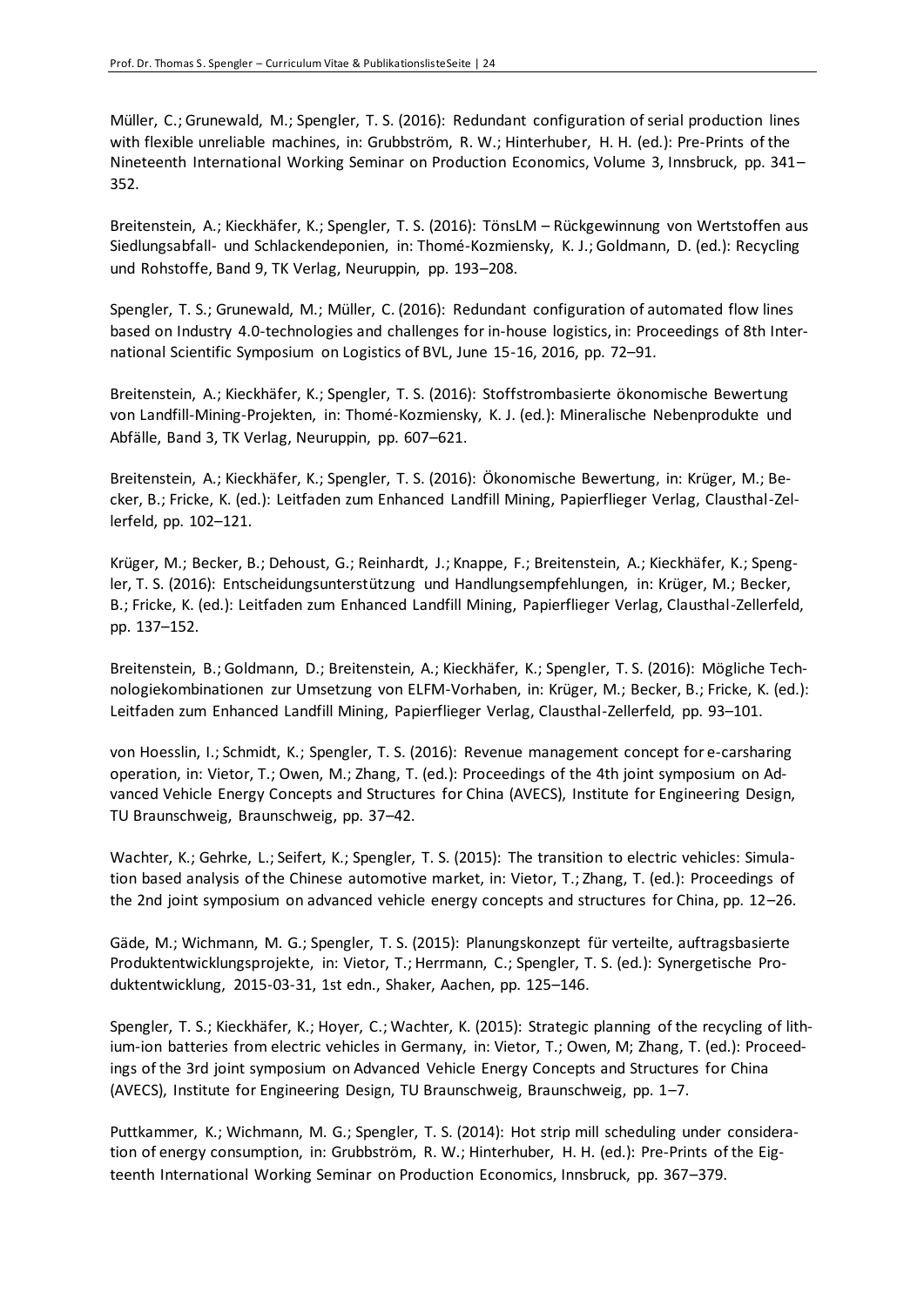Müller, C.; Grunewald, M.; Spengler, T. S. (2016): Redundant configuration of serial production lines with flexible unreliable machines, in: Grubbström, R. W.; Hinterhuber, H. H. (ed.): Pre-Prints of the Nineteenth International Working Seminar on Production Economics, Volume 3, Innsbruck, pp. 341–352.

Breitenstein, A.; Kieckhäfer, K.; Spengler, T. S. (2016): TönsLM – Rückgewinnung von Wertstoffen aus Siedlungsabfall- und Schlackendeponien, in: Thomé-Kozmiensky, K. J.; Goldmann, D. (ed.): Recycling und Rohstoffe, Band 9, TK Verlag, Neuruppin, pp. 193–208.

Spengler, T. S.; Grunewald, M.; Müller, C. (2016): Redundant configuration of automated flow lines based on Industry 4.0-technologies and challenges for in-house logistics, in: Proceedings of 8th International Scientific Symposium on Logistics of BVL, June 15-16, 2016, pp. 72–91.

Breitenstein, A.; Kieckhäfer, K.; Spengler, T. S. (2016): Stoffstrombasierte ökonomische Bewertung von Landfill-Mining-Projekten, in: Thomé-Kozmiensky, K. J. (ed.): Mineralische Nebenprodukte und Abfälle, Band 3, TK Verlag, Neuruppin, pp. 607–621.

Breitenstein, A.; Kieckhäfer, K.; Spengler, T. S. (2016): Ökonomische Bewertung, in: Krüger, M.; Becker, B.; Fricke, K. (ed.): Leitfaden zum Enhanced Landfill Mining, Papierflieger Verlag, Clausthal-Zellerfeld, pp. 102–121.

Krüger, M.; Becker, B.; Dehoust, G.; Reinhardt, J.; Knappe, F.; Breitenstein, A.; Kieckhäfer, K.; Spengler, T. S. (2016): Entscheidungsunterstützung und Handlungsempfehlungen, in: Krüger, M.; Becker, B.; Fricke, K. (ed.): Leitfaden zum Enhanced Landfill Mining, Papierflieger Verlag, Clausthal-Zellerfeld, pp. 137–152.

Breitenstein, B.; Goldmann, D.; Breitenstein, A.; Kieckhäfer, K.; Spengler, T. S. (2016): Mögliche Technologiekombinationen zur Umsetzung von ELFM-Vorhaben, in: Krüger, M.; Becker, B.; Fricke, K. (ed.): Leitfaden zum Enhanced Landfill Mining, Papierflieger Verlag, Clausthal-Zellerfeld, pp. 93–101.

von Hoesslin, I.; Schmidt, K.; Spengler, T. S. (2016): Revenue management concept for e-carsharing operation, in: Vietor, T.; Owen, M.; Zhang, T. (ed.): Proceedings of the 4th joint symposium on Advanced Vehicle Energy Concepts and Structures for China (AVECS), Institute for Engineering Design, TU Braunschweig, Braunschweig, pp. 37–42.

Wachter, K.; Gehrke, L.; Seifert, K.; Spengler, T. S. (2015): The transition to electric vehicles: Simulation based analysis of the Chinese automotive market, in: Vietor, T.; Zhang, T. (ed.): Proceedings of the 2nd joint symposium on advanced vehicle energy concepts and structures for China, pp. 12–26.

Gäde, M.; Wichmann, M. G.; Spengler, T. S. (2015): Planungskonzept für verteilte, auftragsbasierte Produktentwicklungsprojekte, in: Vietor, T.; Herrmann, C.; Spengler, T. S. (ed.): Synergetische Produktentwicklung, 2015-03-31, 1st edn., Shaker, Aachen, pp. 125–146.

Spengler, T. S.; Kieckhäfer, K.; Hoyer, C.; Wachter, K. (2015): Strategic planning of the recycling of lithium-ion batteries from electric vehicles in Germany, in: Vietor, T.; Owen, M; Zhang, T. (ed.): Proceedings of the 3rd joint symposium on Advanced Vehicle Energy Concepts and Structures for China (AVECS), Institute for Engineering Design, TU Braunschweig, Braunschweig, pp. 1–7.

Puttkammer, K.; Wichmann, M. G.; Spengler, T. S. (2014): Hot strip mill scheduling under consideration of energy consumption, in: Grubbström, R. W.; Hinterhuber, H. H. (ed.): Pre-Prints of the Eigteenth International Working Seminar on Production Economics, Innsbruck, pp. 367–379.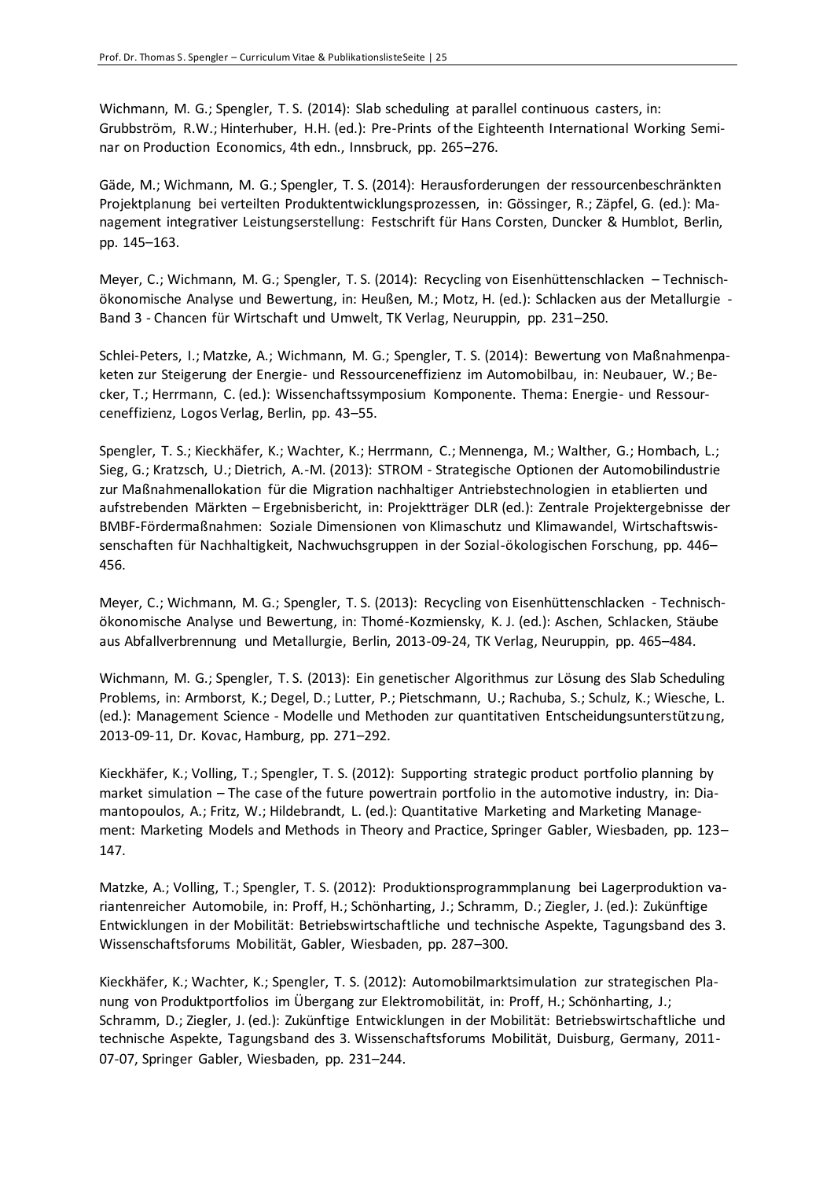Wichmann, M. G.; Spengler, T. S. (2014): Slab scheduling at parallel continuous casters, in: Grubbström, R.W.; Hinterhuber, H.H. (ed.): Pre-Prints of the Eighteenth International Working Seminar on Production Economics, 4th edn., Innsbruck, pp. 265–276.

Gäde, M.; Wichmann, M. G.; Spengler, T. S. (2014): Herausforderungen der ressourcenbeschränkten Projektplanung bei verteilten Produktentwicklungsprozessen, in: Gössinger, R.; Zäpfel, G. (ed.): Management integrativer Leistungserstellung: Festschrift für Hans Corsten, Duncker & Humblot, Berlin, pp. 145–163.

Meyer, C.; Wichmann, M. G.; Spengler, T. S. (2014): Recycling von Eisenhüttenschlacken – Technisch-ökonomische Analyse und Bewertung, in: Heußen, M.; Motz, H. (ed.): Schlacken aus der Metallurgie - Band 3 - Chancen für Wirtschaft und Umwelt, TK Verlag, Neuruppin, pp. 231–250.

Schlei-Peters, I.; Matzke, A.; Wichmann, M. G.; Spengler, T. S. (2014): Bewertung von Maßnahmenpaketen zur Steigerung der Energie- und Ressourceneffizienz im Automobilbau, in: Neubauer, W.; Becker, T.; Herrmann, C. (ed.): Wissenschaftssymposium Komponente. Thema: Energie- und Ressourceneffizienz, Logos Verlag, Berlin, pp. 43–55.

Spengler, T. S.; Kieckhäfer, K.; Wachter, K.; Herrmann, C.; Mennenga, M.; Walther, G.; Hombach, L.; Sieg, G.; Kratzsch, U.; Dietrich, A.-M. (2013): STROM - Strategische Optionen der Automobilindustrie zur Maßnahmenallokation für die Migration nachhaltiger Antriebstechnologien in etablierten und aufstrebenden Märkten – Ergebnisbericht, in: Projektträger DLR (ed.): Zentrale Projektergebnisse der BMBF-Fördermaßnahmen: Soziale Dimensionen von Klimaschutz und Klimawandel, Wirtschaftswissenschaften für Nachhaltigkeit, Nachwuchsgruppen in der Sozial-ökologischen Forschung, pp. 446–456.

Meyer, C.; Wichmann, M. G.; Spengler, T. S. (2013): Recycling von Eisenhüttenschlacken - Technisch-ökonomische Analyse und Bewertung, in: Thomé-Kozmiensky, K. J. (ed.): Aschen, Schlacken, Stäube aus Abfallverbrennung und Metallurgie, Berlin, 2013-09-24, TK Verlag, Neuruppin, pp. 465–484.

Wichmann, M. G.; Spengler, T. S. (2013): Ein genetischer Algorithmus zur Lösung des Slab Scheduling Problems, in: Armborst, K.; Degel, D.; Lutter, P.; Pietschmann, U.; Rachuba, S.; Schulz, K.; Wiesche, L. (ed.): Management Science - Modelle und Methoden zur quantitativen Entscheidungsunterstützung, 2013-09-11, Dr. Kovac, Hamburg, pp. 271–292.

Kieckhäfer, K.; Volling, T.; Spengler, T. S. (2012): Supporting strategic product portfolio planning by market simulation – The case of the future powertrain portfolio in the automotive industry, in: Diamantopoulos, A.; Fritz, W.; Hildebrandt, L. (ed.): Quantitative Marketing and Marketing Management: Marketing Models and Methods in Theory and Practice, Springer Gabler, Wiesbaden, pp. 123–147.

Matzke, A.; Volling, T.; Spengler, T. S. (2012): Produktionsprogrammplanung bei Lagerproduktion variantenreicher Automobile, in: Proff, H.; Schönharting, J.; Schramm, D.; Ziegler, J. (ed.): Zukünftige Entwicklungen in der Mobilität: Betriebswirtschaftliche und technische Aspekte, Tagungsband des 3. Wissenschaftsforums Mobilität, Gabler, Wiesbaden, pp. 287–300.

Kieckhäfer, K.; Wachter, K.; Spengler, T. S. (2012): Automobilmarktsimulation zur strategischen Planung von Produktportfolios im Übergang zur Elektromobilität, in: Proff, H.; Schönharting, J.; Schramm, D.; Ziegler, J. (ed.): Zukünftige Entwicklungen in der Mobilität: Betriebswirtschaftliche und technische Aspekte, Tagungsband des 3. Wissenschaftsforums Mobilität, Duisburg, Germany, 2011-07-07, Springer Gabler, Wiesbaden, pp. 231–244.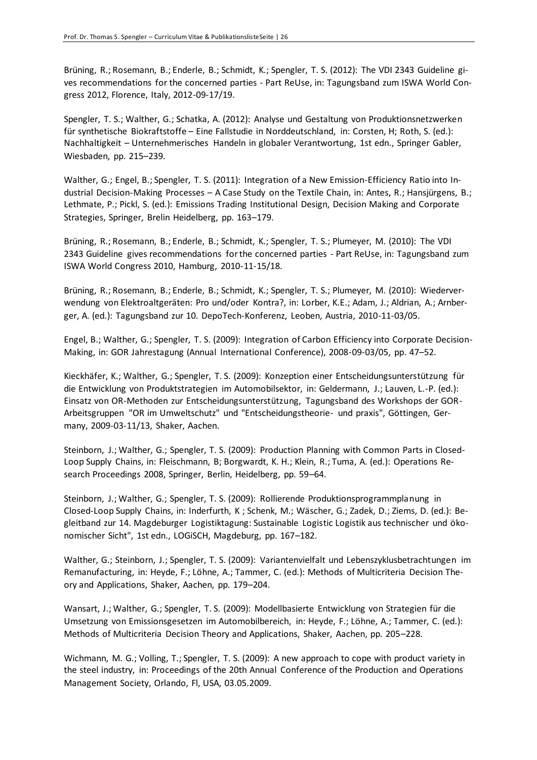Brüning, R.; Rosemann, B.; Enderle, B.; Schmidt, K.; Spengler, T. S. (2012): The VDI 2343 Guideline gives recommendations for the concerned parties - Part ReUse, in: Tagungsband zum ISWA World Congress 2012, Florence, Italy, 2012-09-17/19.

Spengler, T. S.; Walther, G.; Schatka, A. (2012): Analyse und Gestaltung von Produktionsnetzwerken für synthetische Biokraftstoffe – Eine Fallstudie in Norddeutschland, in: Corsten, H; Roth, S. (ed.): Nachhaltigkeit – Unternehmerisches Handeln in globaler Verantwortung, 1st edn., Springer Gabler, Wiesbaden, pp. 215–239.

Walther, G.; Engel, B.; Spengler, T. S. (2011): Integration of a New Emission-Efficiency Ratio into Industrial Decision-Making Processes – A Case Study on the Textile Chain, in: Antes, R.; Hansjürgens, B.; Lethmate, P.; Pickl, S. (ed.): Emissions Trading Institutional Design, Decision Making and Corporate Strategies, Springer, Brelin Heidelberg, pp. 163–179.

Brüning, R.; Rosemann, B.; Enderle, B.; Schmidt, K.; Spengler, T. S.; Plumeyer, M. (2010): The VDI 2343 Guideline gives recommendations for the concerned parties - Part ReUse, in: Tagungsband zum ISWA World Congress 2010, Hamburg, 2010-11-15/18.

Brüning, R.; Rosemann, B.; Enderle, B.; Schmidt, K.; Spengler, T. S.; Plumeyer, M. (2010): Wiederverwendung von Elektroaltgeräten: Pro und/oder Kontra?, in: Lorber, K.E.; Adam, J.; Aldrian, A.; Arnberger, A. (ed.): Tagungsband zur 10. DepoTech-Konferenz, Leoben, Austria, 2010-11-03/05.

Engel, B.; Walther, G.; Spengler, T. S. (2009): Integration of Carbon Efficiency into Corporate Decision-Making, in: GOR Jahrestagung (Annual International Conference), 2008-09-03/05, pp. 47–52.

Kieckhäfer, K.; Walther, G.; Spengler, T. S. (2009): Konzeption einer Entscheidungsunterstützung für die Entwicklung von Produktstrategien im Automobilsektor, in: Geldermann, J.; Lauven, L.-P. (ed.): Einsatz von OR-Methoden zur Entscheidungsunterstützung, Tagungsband des Workshops der GOR-Arbeitsgruppen "OR im Umweltschutz" und "Entscheidungstheorie- und praxis", Göttingen, Germany, 2009-03-11/13, Shaker, Aachen.

Steinborn, J.; Walther, G.; Spengler, T. S. (2009): Production Planning with Common Parts in Closed-Loop Supply Chains, in: Fleischmann, B; Borgwardt, K. H.; Klein, R.; Tuma, A. (ed.): Operations Research Proceedings 2008, Springer, Berlin, Heidelberg, pp. 59–64.

Steinborn, J.; Walther, G.; Spengler, T. S. (2009): Rollierende Produktionsprogrammplanung in Closed-Loop Supply Chains, in: Inderfurth, K ; Schenk, M.; Wäscher, G.; Zadek, D.; Ziems, D. (ed.): Begleitband zur 14. Magdeburger Logistiktagung: Sustainable Logistic Logistik aus technischer und ökonomischer Sicht", 1st edn., LOGiSCH, Magdeburg, pp. 167–182.

Walther, G.; Steinborn, J.; Spengler, T. S. (2009): Variantenvielfalt und Lebenszyklusbetrachtungen im Remanufacturing, in: Heyde, F.; Löhne, A.; Tammer, C. (ed.): Methods of Multicriteria Decision Theory and Applications, Shaker, Aachen, pp. 179–204.

Wansart, J.; Walther, G.; Spengler, T. S. (2009): Modellbasierte Entwicklung von Strategien für die Umsetzung von Emissionsgesetzen im Automobilbereich, in: Heyde, F.; Löhne, A.; Tammer, C. (ed.): Methods of Multicriteria Decision Theory and Applications, Shaker, Aachen, pp. 205–228.

Wichmann, M. G.; Volling, T.; Spengler, T. S. (2009): A new approach to cope with product variety in the steel industry, in: Proceedings of the 20th Annual Conference of the Production and Operations Management Society, Orlando, Fl, USA, 03.05.2009.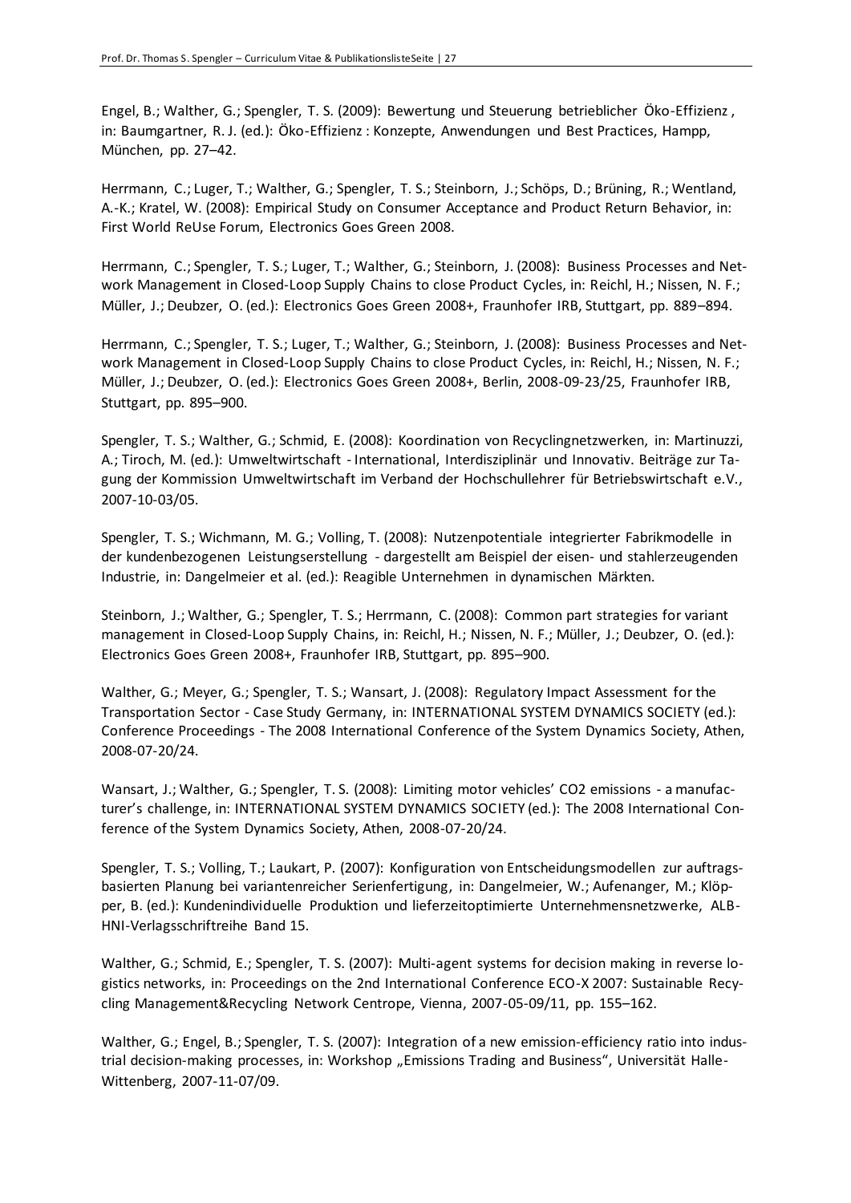Engel, B.; Walther, G.; Spengler, T. S. (2009): Bewertung und Steuerung betrieblicher Öko-Effizienz , in: Baumgartner, R. J. (ed.): Öko-Effizienz : Konzepte, Anwendungen und Best Practices, Hampp, München, pp. 27–42.

Herrmann, C.; Luger, T.; Walther, G.; Spengler, T. S.; Steinborn, J.; Schöps, D.; Brüning, R.; Wentland, A.-K.; Kratel, W. (2008): Empirical Study on Consumer Acceptance and Product Return Behavior, in: First World ReUse Forum, Electronics Goes Green 2008.

Herrmann, C.; Spengler, T. S.; Luger, T.; Walther, G.; Steinborn, J. (2008): Business Processes and Network Management in Closed-Loop Supply Chains to close Product Cycles, in: Reichl, H.; Nissen, N. F.; Müller, J.; Deubzer, O. (ed.): Electronics Goes Green 2008+, Fraunhofer IRB, Stuttgart, pp. 889–894.

Herrmann, C.; Spengler, T. S.; Luger, T.; Walther, G.; Steinborn, J. (2008): Business Processes and Network Management in Closed-Loop Supply Chains to close Product Cycles, in: Reichl, H.; Nissen, N. F.; Müller, J.; Deubzer, O. (ed.): Electronics Goes Green 2008+, Berlin, 2008-09-23/25, Fraunhofer IRB, Stuttgart, pp. 895–900.

Spengler, T. S.; Walther, G.; Schmid, E. (2008): Koordination von Recyclingnetzwerken, in: Martinuzzi, A.; Tiroch, M. (ed.): Umweltwirtschaft - International, Interdisziplinär und Innovativ. Beiträge zur Tagung der Kommission Umweltwirtschaft im Verband der Hochschullehrer für Betriebswirtschaft e.V., 2007-10-03/05.

Spengler, T. S.; Wichmann, M. G.; Volling, T. (2008): Nutzenpotentiale integrierter Fabrikmodelle in der kundenbezogenen Leistungserstellung - dargestellt am Beispiel der eisen- und stahlerzeugenden Industrie, in: Dangelmeier et al. (ed.): Reagible Unternehmen in dynamischen Märkten.

Steinborn, J.; Walther, G.; Spengler, T. S.; Herrmann, C. (2008): Common part strategies for variant management in Closed-Loop Supply Chains, in: Reichl, H.; Nissen, N. F.; Müller, J.; Deubzer, O. (ed.): Electronics Goes Green 2008+, Fraunhofer IRB, Stuttgart, pp. 895–900.

Walther, G.; Meyer, G.; Spengler, T. S.; Wansart, J. (2008): Regulatory Impact Assessment for the Transportation Sector - Case Study Germany, in: INTERNATIONAL SYSTEM DYNAMICS SOCIETY (ed.): Conference Proceedings - The 2008 International Conference of the System Dynamics Society, Athen, 2008-07-20/24.

Wansart, J.; Walther, G.; Spengler, T. S. (2008): Limiting motor vehicles' CO2 emissions - a manufacturer's challenge, in: INTERNATIONAL SYSTEM DYNAMICS SOCIETY (ed.): The 2008 International Conference of the System Dynamics Society, Athen, 2008-07-20/24.

Spengler, T. S.; Volling, T.; Laukart, P. (2007): Konfiguration von Entscheidungsmodellen zur auftragsbasierten Planung bei variantenreicher Serienfertigung, in: Dangelmeier, W.; Aufenanger, M.; Klöpper, B. (ed.): Kundenindividuelle Produktion und lieferzeitoptimierte Unternehmensnetzwerke, ALB-HNI-Verlagsschriftreihe Band 15.

Walther, G.; Schmid, E.; Spengler, T. S. (2007): Multi-agent systems for decision making in reverse logistics networks, in: Proceedings on the 2nd International Conference ECO-X 2007: Sustainable Recycling Management&Recycling Network Centrope, Vienna, 2007-05-09/11, pp. 155–162.

Walther, G.; Engel, B.; Spengler, T. S. (2007): Integration of a new emission-efficiency ratio into industrial decision-making processes, in: Workshop „Emissions Trading and Business", Universität Halle-Wittenberg, 2007-11-07/09.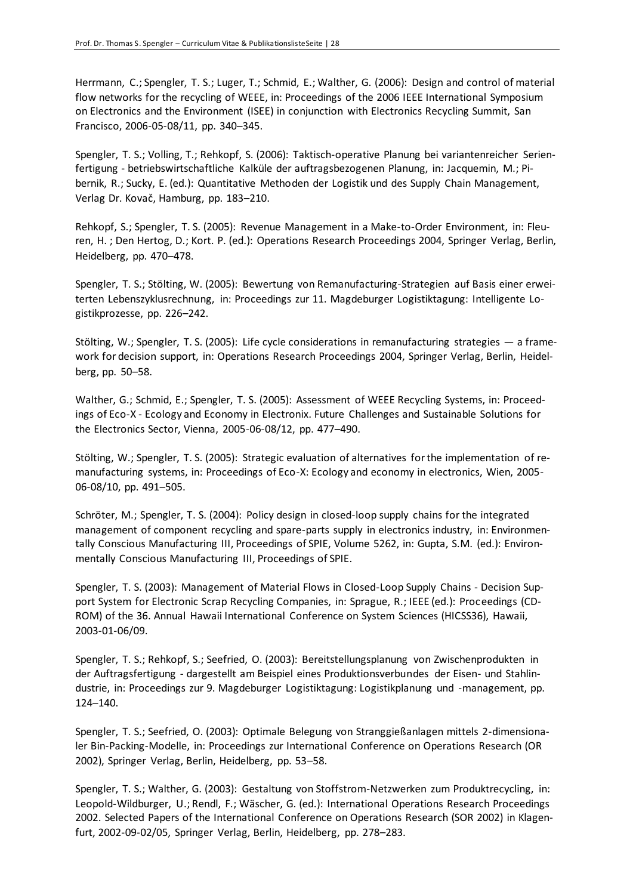Herrmann, C.; Spengler, T. S.; Luger, T.; Schmid, E.; Walther, G. (2006): Design and control of material flow networks for the recycling of WEEE, in: Proceedings of the 2006 IEEE International Symposium on Electronics and the Environment (ISEE) in conjunction with Electronics Recycling Summit, San Francisco, 2006-05-08/11, pp. 340–345.

Spengler, T. S.; Volling, T.; Rehkopf, S. (2006): Taktisch-operative Planung bei variantenreicher Serienfertigung - betriebswirtschaftliche Kalküle der auftragsbezogenen Planung, in: Jacquemin, M.; Pibernik, R.; Sucky, E. (ed.): Quantitative Methoden der Logistik und des Supply Chain Management, Verlag Dr. Kovač, Hamburg, pp. 183–210.

Rehkopf, S.; Spengler, T. S. (2005): Revenue Management in a Make-to-Order Environment, in: Fleuren, H. ; Den Hertog, D.; Kort. P. (ed.): Operations Research Proceedings 2004, Springer Verlag, Berlin, Heidelberg, pp. 470–478.

Spengler, T. S.; Stölting, W. (2005): Bewertung von Remanufacturing-Strategien auf Basis einer erweiterten Lebenszyklusrechnung, in: Proceedings zur 11. Magdeburger Logistiktagung: Intelligente Logistikprozesse, pp. 226–242.

Stölting, W.; Spengler, T. S. (2005): Life cycle considerations in remanufacturing strategies — a framework for decision support, in: Operations Research Proceedings 2004, Springer Verlag, Berlin, Heidelberg, pp. 50–58.

Walther, G.; Schmid, E.; Spengler, T. S. (2005): Assessment of WEEE Recycling Systems, in: Proceedings of Eco-X - Ecology and Economy in Electronix. Future Challenges and Sustainable Solutions for the Electronics Sector, Vienna, 2005-06-08/12, pp. 477–490.

Stölting, W.; Spengler, T. S. (2005): Strategic evaluation of alternatives for the implementation of remanufacturing systems, in: Proceedings of Eco-X: Ecology and economy in electronics, Wien, 2005-06-08/10, pp. 491–505.

Schröter, M.; Spengler, T. S. (2004): Policy design in closed-loop supply chains for the integrated management of component recycling and spare-parts supply in electronics industry, in: Environmentally Conscious Manufacturing III, Proceedings of SPIE, Volume 5262, in: Gupta, S.M. (ed.): Environmentally Conscious Manufacturing III, Proceedings of SPIE.

Spengler, T. S. (2003): Management of Material Flows in Closed-Loop Supply Chains - Decision Support System for Electronic Scrap Recycling Companies, in: Sprague, R.; IEEE (ed.): Proceedings (CD-ROM) of the 36. Annual Hawaii International Conference on System Sciences (HICSS36), Hawaii, 2003-01-06/09.

Spengler, T. S.; Rehkopf, S.; Seefried, O. (2003): Bereitstellungsplanung von Zwischenprodukten in der Auftragsfertigung - dargestellt am Beispiel eines Produktionsverbundes der Eisen- und Stahlindustrie, in: Proceedings zur 9. Magdeburger Logistiktagung: Logistikplanung und -management, pp. 124–140.

Spengler, T. S.; Seefried, O. (2003): Optimale Belegung von Stranggießanlagen mittels 2-dimensionaler Bin-Packing-Modelle, in: Proceedings zur International Conference on Operations Research (OR 2002), Springer Verlag, Berlin, Heidelberg, pp. 53–58.

Spengler, T. S.; Walther, G. (2003): Gestaltung von Stoffstrom-Netzwerken zum Produktrecycling, in: Leopold-Wildburger, U.; Rendl, F.; Wäscher, G. (ed.): International Operations Research Proceedings 2002. Selected Papers of the International Conference on Operations Research (SOR 2002) in Klagenfurt, 2002-09-02/05, Springer Verlag, Berlin, Heidelberg, pp. 278–283.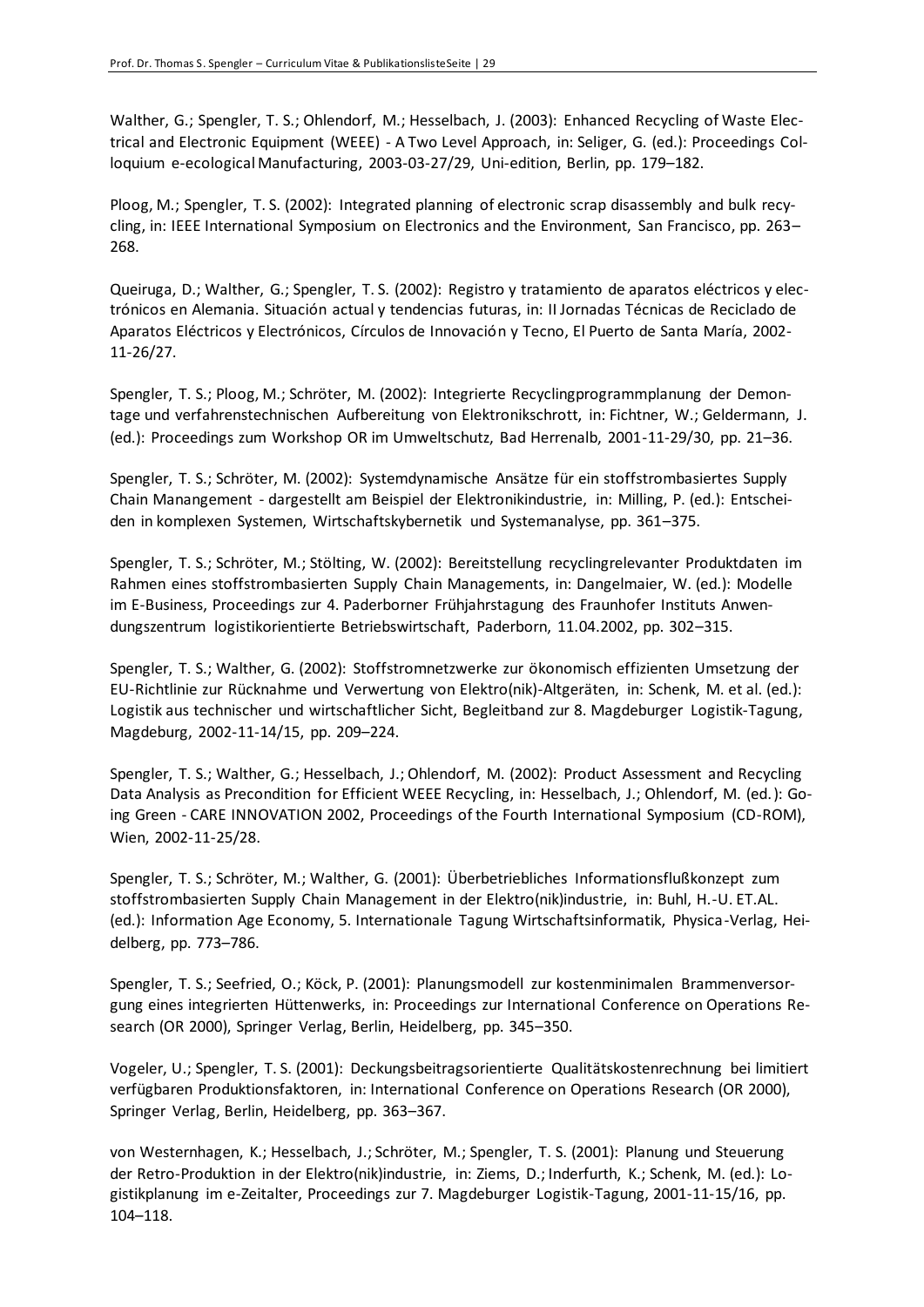Walther, G.; Spengler, T. S.; Ohlendorf, M.; Hesselbach, J. (2003): Enhanced Recycling of Waste Electrical and Electronic Equipment (WEEE) - A Two Level Approach, in: Seliger, G. (ed.): Proceedings Colloquium e-ecological Manufacturing, 2003-03-27/29, Uni-edition, Berlin, pp. 179–182.

Ploog, M.; Spengler, T. S. (2002): Integrated planning of electronic scrap disassembly and bulk recycling, in: IEEE International Symposium on Electronics and the Environment, San Francisco, pp. 263–268.

Queiruga, D.; Walther, G.; Spengler, T. S. (2002): Registro y tratamiento de aparatos eléctricos y electrónicos en Alemania. Situación actual y tendencias futuras, in: II Jornadas Técnicas de Reciclado de Aparatos Eléctricos y Electrónicos, Círculos de Innovación y Tecno, El Puerto de Santa María, 2002-11-26/27.

Spengler, T. S.; Ploog, M.; Schröter, M. (2002): Integrierte Recyclingprogrammplanung der Demontage und verfahrenstechnischen Aufbereitung von Elektronikschrott, in: Fichtner, W.; Geldermann, J. (ed.): Proceedings zum Workshop OR im Umweltschutz, Bad Herrenalb, 2001-11-29/30, pp. 21–36.

Spengler, T. S.; Schröter, M. (2002): Systemdynamische Ansätze für ein stoffstrombasiertes Supply Chain Manangement - dargestellt am Beispiel der Elektronikindustrie, in: Milling, P. (ed.): Entscheiden in komplexen Systemen, Wirtschaftskybernetik und Systemanalyse, pp. 361–375.

Spengler, T. S.; Schröter, M.; Stölting, W. (2002): Bereitstellung recyclingrelevanter Produktdaten im Rahmen eines stoffstrombasierten Supply Chain Managements, in: Dangelmaier, W. (ed.): Modelle im E-Business, Proceedings zur 4. Paderborner Frühjahrstagung des Fraunhofer Instituts Anwendungszentrum logistikorientierte Betriebswirtschaft, Paderborn, 11.04.2002, pp. 302–315.

Spengler, T. S.; Walther, G. (2002): Stoffstromnetzwerke zur ökonomisch effizienten Umsetzung der EU-Richtlinie zur Rücknahme und Verwertung von Elektro(nik)-Altgeräten, in: Schenk, M. et al. (ed.): Logistik aus technischer und wirtschaftlicher Sicht, Begleitband zur 8. Magdeburger Logistik-Tagung, Magdeburg, 2002-11-14/15, pp. 209–224.

Spengler, T. S.; Walther, G.; Hesselbach, J.; Ohlendorf, M. (2002): Product Assessment and Recycling Data Analysis as Precondition for Efficient WEEE Recycling, in: Hesselbach, J.; Ohlendorf, M. (ed.): Going Green - CARE INNOVATION 2002, Proceedings of the Fourth International Symposium (CD-ROM), Wien, 2002-11-25/28.

Spengler, T. S.; Schröter, M.; Walther, G. (2001): Überbetriebliches Informationsflußkonzept zum stoffstrombasierten Supply Chain Management in der Elektro(nik)industrie, in: Buhl, H.-U. ET.AL. (ed.): Information Age Economy, 5. Internationale Tagung Wirtschaftsinformatik, Physica-Verlag, Heidelberg, pp. 773–786.

Spengler, T. S.; Seefried, O.; Köck, P. (2001): Planungsmodell zur kostenminimalen Brammenversorgung eines integrierten Hüttenwerks, in: Proceedings zur International Conference on Operations Research (OR 2000), Springer Verlag, Berlin, Heidelberg, pp. 345–350.

Vogeler, U.; Spengler, T. S. (2001): Deckungsbeitragsorientierte Qualitätskostenrechnung bei limitiert verfügbaren Produktionsfaktoren, in: International Conference on Operations Research (OR 2000), Springer Verlag, Berlin, Heidelberg, pp. 363–367.

von Westernhagen, K.; Hesselbach, J.; Schröter, M.; Spengler, T. S. (2001): Planung und Steuerung der Retro-Produktion in der Elektro(nik)industrie, in: Ziems, D.; Inderfurth, K.; Schenk, M. (ed.): Logistikplanung im e-Zeitalter, Proceedings zur 7. Magdeburger Logistik-Tagung, 2001-11-15/16, pp. 104–118.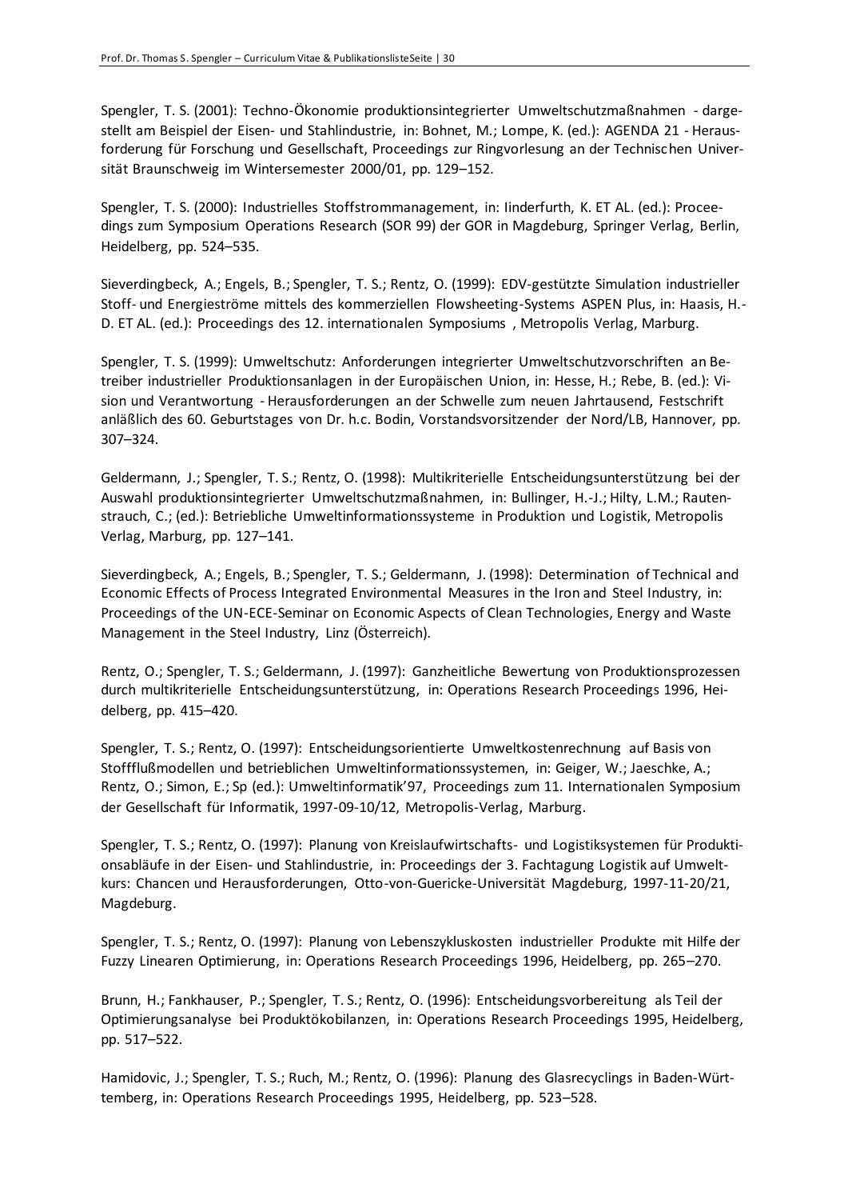Spengler, T. S. (2001): Techno-Ökonomie produktionsintegrierter Umweltschutzmaßnahmen - dargestellt am Beispiel der Eisen- und Stahlindustrie, in: Bohnet, M.; Lompe, K. (ed.): AGENDA 21 - Herausforderung für Forschung und Gesellschaft, Proceedings zur Ringvorlesung an der Technischen Universität Braunschweig im Wintersemester 2000/01, pp. 129–152.

Spengler, T. S. (2000): Industrielles Stoffstrommanagement, in: Iinderfurth, K. ET AL. (ed.): Proceedings zum Symposium Operations Research (SOR 99) der GOR in Magdeburg, Springer Verlag, Berlin, Heidelberg, pp. 524–535.

Sieverdingbeck, A.; Engels, B.; Spengler, T. S.; Rentz, O. (1999): EDV-gestützte Simulation industrieller Stoff- und Energieströme mittels des kommerziellen Flowsheeting-Systems ASPEN Plus, in: Haasis, H.-D. ET AL. (ed.): Proceedings des 12. internationalen Symposiums , Metropolis Verlag, Marburg.

Spengler, T. S. (1999): Umweltschutz: Anforderungen integrierter Umweltschutzvorschriften an Betreiber industrieller Produktionsanlagen in der Europäischen Union, in: Hesse, H.; Rebe, B. (ed.): Vision und Verantwortung - Herausforderungen an der Schwelle zum neuen Jahrtausend, Festschrift anläßlich des 60. Geburtstages von Dr. h.c. Bodin, Vorstandsvorsitzender der Nord/LB, Hannover, pp. 307–324.

Geldermann, J.; Spengler, T. S.; Rentz, O. (1998): Multikriterielle Entscheidungsunterstützung bei der Auswahl produktionsintegrierter Umweltschutzmaßnahmen, in: Bullinger, H.-J.; Hilty, L.M.; Rautenstrauch, C.; (ed.): Betriebliche Umweltinformationssysteme in Produktion und Logistik, Metropolis Verlag, Marburg, pp. 127–141.

Sieverdingbeck, A.; Engels, B.; Spengler, T. S.; Geldermann, J. (1998): Determination of Technical and Economic Effects of Process Integrated Environmental Measures in the Iron and Steel Industry, in: Proceedings of the UN-ECE-Seminar on Economic Aspects of Clean Technologies, Energy and Waste Management in the Steel Industry, Linz (Österreich).

Rentz, O.; Spengler, T. S.; Geldermann, J. (1997): Ganzheitliche Bewertung von Produktionsprozessen durch multikriterielle Entscheidungsunterstützung, in: Operations Research Proceedings 1996, Heidelberg, pp. 415–420.

Spengler, T. S.; Rentz, O. (1997): Entscheidungsorientierte Umweltkostenrechnung auf Basis von Stoffflußmodellen und betrieblichen Umweltinformationssystemen, in: Geiger, W.; Jaeschke, A.; Rentz, O.; Simon, E.; Sp (ed.): Umweltinformatik'97, Proceedings zum 11. Internationalen Symposium der Gesellschaft für Informatik, 1997-09-10/12, Metropolis-Verlag, Marburg.

Spengler, T. S.; Rentz, O. (1997): Planung von Kreislaufwirtschafts- und Logistiksystemen für Produktionsabläufe in der Eisen- und Stahlindustrie, in: Proceedings der 3. Fachtagung Logistik auf Umweltkurs: Chancen und Herausforderungen, Otto-von-Guericke-Universität Magdeburg, 1997-11-20/21, Magdeburg.

Spengler, T. S.; Rentz, O. (1997): Planung von Lebenszykluskosten industrieller Produkte mit Hilfe der Fuzzy Linearen Optimierung, in: Operations Research Proceedings 1996, Heidelberg, pp. 265–270.

Brunn, H.; Fankhauser, P.; Spengler, T. S.; Rentz, O. (1996): Entscheidungsvorbereitung als Teil der Optimierungsanalyse bei Produktökobilanzen, in: Operations Research Proceedings 1995, Heidelberg, pp. 517–522.

Hamidovic, J.; Spengler, T. S.; Ruch, M.; Rentz, O. (1996): Planung des Glasrecyclings in Baden-Württemberg, in: Operations Research Proceedings 1995, Heidelberg, pp. 523–528.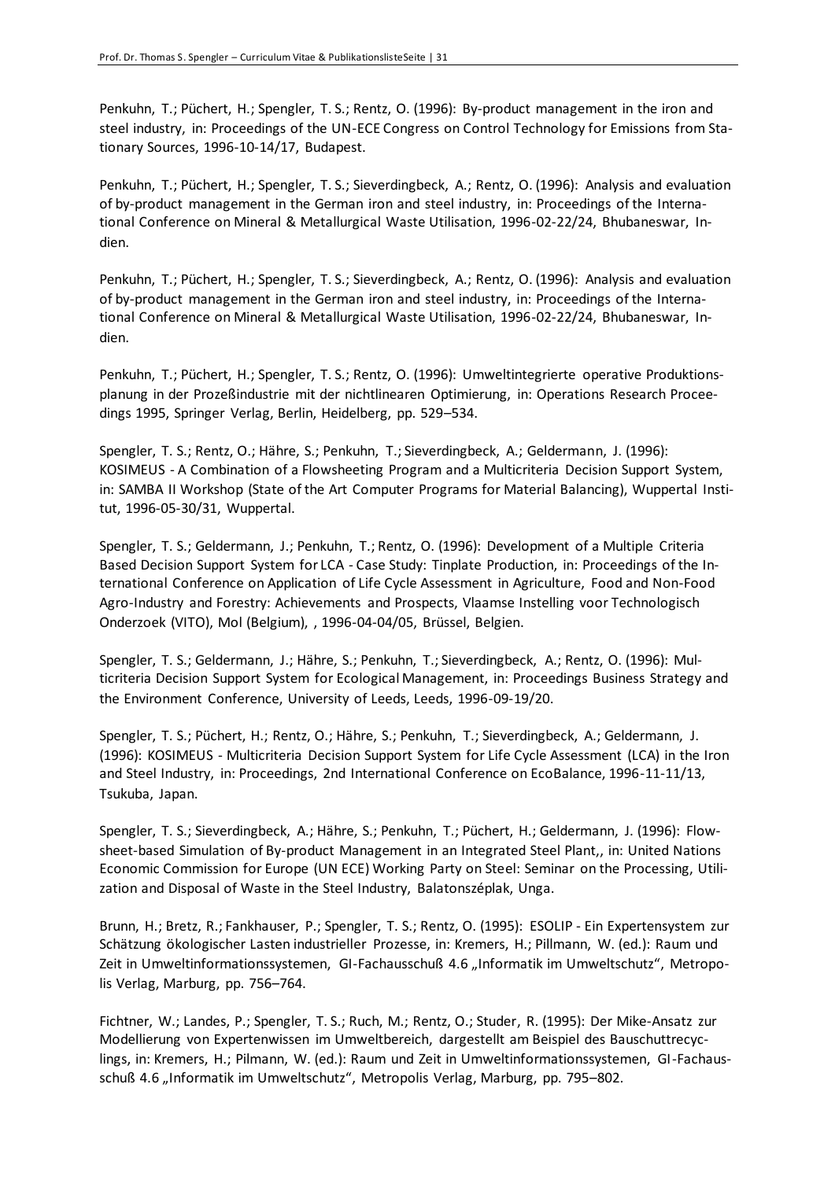Penkuhn, T.; Püchert, H.; Spengler, T. S.; Rentz, O. (1996): By-product management in the iron and steel industry, in: Proceedings of the UN-ECE Congress on Control Technology for Emissions from Stationary Sources, 1996-10-14/17, Budapest.

Penkuhn, T.; Püchert, H.; Spengler, T. S.; Sieverdingbeck, A.; Rentz, O. (1996): Analysis and evaluation of by-product management in the German iron and steel industry, in: Proceedings of the International Conference on Mineral & Metallurgical Waste Utilisation, 1996-02-22/24, Bhubaneswar, Indien.

Penkuhn, T.; Püchert, H.; Spengler, T. S.; Sieverdingbeck, A.; Rentz, O. (1996): Analysis and evaluation of by-product management in the German iron and steel industry, in: Proceedings of the International Conference on Mineral & Metallurgical Waste Utilisation, 1996-02-22/24, Bhubaneswar, Indien.

Penkuhn, T.; Püchert, H.; Spengler, T. S.; Rentz, O. (1996): Umweltintegrierte operative Produktionsplanung in der Prozeßindustrie mit der nichtlinearen Optimierung, in: Operations Research Proceedings 1995, Springer Verlag, Berlin, Heidelberg, pp. 529–534.

Spengler, T. S.; Rentz, O.; Hähre, S.; Penkuhn, T.; Sieverdingbeck, A.; Geldermann, J. (1996): KOSIMEUS - A Combination of a Flowsheeting Program and a Multicriteria Decision Support System, in: SAMBA II Workshop (State of the Art Computer Programs for Material Balancing), Wuppertal Institut, 1996-05-30/31, Wuppertal.

Spengler, T. S.; Geldermann, J.; Penkuhn, T.; Rentz, O. (1996): Development of a Multiple Criteria Based Decision Support System for LCA - Case Study: Tinplate Production, in: Proceedings of the International Conference on Application of Life Cycle Assessment in Agriculture, Food and Non-Food Agro-Industry and Forestry: Achievements and Prospects, Vlaamse Instelling voor Technologisch Onderzoek (VITO), Mol (Belgium), , 1996-04-04/05, Brüssel, Belgien.

Spengler, T. S.; Geldermann, J.; Hähre, S.; Penkuhn, T.; Sieverdingbeck, A.; Rentz, O. (1996): Multicriteria Decision Support System for Ecological Management, in: Proceedings Business Strategy and the Environment Conference, University of Leeds, Leeds, 1996-09-19/20.

Spengler, T. S.; Püchert, H.; Rentz, O.; Hähre, S.; Penkuhn, T.; Sieverdingbeck, A.; Geldermann, J. (1996): KOSIMEUS - Multicriteria Decision Support System for Life Cycle Assessment (LCA) in the Iron and Steel Industry, in: Proceedings, 2nd International Conference on EcoBalance, 1996-11-11/13, Tsukuba, Japan.

Spengler, T. S.; Sieverdingbeck, A.; Hähre, S.; Penkuhn, T.; Püchert, H.; Geldermann, J. (1996): Flowsheet-based Simulation of By-product Management in an Integrated Steel Plant,, in: United Nations Economic Commission for Europe (UN ECE) Working Party on Steel: Seminar on the Processing, Utilization and Disposal of Waste in the Steel Industry, Balatonszéplak, Unga.

Brunn, H.; Bretz, R.; Fankhauser, P.; Spengler, T. S.; Rentz, O. (1995): ESOLIP - Ein Expertensystem zur Schätzung ökologischer Lasten industrieller Prozesse, in: Kremers, H.; Pillmann, W. (ed.): Raum und Zeit in Umweltinformationssystemen, GI-Fachausschuß 4.6 „Informatik im Umweltschutz", Metropolis Verlag, Marburg, pp. 756–764.

Fichtner, W.; Landes, P.; Spengler, T. S.; Ruch, M.; Rentz, O.; Studer, R. (1995): Der Mike-Ansatz zur Modellierung von Expertenwissen im Umweltbereich, dargestellt am Beispiel des Bauschuttrecyclings, in: Kremers, H.; Pilmann, W. (ed.): Raum und Zeit in Umweltinformationssystemen, GI-Fachausschuß 4.6 „Informatik im Umweltschutz", Metropolis Verlag, Marburg, pp. 795–802.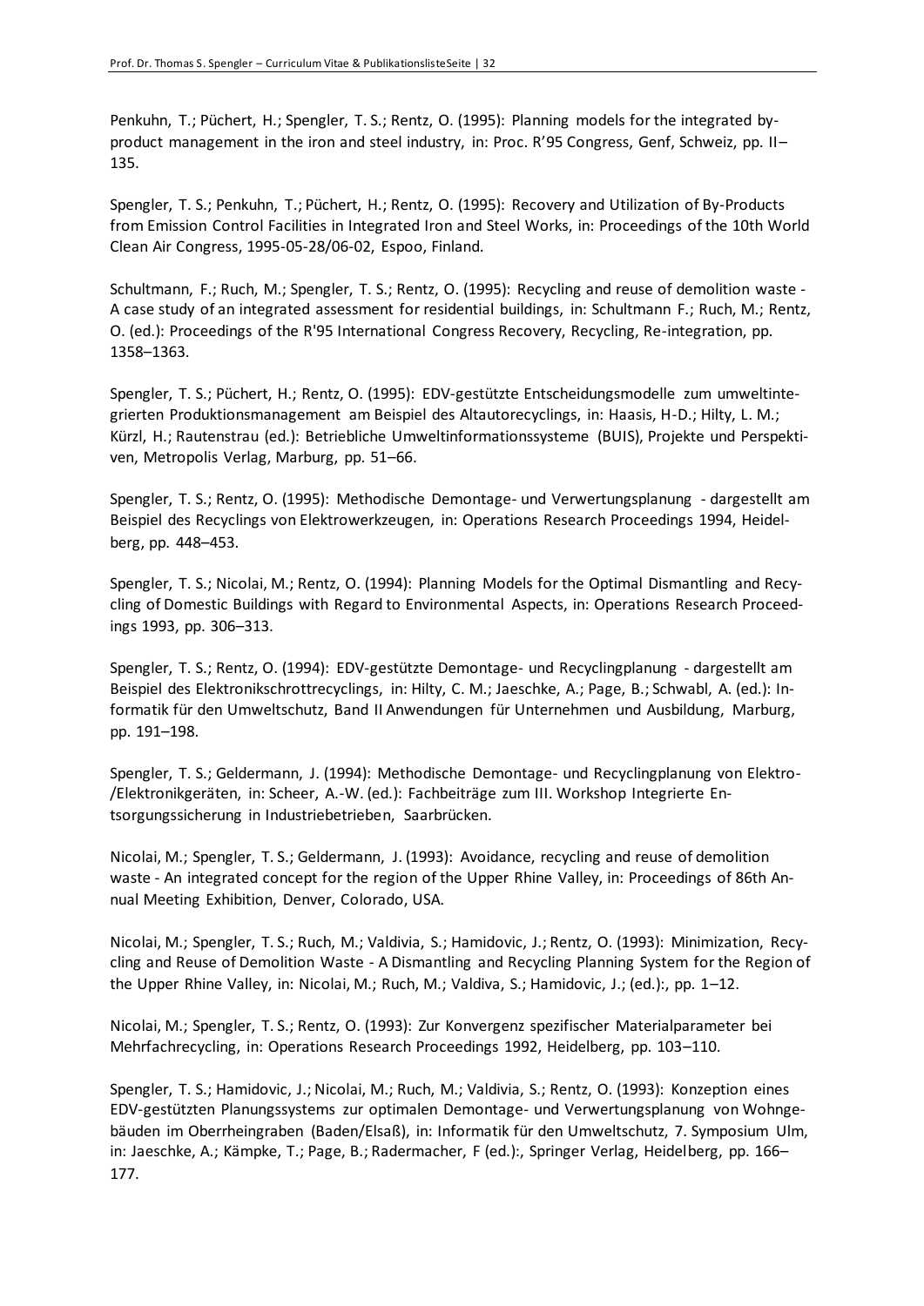Penkuhn, T.; Püchert, H.; Spengler, T. S.; Rentz, O. (1995): Planning models for the integrated by-product management in the iron and steel industry, in: Proc. R'95 Congress, Genf, Schweiz, pp. II–135.

Spengler, T. S.; Penkuhn, T.; Püchert, H.; Rentz, O. (1995): Recovery and Utilization of By-Products from Emission Control Facilities in Integrated Iron and Steel Works, in: Proceedings of the 10th World Clean Air Congress, 1995-05-28/06-02, Espoo, Finland.

Schultmann, F.; Ruch, M.; Spengler, T. S.; Rentz, O. (1995): Recycling and reuse of demolition waste - A case study of an integrated assessment for residential buildings, in: Schultmann F.; Ruch, M.; Rentz, O. (ed.): Proceedings of the R'95 International Congress Recovery, Recycling, Re-integration, pp. 1358–1363.

Spengler, T. S.; Püchert, H.; Rentz, O. (1995): EDV-gestützte Entscheidungsmodelle zum umweltintegrierten Produktionsmanagement am Beispiel des Altautorecyclings, in: Haasis, H-D.; Hilty, L. M.; Kürzl, H.; Rautenstrau (ed.): Betriebliche Umweltinformationssysteme (BUIS), Projekte und Perspektiven, Metropolis Verlag, Marburg, pp. 51–66.

Spengler, T. S.; Rentz, O. (1995): Methodische Demontage- und Verwertungsplanung - dargestellt am Beispiel des Recyclings von Elektrowerkzeugen, in: Operations Research Proceedings 1994, Heidelberg, pp. 448–453.

Spengler, T. S.; Nicolai, M.; Rentz, O. (1994): Planning Models for the Optimal Dismantling and Recycling of Domestic Buildings with Regard to Environmental Aspects, in: Operations Research Proceedings 1993, pp. 306–313.

Spengler, T. S.; Rentz, O. (1994): EDV-gestützte Demontage- und Recyclingplanung - dargestellt am Beispiel des Elektronikschrottrecyclings, in: Hilty, C. M.; Jaeschke, A.; Page, B.; Schwabl, A. (ed.): Informatik für den Umweltschutz, Band II Anwendungen für Unternehmen und Ausbildung, Marburg, pp. 191–198.

Spengler, T. S.; Geldermann, J. (1994): Methodische Demontage- und Recyclingplanung von Elektro-/Elektronikgeräten, in: Scheer, A.-W. (ed.): Fachbeiträge zum III. Workshop Integrierte Entsorgungssicherung in Industriebetrieben, Saarbrücken.

Nicolai, M.; Spengler, T. S.; Geldermann, J. (1993): Avoidance, recycling and reuse of demolition waste - An integrated concept for the region of the Upper Rhine Valley, in: Proceedings of 86th Annual Meeting Exhibition, Denver, Colorado, USA.

Nicolai, M.; Spengler, T. S.; Ruch, M.; Valdivia, S.; Hamidovic, J.; Rentz, O. (1993): Minimization, Recycling and Reuse of Demolition Waste - A Dismantling and Recycling Planning System for the Region of the Upper Rhine Valley, in: Nicolai, M.; Ruch, M.; Valdiva, S.; Hamidovic, J.; (ed.):, pp. 1–12.

Nicolai, M.; Spengler, T. S.; Rentz, O. (1993): Zur Konvergenz spezifischer Materialparameter bei Mehrfachrecycling, in: Operations Research Proceedings 1992, Heidelberg, pp. 103–110.

Spengler, T. S.; Hamidovic, J.; Nicolai, M.; Ruch, M.; Valdivia, S.; Rentz, O. (1993): Konzeption eines EDV-gestützten Planungssystems zur optimalen Demontage- und Verwertungsplanung von Wohngebäuden im Oberrheingraben (Baden/Elsaß), in: Informatik für den Umweltschutz, 7. Symposium Ulm, in: Jaeschke, A.; Kämpke, T.; Page, B.; Radermacher, F (ed.):, Springer Verlag, Heidelberg, pp. 166–177.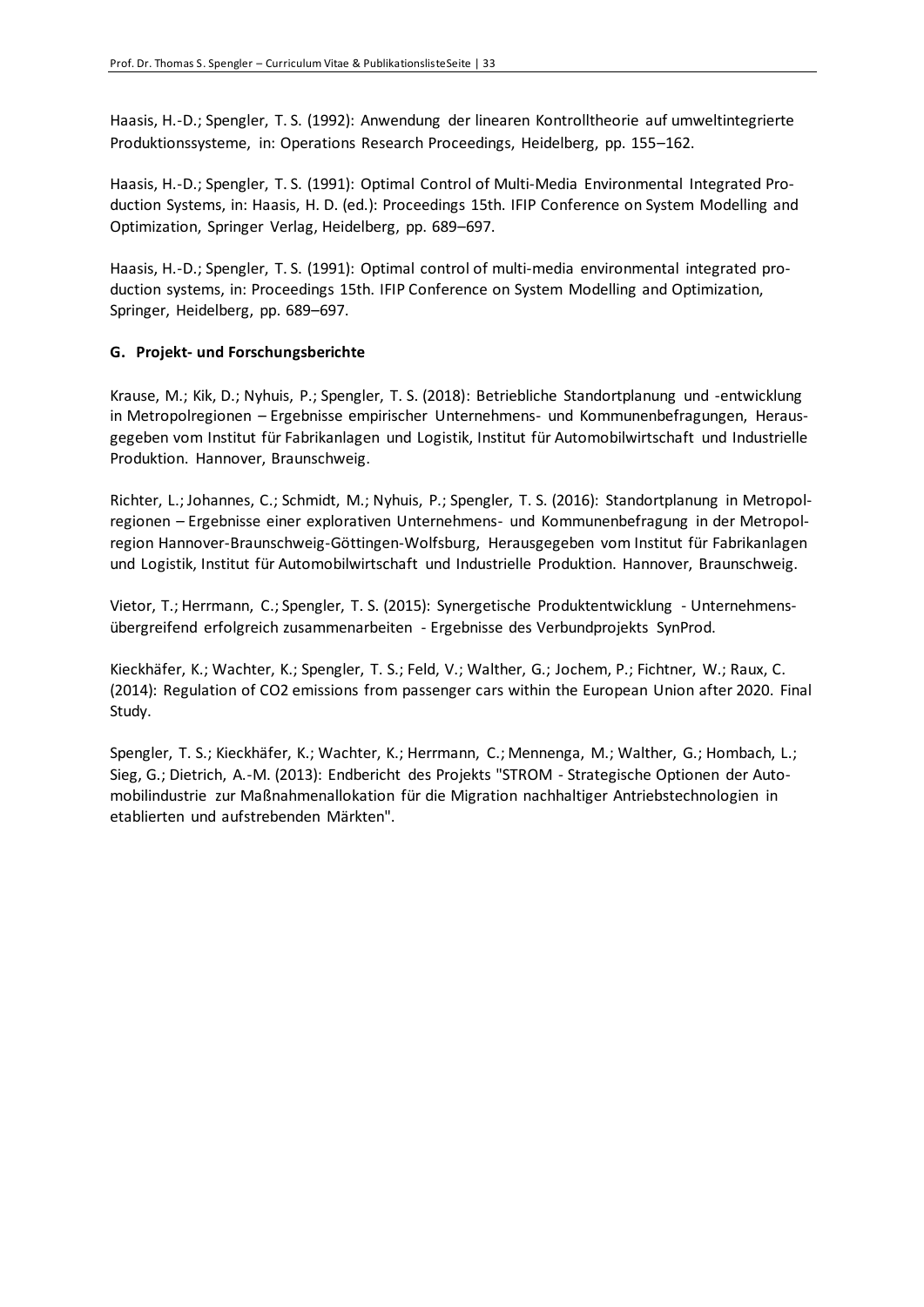Haasis, H.-D.; Spengler, T. S. (1992): Anwendung der linearen Kontrolltheorie auf umweltintegrierte Produktionssysteme, in: Operations Research Proceedings, Heidelberg, pp. 155–162.

Haasis, H.-D.; Spengler, T. S. (1991): Optimal Control of Multi-Media Environmental Integrated Production Systems, in: Haasis, H. D. (ed.): Proceedings 15th. IFIP Conference on System Modelling and Optimization, Springer Verlag, Heidelberg, pp. 689–697.

Haasis, H.-D.; Spengler, T. S. (1991): Optimal control of multi-media environmental integrated production systems, in: Proceedings 15th. IFIP Conference on System Modelling and Optimization, Springer, Heidelberg, pp. 689–697.

**G. Projekt- und Forschungsberichte**

Krause, M.; Kik, D.; Nyhuis, P.; Spengler, T. S. (2018): Betriebliche Standortplanung und -entwicklung in Metropolregionen – Ergebnisse empirischer Unternehmens- und Kommunenbefragungen, Herausgegeben vom Institut für Fabrikanlagen und Logistik, Institut für Automobilwirtschaft und Industrielle Produktion. Hannover, Braunschweig.

Richter, L.; Johannes, C.; Schmidt, M.; Nyhuis, P.; Spengler, T. S. (2016): Standortplanung in Metropolregionen – Ergebnisse einer explorativen Unternehmens- und Kommunenbefragung in der Metropolregion Hannover-Braunschweig-Göttingen-Wolfsburg, Herausgegeben vom Institut für Fabrikanlagen und Logistik, Institut für Automobilwirtschaft und Industrielle Produktion. Hannover, Braunschweig.

Vietor, T.; Herrmann, C.; Spengler, T. S. (2015): Synergetische Produktentwicklung - Unternehmensübergreifend erfolgreich zusammenarbeiten - Ergebnisse des Verbundprojekts SynProd.

Kieckhäfer, K.; Wachter, K.; Spengler, T. S.; Feld, V.; Walther, G.; Jochem, P.; Fichtner, W.; Raux, C. (2014): Regulation of $CO_2$ emissions from passenger cars within the European Union after 2020. Final Study.

Spengler, T. S.; Kieckhäfer, K.; Wachter, K.; Herrmann, C.; Mennenga, M.; Walther, G.; Hombach, L.; Sieg, G.; Dietrich, A.-M. (2013): Endbericht des Projekts "STROM - Strategische Optionen der Automobilindustrie zur Maßnahmenallokation für die Migration nachhaltiger Antriebstechnologien in etablierten und aufstrebenden Märkten".